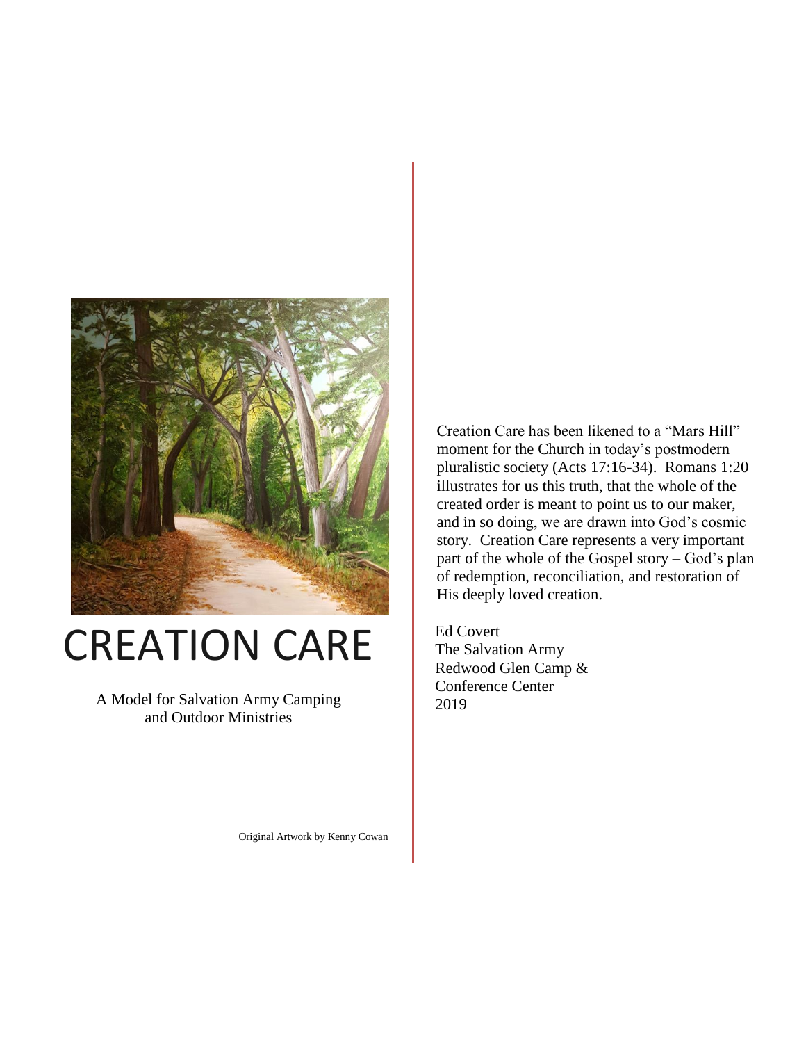# CREATION CARE

A Model for Salvation Army Camping and Outdoor Ministries

Original Artwork by Kenny Cowan

Creation Care has been likened to a "Mars Hill" moment for the Church in today's postmodern pluralistic society (Acts 17:16-34). Romans 1:20 illustrates for us this truth, that the whole of the created order is meant to point us to our maker, and in so doing, we are drawn into God's cosmic story. Creation Care represents a very important part of the whole of the Gospel story – God's plan of redemption, reconciliation, and restoration of His deeply loved creation.

Ed Covert
The Salvation Army
Redwood Glen Camp & Conference Center
2019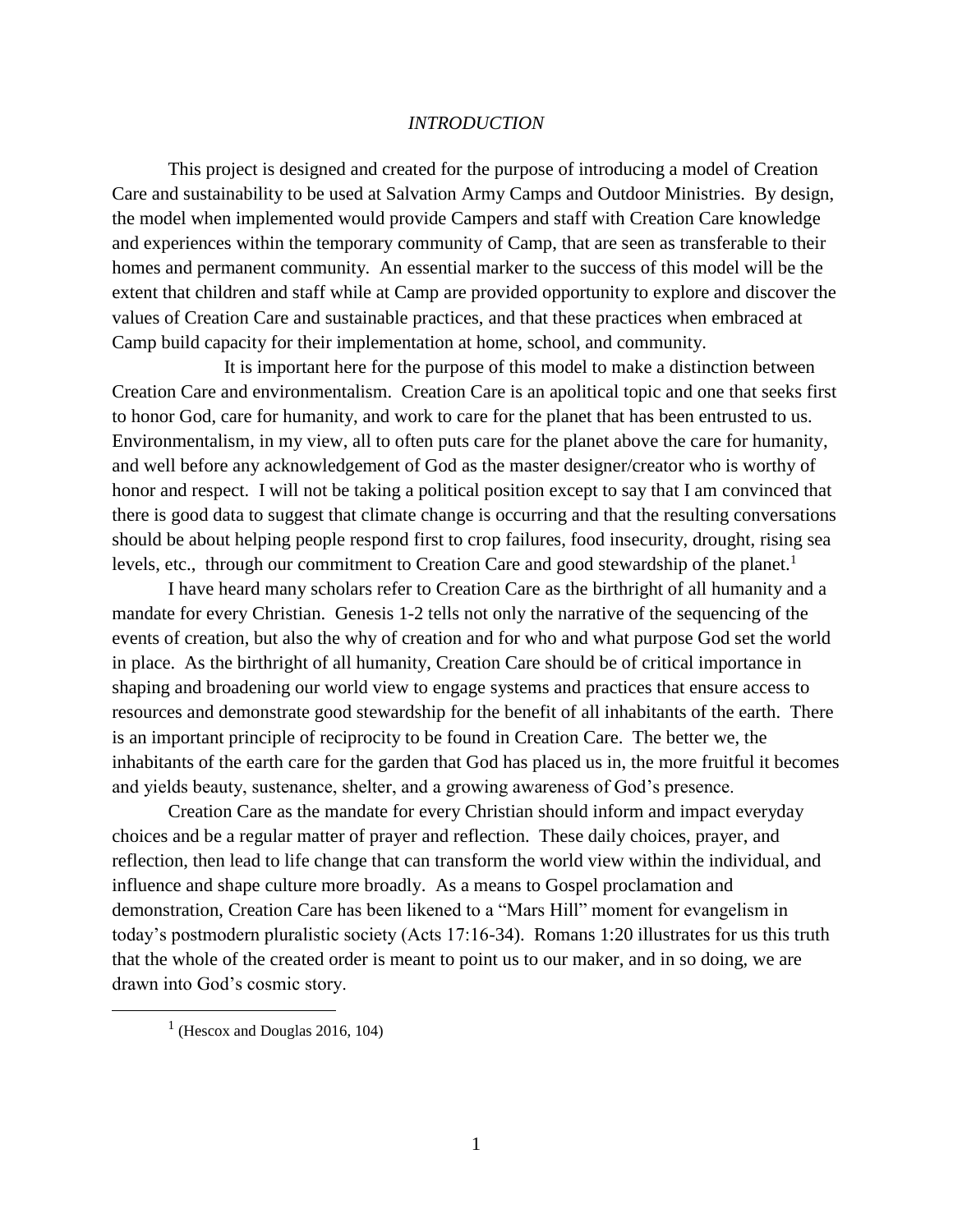*INTRODUCTION*

This project is designed and created for the purpose of introducing a model of Creation Care and sustainability to be used at Salvation Army Camps and Outdoor Ministries. By design, the model when implemented would provide Campers and staff with Creation Care knowledge and experiences within the temporary community of Camp, that are seen as transferable to their homes and permanent community. An essential marker to the success of this model will be the extent that children and staff while at Camp are provided opportunity to explore and discover the values of Creation Care and sustainable practices, and that these practices when embraced at Camp build capacity for their implementation at home, school, and community.

It is important here for the purpose of this model to make a distinction between Creation Care and environmentalism. Creation Care is an apolitical topic and one that seeks first to honor God, care for humanity, and work to care for the planet that has been entrusted to us. Environmentalism, in my view, all to often puts care for the planet above the care for humanity, and well before any acknowledgement of God as the master designer/creator who is worthy of honor and respect. I will not be taking a political position except to say that I am convinced that there is good data to suggest that climate change is occurring and that the resulting conversations should be about helping people respond first to crop failures, food insecurity, drought, rising sea levels, etc., through our commitment to Creation Care and good stewardship of the planet.[1]

I have heard many scholars refer to Creation Care as the birthright of all humanity and a mandate for every Christian. Genesis 1-2 tells not only the narrative of the sequencing of the events of creation, but also the why of creation and for who and what purpose God set the world in place. As the birthright of all humanity, Creation Care should be of critical importance in shaping and broadening our world view to engage systems and practices that ensure access to resources and demonstrate good stewardship for the benefit of all inhabitants of the earth. There is an important principle of reciprocity to be found in Creation Care. The better we, the inhabitants of the earth care for the garden that God has placed us in, the more fruitful it becomes and yields beauty, sustenance, shelter, and a growing awareness of God's presence.

Creation Care as the mandate for every Christian should inform and impact everyday choices and be a regular matter of prayer and reflection. These daily choices, prayer, and reflection, then lead to life change that can transform the world view within the individual, and influence and shape culture more broadly. As a means to Gospel proclamation and demonstration, Creation Care has been likened to a "Mars Hill" moment for evangelism in today's postmodern pluralistic society (Acts 17:16-34). Romans 1:20 illustrates for us this truth that the whole of the created order is meant to point us to our maker, and in so doing, we are drawn into God's cosmic story.

[1] (Hescox and Douglas 2016, 104)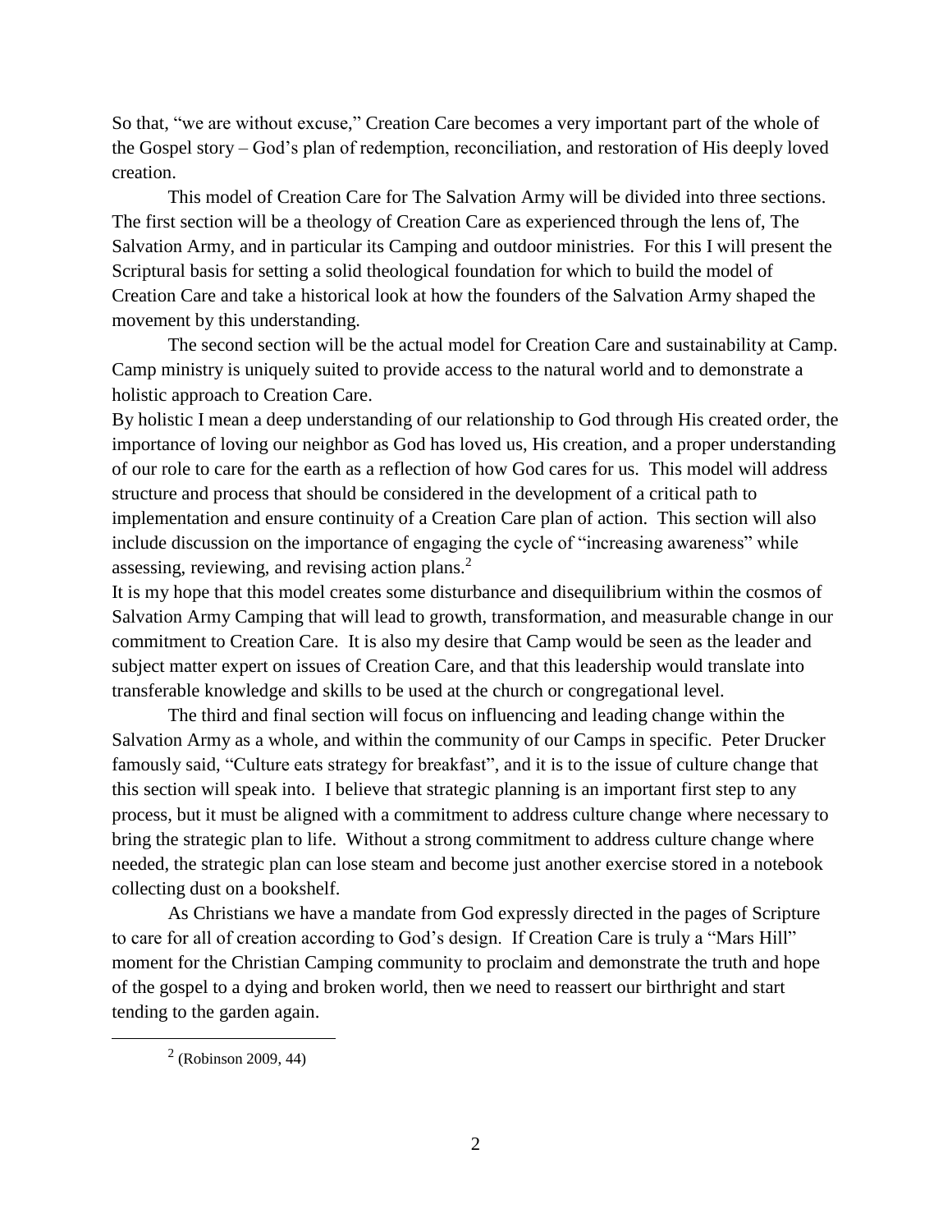So that, "we are without excuse," Creation Care becomes a very important part of the whole of the Gospel story – God's plan of redemption, reconciliation, and restoration of His deeply loved creation.

This model of Creation Care for The Salvation Army will be divided into three sections. The first section will be a theology of Creation Care as experienced through the lens of, The Salvation Army, and in particular its Camping and outdoor ministries. For this I will present the Scriptural basis for setting a solid theological foundation for which to build the model of Creation Care and take a historical look at how the founders of the Salvation Army shaped the movement by this understanding.

The second section will be the actual model for Creation Care and sustainability at Camp. Camp ministry is uniquely suited to provide access to the natural world and to demonstrate a holistic approach to Creation Care.

By holistic I mean a deep understanding of our relationship to God through His created order, the importance of loving our neighbor as God has loved us, His creation, and a proper understanding of our role to care for the earth as a reflection of how God cares for us. This model will address structure and process that should be considered in the development of a critical path to implementation and ensure continuity of a Creation Care plan of action. This section will also include discussion on the importance of engaging the cycle of "increasing awareness" while assessing, reviewing, and revising action plans.[2]

It is my hope that this model creates some disturbance and disequilibrium within the cosmos of Salvation Army Camping that will lead to growth, transformation, and measurable change in our commitment to Creation Care. It is also my desire that Camp would be seen as the leader and subject matter expert on issues of Creation Care, and that this leadership would translate into transferable knowledge and skills to be used at the church or congregational level.

The third and final section will focus on influencing and leading change within the Salvation Army as a whole, and within the community of our Camps in specific. Peter Drucker famously said, "Culture eats strategy for breakfast", and it is to the issue of culture change that this section will speak into. I believe that strategic planning is an important first step to any process, but it must be aligned with a commitment to address culture change where necessary to bring the strategic plan to life. Without a strong commitment to address culture change where needed, the strategic plan can lose steam and become just another exercise stored in a notebook collecting dust on a bookshelf.

As Christians we have a mandate from God expressly directed in the pages of Scripture to care for all of creation according to God's design. If Creation Care is truly a "Mars Hill" moment for the Christian Camping community to proclaim and demonstrate the truth and hope of the gospel to a dying and broken world, then we need to reassert our birthright and start tending to the garden again.

[2] (Robinson 2009, 44)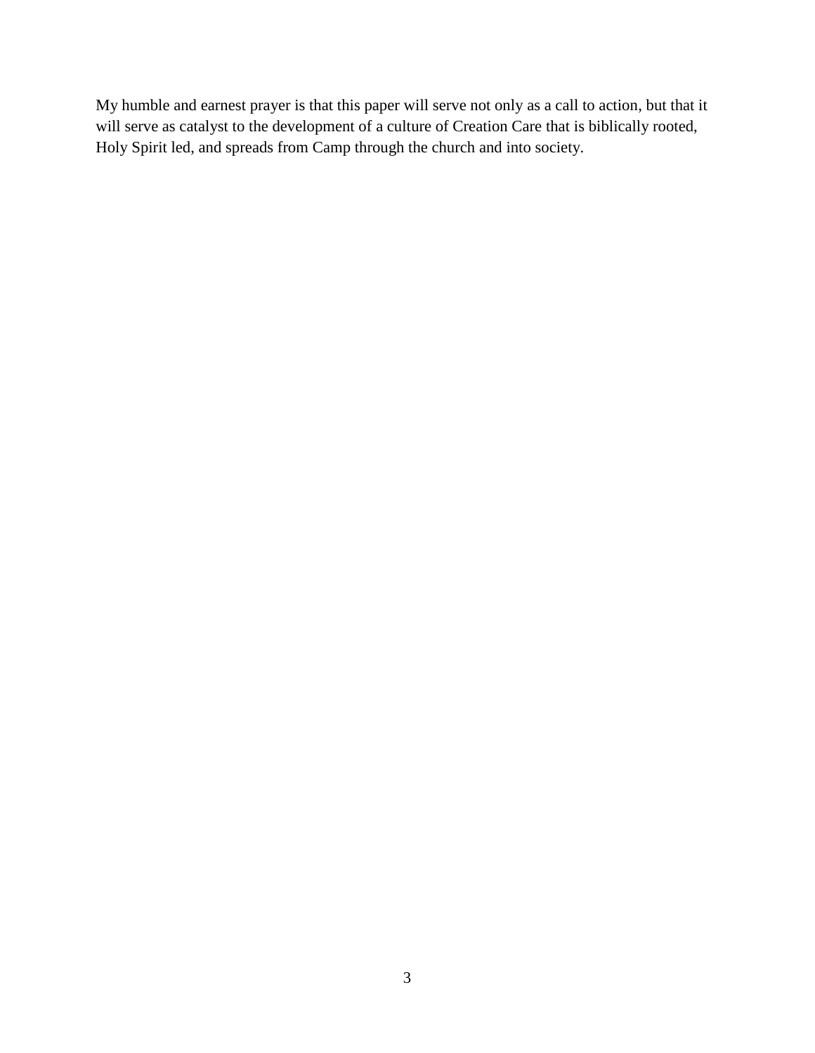My humble and earnest prayer is that this paper will serve not only as a call to action, but that it will serve as catalyst to the development of a culture of Creation Care that is biblically rooted, Holy Spirit led, and spreads from Camp through the church and into society.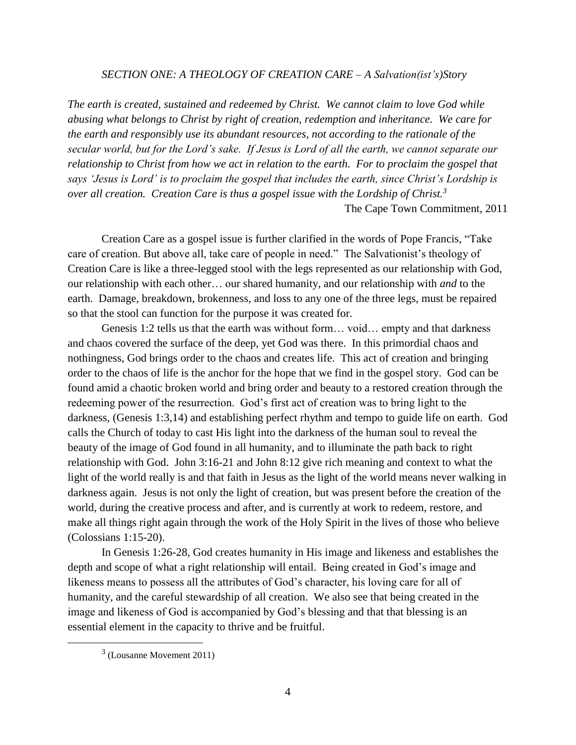## *SECTION ONE: A THEOLOGY OF CREATION CARE – A Salvation(ist's)Story*

*The earth is created, sustained and redeemed by Christ. We cannot claim to love God while abusing what belongs to Christ by right of creation, redemption and inheritance. We care for the earth and responsibly use its abundant resources, not according to the rationale of the secular world, but for the Lord's sake. If Jesus is Lord of all the earth, we cannot separate our relationship to Christ from how we act in relation to the earth. For to proclaim the gospel that says 'Jesus is Lord' is to proclaim the gospel that includes the earth, since Christ's Lordship is over all creation. Creation Care is thus a gospel issue with the Lordship of Christ.*[3]

The Cape Town Commitment, 2011

Creation Care as a gospel issue is further clarified in the words of Pope Francis, "Take care of creation. But above all, take care of people in need." The Salvationist's theology of Creation Care is like a three-legged stool with the legs represented as our relationship with God, our relationship with each other… our shared humanity, and our relationship with *and* to the earth. Damage, breakdown, brokenness, and loss to any one of the three legs, must be repaired so that the stool can function for the purpose it was created for.

Genesis 1:2 tells us that the earth was without form… void… empty and that darkness and chaos covered the surface of the deep, yet God was there. In this primordial chaos and nothingness, God brings order to the chaos and creates life. This act of creation and bringing order to the chaos of life is the anchor for the hope that we find in the gospel story. God can be found amid a chaotic broken world and bring order and beauty to a restored creation through the redeeming power of the resurrection. God's first act of creation was to bring light to the darkness, (Genesis 1:3,14) and establishing perfect rhythm and tempo to guide life on earth. God calls the Church of today to cast His light into the darkness of the human soul to reveal the beauty of the image of God found in all humanity, and to illuminate the path back to right relationship with God. John 3:16-21 and John 8:12 give rich meaning and context to what the light of the world really is and that faith in Jesus as the light of the world means never walking in darkness again. Jesus is not only the light of creation, but was present before the creation of the world, during the creative process and after, and is currently at work to redeem, restore, and make all things right again through the work of the Holy Spirit in the lives of those who believe (Colossians 1:15-20).

In Genesis 1:26-28, God creates humanity in His image and likeness and establishes the depth and scope of what a right relationship will entail. Being created in God's image and likeness means to possess all the attributes of God's character, his loving care for all of humanity, and the careful stewardship of all creation. We also see that being created in the image and likeness of God is accompanied by God's blessing and that that blessing is an essential element in the capacity to thrive and be fruitful.

---

[3] (Lousanne Movement 2011)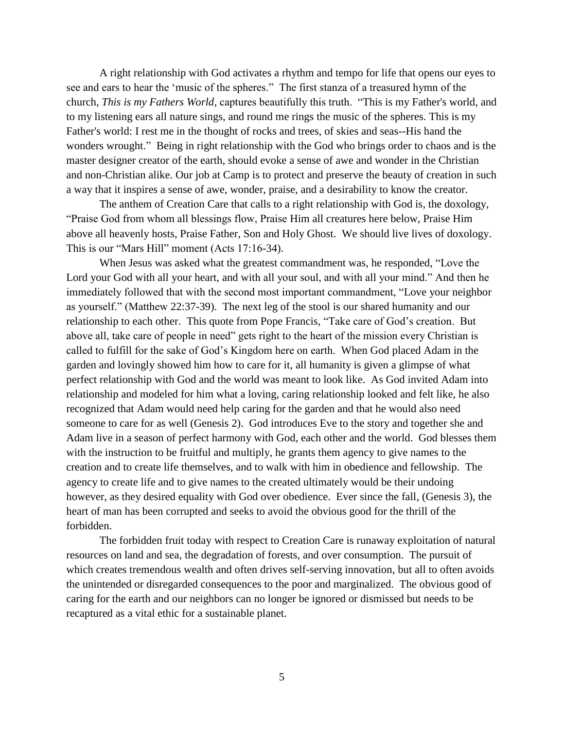A right relationship with God activates a rhythm and tempo for life that opens our eyes to see and ears to hear the 'music of the spheres." The first stanza of a treasured hymn of the church, *This is my Fathers World*, captures beautifully this truth. "This is my Father's world, and to my listening ears all nature sings, and round me rings the music of the spheres. This is my Father's world: I rest me in the thought of rocks and trees, of skies and seas--His hand the wonders wrought." Being in right relationship with the God who brings order to chaos and is the master designer creator of the earth, should evoke a sense of awe and wonder in the Christian and non-Christian alike. Our job at Camp is to protect and preserve the beauty of creation in such a way that it inspires a sense of awe, wonder, praise, and a desirability to know the creator.

The anthem of Creation Care that calls to a right relationship with God is, the doxology, "Praise God from whom all blessings flow, Praise Him all creatures here below, Praise Him above all heavenly hosts, Praise Father, Son and Holy Ghost. We should live lives of doxology. This is our "Mars Hill" moment (Acts 17:16-34).

When Jesus was asked what the greatest commandment was, he responded, "Love the Lord your God with all your heart, and with all your soul, and with all your mind." And then he immediately followed that with the second most important commandment, "Love your neighbor as yourself." (Matthew 22:37-39). The next leg of the stool is our shared humanity and our relationship to each other. This quote from Pope Francis, "Take care of God's creation. But above all, take care of people in need" gets right to the heart of the mission every Christian is called to fulfill for the sake of God's Kingdom here on earth. When God placed Adam in the garden and lovingly showed him how to care for it, all humanity is given a glimpse of what perfect relationship with God and the world was meant to look like. As God invited Adam into relationship and modeled for him what a loving, caring relationship looked and felt like, he also recognized that Adam would need help caring for the garden and that he would also need someone to care for as well (Genesis 2). God introduces Eve to the story and together she and Adam live in a season of perfect harmony with God, each other and the world. God blesses them with the instruction to be fruitful and multiply, he grants them agency to give names to the creation and to create life themselves, and to walk with him in obedience and fellowship. The agency to create life and to give names to the created ultimately would be their undoing however, as they desired equality with God over obedience. Ever since the fall, (Genesis 3), the heart of man has been corrupted and seeks to avoid the obvious good for the thrill of the forbidden.

The forbidden fruit today with respect to Creation Care is runaway exploitation of natural resources on land and sea, the degradation of forests, and over consumption. The pursuit of which creates tremendous wealth and often drives self-serving innovation, but all to often avoids the unintended or disregarded consequences to the poor and marginalized. The obvious good of caring for the earth and our neighbors can no longer be ignored or dismissed but needs to be recaptured as a vital ethic for a sustainable planet.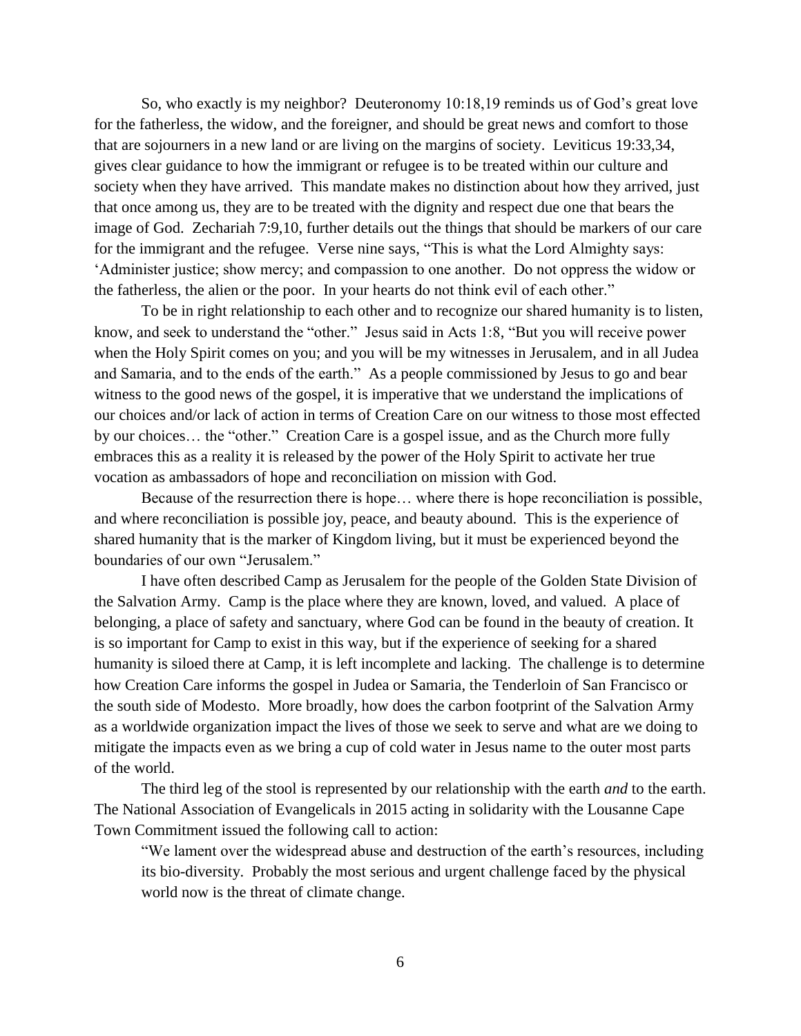So, who exactly is my neighbor? Deuteronomy 10:18,19 reminds us of God's great love for the fatherless, the widow, and the foreigner, and should be great news and comfort to those that are sojourners in a new land or are living on the margins of society. Leviticus 19:33,34, gives clear guidance to how the immigrant or refugee is to be treated within our culture and society when they have arrived. This mandate makes no distinction about how they arrived, just that once among us, they are to be treated with the dignity and respect due one that bears the image of God. Zechariah 7:9,10, further details out the things that should be markers of our care for the immigrant and the refugee. Verse nine says, "This is what the Lord Almighty says: 'Administer justice; show mercy; and compassion to one another. Do not oppress the widow or the fatherless, the alien or the poor. In your hearts do not think evil of each other."

To be in right relationship to each other and to recognize our shared humanity is to listen, know, and seek to understand the "other." Jesus said in Acts 1:8, "But you will receive power when the Holy Spirit comes on you; and you will be my witnesses in Jerusalem, and in all Judea and Samaria, and to the ends of the earth." As a people commissioned by Jesus to go and bear witness to the good news of the gospel, it is imperative that we understand the implications of our choices and/or lack of action in terms of Creation Care on our witness to those most effected by our choices… the "other." Creation Care is a gospel issue, and as the Church more fully embraces this as a reality it is released by the power of the Holy Spirit to activate her true vocation as ambassadors of hope and reconciliation on mission with God.

Because of the resurrection there is hope… where there is hope reconciliation is possible, and where reconciliation is possible joy, peace, and beauty abound. This is the experience of shared humanity that is the marker of Kingdom living, but it must be experienced beyond the boundaries of our own "Jerusalem."

I have often described Camp as Jerusalem for the people of the Golden State Division of the Salvation Army. Camp is the place where they are known, loved, and valued. A place of belonging, a place of safety and sanctuary, where God can be found in the beauty of creation. It is so important for Camp to exist in this way, but if the experience of seeking for a shared humanity is siloed there at Camp, it is left incomplete and lacking. The challenge is to determine how Creation Care informs the gospel in Judea or Samaria, the Tenderloin of San Francisco or the south side of Modesto. More broadly, how does the carbon footprint of the Salvation Army as a worldwide organization impact the lives of those we seek to serve and what are we doing to mitigate the impacts even as we bring a cup of cold water in Jesus name to the outer most parts of the world.

The third leg of the stool is represented by our relationship with the earth *and* to the earth. The National Association of Evangelicals in 2015 acting in solidarity with the Lousanne Cape Town Commitment issued the following call to action:

> "We lament over the widespread abuse and destruction of the earth's resources, including its bio-diversity. Probably the most serious and urgent challenge faced by the physical world now is the threat of climate change.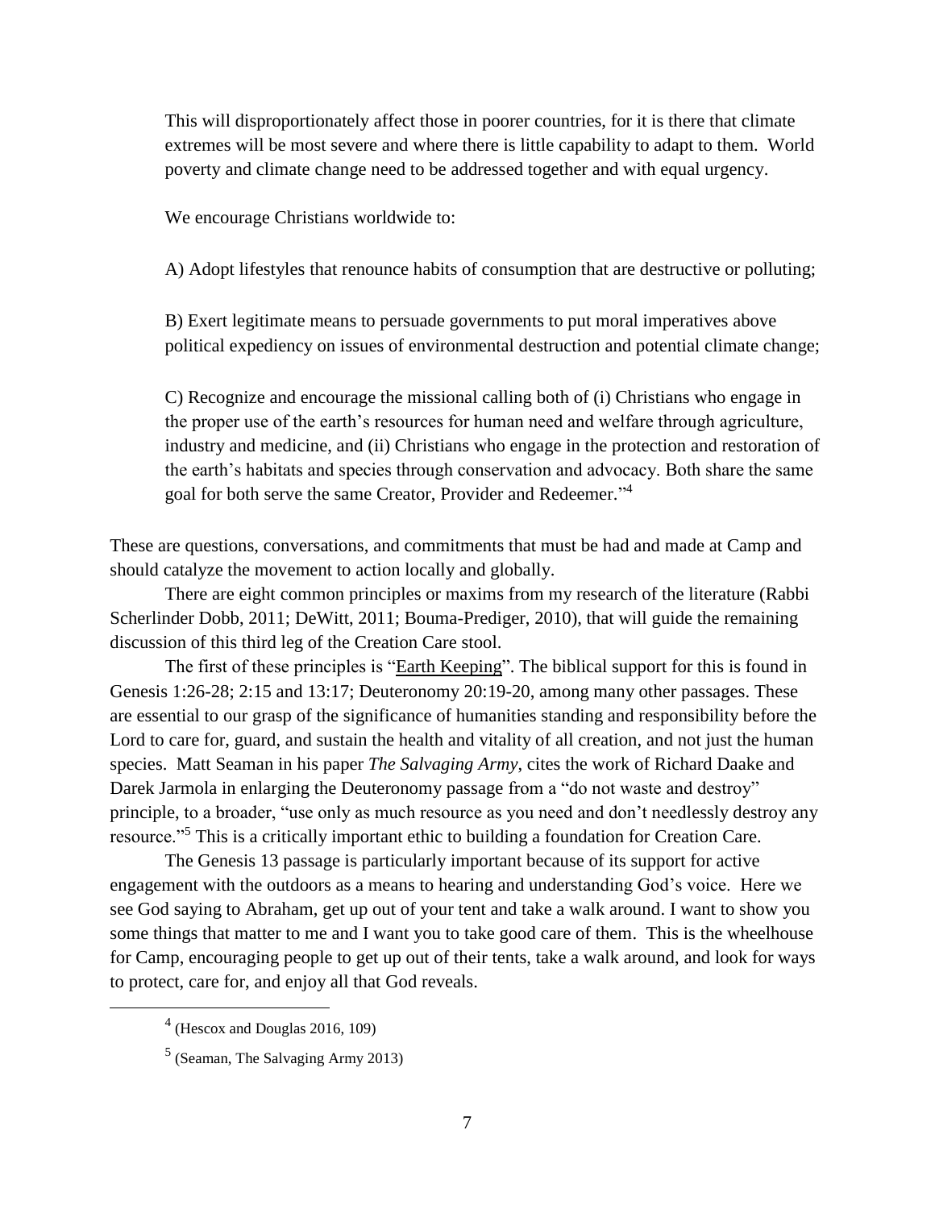> This will disproportionately affect those in poorer countries, for it is there that climate extremes will be most severe and where there is little capability to adapt to them. World poverty and climate change need to be addressed together and with equal urgency.
>
> We encourage Christians worldwide to:
>
> A) Adopt lifestyles that renounce habits of consumption that are destructive or polluting;
>
> B) Exert legitimate means to persuade governments to put moral imperatives above political expediency on issues of environmental destruction and potential climate change;
>
> C) Recognize and encourage the missional calling both of (i) Christians who engage in the proper use of the earth's resources for human need and welfare through agriculture, industry and medicine, and (ii) Christians who engage in the protection and restoration of the earth's habitats and species through conservation and advocacy. Both share the same goal for both serve the same Creator, Provider and Redeemer."[4]

These are questions, conversations, and commitments that must be had and made at Camp and should catalyze the movement to action locally and globally.

There are eight common principles or maxims from my research of the literature (Rabbi Scherlinder Dobb, 2011; DeWitt, 2011; Bouma-Prediger, 2010), that will guide the remaining discussion of this third leg of the Creation Care stool.

The first of these principles is "Earth Keeping". The biblical support for this is found in Genesis 1:26-28; 2:15 and 13:17; Deuteronomy 20:19-20, among many other passages. These are essential to our grasp of the significance of humanities standing and responsibility before the Lord to care for, guard, and sustain the health and vitality of all creation, and not just the human species. Matt Seaman in his paper *The Salvaging Army*, cites the work of Richard Daake and Darek Jarmola in enlarging the Deuteronomy passage from a "do not waste and destroy" principle, to a broader, "use only as much resource as you need and don't needlessly destroy any resource."[5] This is a critically important ethic to building a foundation for Creation Care.

The Genesis 13 passage is particularly important because of its support for active engagement with the outdoors as a means to hearing and understanding God's voice. Here we see God saying to Abraham, get up out of your tent and take a walk around. I want to show you some things that matter to me and I want you to take good care of them. This is the wheelhouse for Camp, encouraging people to get up out of their tents, take a walk around, and look for ways to protect, care for, and enjoy all that God reveals.

[4] (Hescox and Douglas 2016, 109)

[5] (Seaman, The Salvaging Army 2013)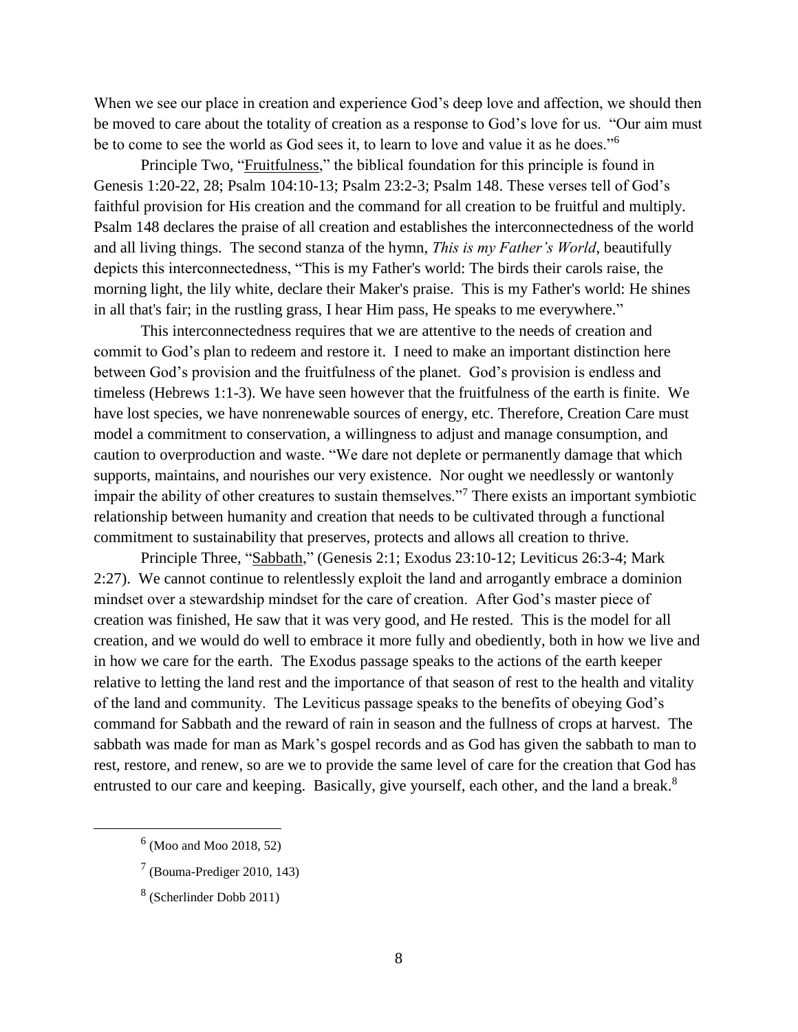When we see our place in creation and experience God's deep love and affection, we should then be moved to care about the totality of creation as a response to God's love for us. "Our aim must be to come to see the world as God sees it, to learn to love and value it as he does."[6]

Principle Two, "<u>Fruitfulness</u>," the biblical foundation for this principle is found in Genesis 1:20-22, 28; Psalm 104:10-13; Psalm 23:2-3; Psalm 148. These verses tell of God's faithful provision for His creation and the command for all creation to be fruitful and multiply. Psalm 148 declares the praise of all creation and establishes the interconnectedness of the world and all living things. The second stanza of the hymn, *This is my Father's World*, beautifully depicts this interconnectedness, "This is my Father's world: The birds their carols raise, the morning light, the lily white, declare their Maker's praise. This is my Father's world: He shines in all that's fair; in the rustling grass, I hear Him pass, He speaks to me everywhere."

This interconnectedness requires that we are attentive to the needs of creation and commit to God's plan to redeem and restore it. I need to make an important distinction here between God's provision and the fruitfulness of the planet. God's provision is endless and timeless (Hebrews 1:1-3). We have seen however that the fruitfulness of the earth is finite. We have lost species, we have nonrenewable sources of energy, etc. Therefore, Creation Care must model a commitment to conservation, a willingness to adjust and manage consumption, and caution to overproduction and waste. "We dare not deplete or permanently damage that which supports, maintains, and nourishes our very existence. Nor ought we needlessly or wantonly impair the ability of other creatures to sustain themselves."[7] There exists an important symbiotic relationship between humanity and creation that needs to be cultivated through a functional commitment to sustainability that preserves, protects and allows all creation to thrive.

Principle Three, "<u>Sabbath</u>," (Genesis 2:1; Exodus 23:10-12; Leviticus 26:3-4; Mark 2:27). We cannot continue to relentlessly exploit the land and arrogantly embrace a dominion mindset over a stewardship mindset for the care of creation. After God's master piece of creation was finished, He saw that it was very good, and He rested. This is the model for all creation, and we would do well to embrace it more fully and obediently, both in how we live and in how we care for the earth. The Exodus passage speaks to the actions of the earth keeper relative to letting the land rest and the importance of that season of rest to the health and vitality of the land and community. The Leviticus passage speaks to the benefits of obeying God's command for Sabbath and the reward of rain in season and the fullness of crops at harvest. The sabbath was made for man as Mark's gospel records and as God has given the sabbath to man to rest, restore, and renew, so are we to provide the same level of care for the creation that God has entrusted to our care and keeping. Basically, give yourself, each other, and the land a break.[8]

---

[6] (Moo and Moo 2018, 52)

[7] (Bouma-Prediger 2010, 143)

[8] (Scherlinder Dobb 2011)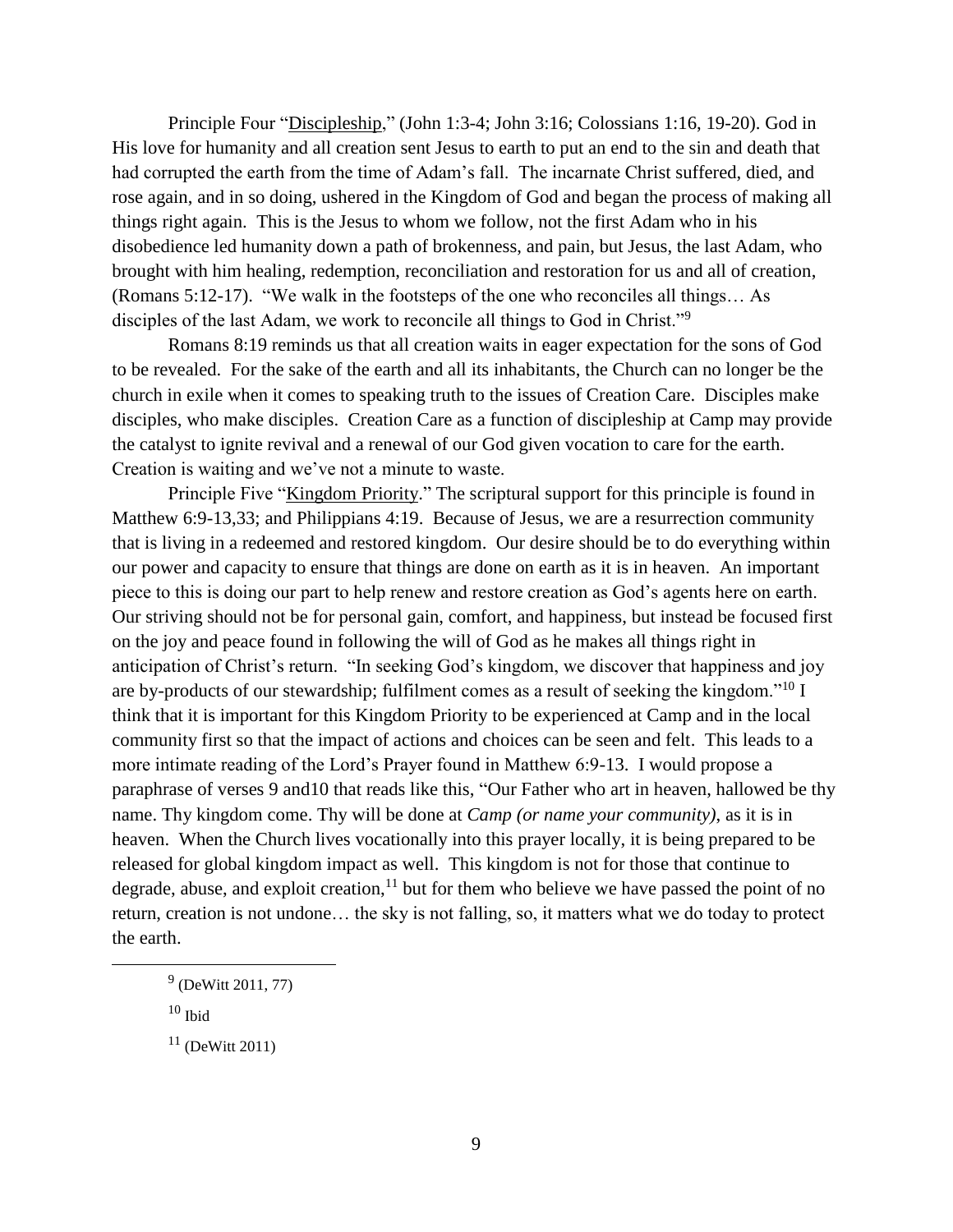Principle Four "<u>Discipleship</u>," (John 1:3-4; John 3:16; Colossians 1:16, 19-20). God in His love for humanity and all creation sent Jesus to earth to put an end to the sin and death that had corrupted the earth from the time of Adam's fall. The incarnate Christ suffered, died, and rose again, and in so doing, ushered in the Kingdom of God and began the process of making all things right again. This is the Jesus to whom we follow, not the first Adam who in his disobedience led humanity down a path of brokenness, and pain, but Jesus, the last Adam, who brought with him healing, redemption, reconciliation and restoration for us and all of creation, (Romans 5:12-17). "We walk in the footsteps of the one who reconciles all things… As disciples of the last Adam, we work to reconcile all things to God in Christ."[9]

Romans 8:19 reminds us that all creation waits in eager expectation for the sons of God to be revealed. For the sake of the earth and all its inhabitants, the Church can no longer be the church in exile when it comes to speaking truth to the issues of Creation Care. Disciples make disciples, who make disciples. Creation Care as a function of discipleship at Camp may provide the catalyst to ignite revival and a renewal of our God given vocation to care for the earth. Creation is waiting and we've not a minute to waste.

Principle Five "<u>Kingdom Priority</u>." The scriptural support for this principle is found in Matthew 6:9-13,33; and Philippians 4:19. Because of Jesus, we are a resurrection community that is living in a redeemed and restored kingdom. Our desire should be to do everything within our power and capacity to ensure that things are done on earth as it is in heaven. An important piece to this is doing our part to help renew and restore creation as God's agents here on earth. Our striving should not be for personal gain, comfort, and happiness, but instead be focused first on the joy and peace found in following the will of God as he makes all things right in anticipation of Christ's return. "In seeking God's kingdom, we discover that happiness and joy are by-products of our stewardship; fulfilment comes as a result of seeking the kingdom."[10] I think that it is important for this Kingdom Priority to be experienced at Camp and in the local community first so that the impact of actions and choices can be seen and felt. This leads to a more intimate reading of the Lord's Prayer found in Matthew 6:9-13. I would propose a paraphrase of verses 9 and10 that reads like this, "Our Father who art in heaven, hallowed be thy name. Thy kingdom come. Thy will be done at *Camp (or name your community)*, as it is in heaven. When the Church lives vocationally into this prayer locally, it is being prepared to be released for global kingdom impact as well. This kingdom is not for those that continue to degrade, abuse, and exploit creation,[11] but for them who believe we have passed the point of no return, creation is not undone… the sky is not falling, so, it matters what we do today to protect the earth.

---

[9] (DeWitt 2011, 77)

[10] Ibid

[11] (DeWitt 2011)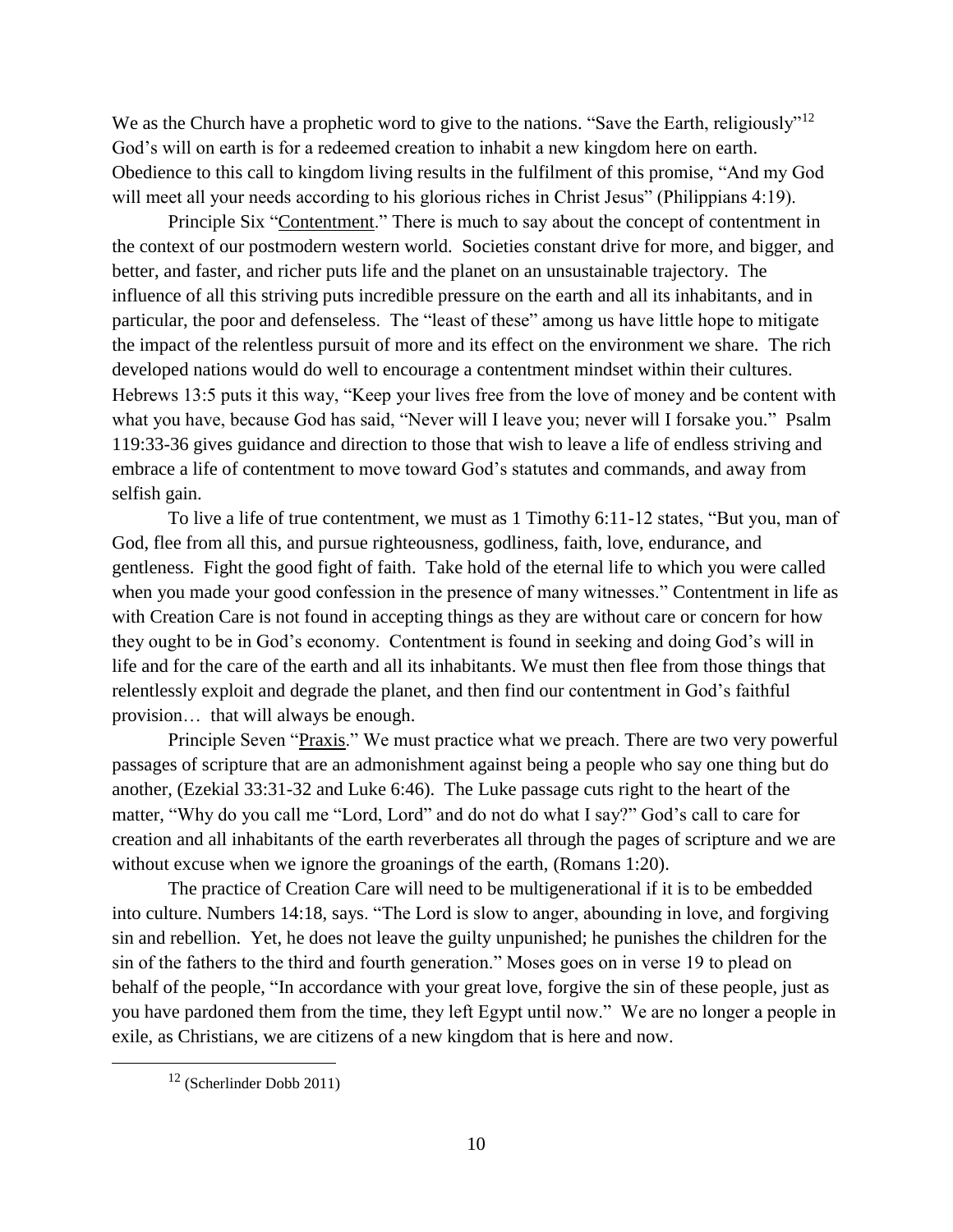We as the Church have a prophetic word to give to the nations. "Save the Earth, religiously"[12] God's will on earth is for a redeemed creation to inhabit a new kingdom here on earth. Obedience to this call to kingdom living results in the fulfilment of this promise, "And my God will meet all your needs according to his glorious riches in Christ Jesus" (Philippians 4:19).

Principle Six "Contentment." There is much to say about the concept of contentment in the context of our postmodern western world. Societies constant drive for more, and bigger, and better, and faster, and richer puts life and the planet on an unsustainable trajectory. The influence of all this striving puts incredible pressure on the earth and all its inhabitants, and in particular, the poor and defenseless. The "least of these" among us have little hope to mitigate the impact of the relentless pursuit of more and its effect on the environment we share. The rich developed nations would do well to encourage a contentment mindset within their cultures. Hebrews 13:5 puts it this way, "Keep your lives free from the love of money and be content with what you have, because God has said, "Never will I leave you; never will I forsake you." Psalm 119:33-36 gives guidance and direction to those that wish to leave a life of endless striving and embrace a life of contentment to move toward God's statutes and commands, and away from selfish gain.

To live a life of true contentment, we must as 1 Timothy 6:11-12 states, "But you, man of God, flee from all this, and pursue righteousness, godliness, faith, love, endurance, and gentleness. Fight the good fight of faith. Take hold of the eternal life to which you were called when you made your good confession in the presence of many witnesses." Contentment in life as with Creation Care is not found in accepting things as they are without care or concern for how they ought to be in God's economy. Contentment is found in seeking and doing God's will in life and for the care of the earth and all its inhabitants. We must then flee from those things that relentlessly exploit and degrade the planet, and then find our contentment in God's faithful provision… that will always be enough.

Principle Seven "Praxis." We must practice what we preach. There are two very powerful passages of scripture that are an admonishment against being a people who say one thing but do another, (Ezekial 33:31-32 and Luke 6:46). The Luke passage cuts right to the heart of the matter, "Why do you call me "Lord, Lord" and do not do what I say?" God's call to care for creation and all inhabitants of the earth reverberates all through the pages of scripture and we are without excuse when we ignore the groanings of the earth, (Romans 1:20).

The practice of Creation Care will need to be multigenerational if it is to be embedded into culture. Numbers 14:18, says. "The Lord is slow to anger, abounding in love, and forgiving sin and rebellion. Yet, he does not leave the guilty unpunished; he punishes the children for the sin of the fathers to the third and fourth generation." Moses goes on in verse 19 to plead on behalf of the people, "In accordance with your great love, forgive the sin of these people, just as you have pardoned them from the time, they left Egypt until now." We are no longer a people in exile, as Christians, we are citizens of a new kingdom that is here and now.

[12] (Scherlinder Dobb 2011)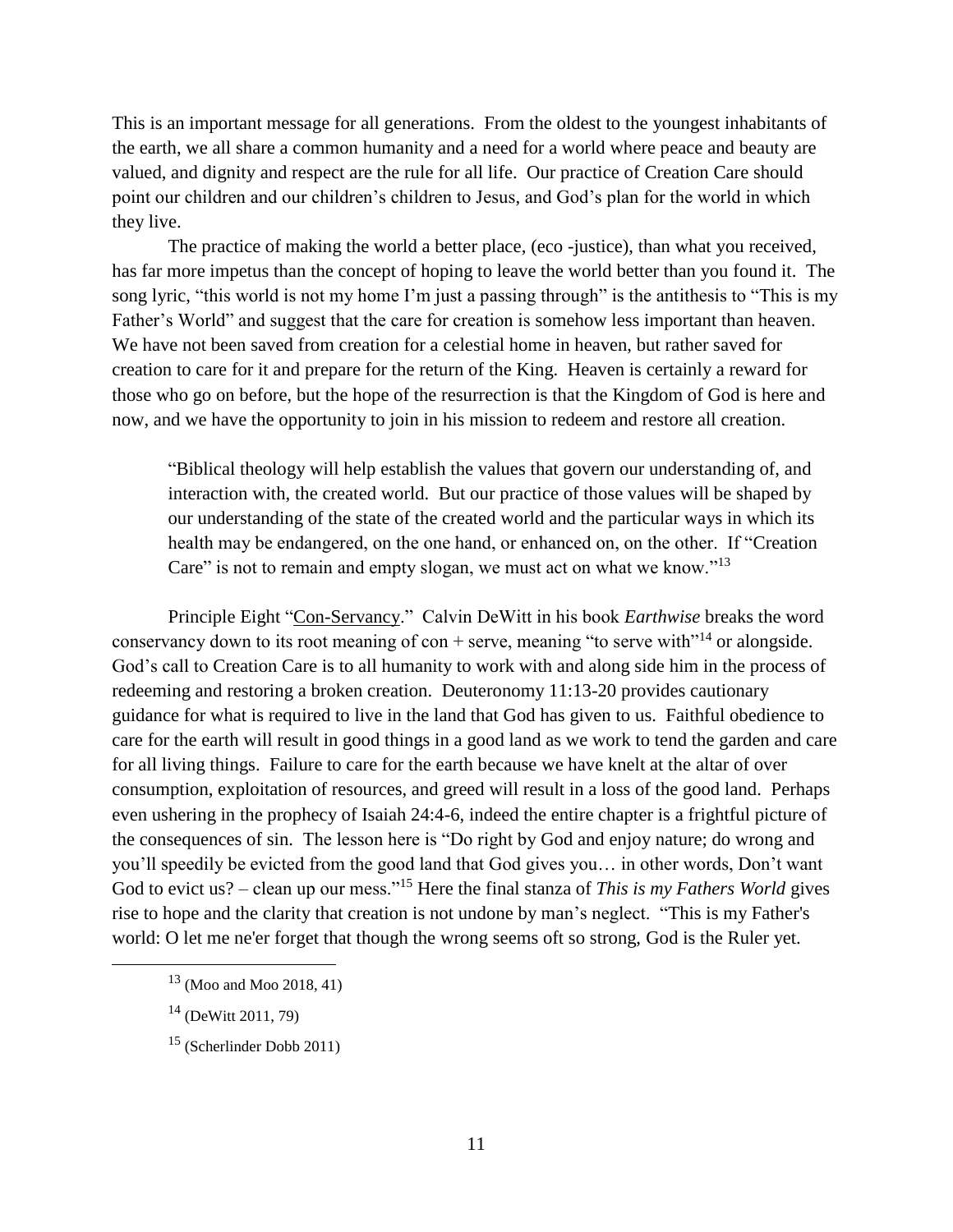This is an important message for all generations. From the oldest to the youngest inhabitants of the earth, we all share a common humanity and a need for a world where peace and beauty are valued, and dignity and respect are the rule for all life. Our practice of Creation Care should point our children and our children's children to Jesus, and God's plan for the world in which they live.

The practice of making the world a better place, (eco -justice), than what you received, has far more impetus than the concept of hoping to leave the world better than you found it. The song lyric, "this world is not my home I'm just a passing through" is the antithesis to "This is my Father's World" and suggest that the care for creation is somehow less important than heaven. We have not been saved from creation for a celestial home in heaven, but rather saved for creation to care for it and prepare for the return of the King. Heaven is certainly a reward for those who go on before, but the hope of the resurrection is that the Kingdom of God is here and now, and we have the opportunity to join in his mission to redeem and restore all creation.

> "Biblical theology will help establish the values that govern our understanding of, and interaction with, the created world. But our practice of those values will be shaped by our understanding of the state of the created world and the particular ways in which its health may be endangered, on the one hand, or enhanced on, on the other. If "Creation Care" is not to remain and empty slogan, we must act on what we know."[13]

Principle Eight "<u>Con-Servancy</u>." Calvin DeWitt in his book *Earthwise* breaks the word conservancy down to its root meaning of con + serve, meaning "to serve with"[14] or alongside. God's call to Creation Care is to all humanity to work with and along side him in the process of redeeming and restoring a broken creation. Deuteronomy 11:13-20 provides cautionary guidance for what is required to live in the land that God has given to us. Faithful obedience to care for the earth will result in good things in a good land as we work to tend the garden and care for all living things. Failure to care for the earth because we have knelt at the altar of over consumption, exploitation of resources, and greed will result in a loss of the good land. Perhaps even ushering in the prophecy of Isaiah 24:4-6, indeed the entire chapter is a frightful picture of the consequences of sin. The lesson here is "Do right by God and enjoy nature; do wrong and you'll speedily be evicted from the good land that God gives you… in other words, Don't want God to evict us? – clean up our mess."[15] Here the final stanza of *This is my Fathers World* gives rise to hope and the clarity that creation is not undone by man's neglect. "This is my Father's world: O let me ne'er forget that though the wrong seems oft so strong, God is the Ruler yet.

---

[13] (Moo and Moo 2018, 41)

[14] (DeWitt 2011, 79)

[15] (Scherlinder Dobb 2011)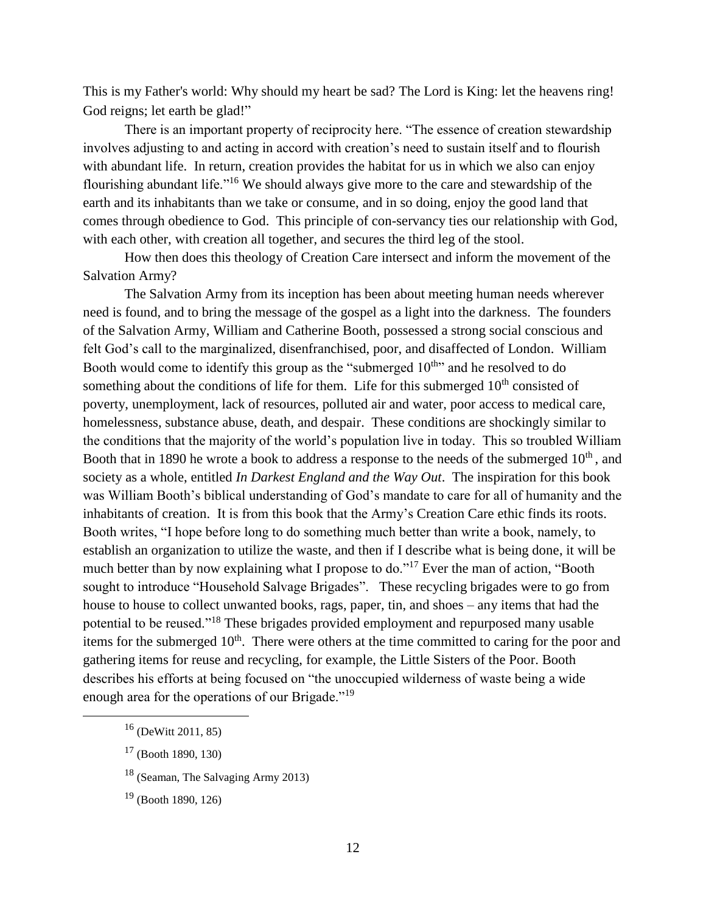This is my Father's world: Why should my heart be sad? The Lord is King: let the heavens ring! God reigns; let earth be glad!"

There is an important property of reciprocity here. "The essence of creation stewardship involves adjusting to and acting in accord with creation's need to sustain itself and to flourish with abundant life. In return, creation provides the habitat for us in which we also can enjoy flourishing abundant life."[16] We should always give more to the care and stewardship of the earth and its inhabitants than we take or consume, and in so doing, enjoy the good land that comes through obedience to God. This principle of con-servancy ties our relationship with God, with each other, with creation all together, and secures the third leg of the stool.

How then does this theology of Creation Care intersect and inform the movement of the Salvation Army?

The Salvation Army from its inception has been about meeting human needs wherever need is found, and to bring the message of the gospel as a light into the darkness. The founders of the Salvation Army, William and Catherine Booth, possessed a strong social conscious and felt God's call to the marginalized, disenfranchised, poor, and disaffected of London. William Booth would come to identify this group as the "submerged 10th" and he resolved to do something about the conditions of life for them. Life for this submerged 10th consisted of poverty, unemployment, lack of resources, polluted air and water, poor access to medical care, homelessness, substance abuse, death, and despair. These conditions are shockingly similar to the conditions that the majority of the world's population live in today. This so troubled William Booth that in 1890 he wrote a book to address a response to the needs of the submerged 10th , and society as a whole, entitled *In Darkest England and the Way Out*. The inspiration for this book was William Booth's biblical understanding of God's mandate to care for all of humanity and the inhabitants of creation. It is from this book that the Army's Creation Care ethic finds its roots. Booth writes, "I hope before long to do something much better than write a book, namely, to establish an organization to utilize the waste, and then if I describe what is being done, it will be much better than by now explaining what I propose to do."[17] Ever the man of action, "Booth sought to introduce "Household Salvage Brigades". These recycling brigades were to go from house to house to collect unwanted books, rags, paper, tin, and shoes – any items that had the potential to be reused."[18] These brigades provided employment and repurposed many usable items for the submerged 10th. There were others at the time committed to caring for the poor and gathering items for reuse and recycling, for example, the Little Sisters of the Poor. Booth describes his efforts at being focused on "the unoccupied wilderness of waste being a wide enough area for the operations of our Brigade."[19]

[16] (DeWitt 2011, 85)

[17] (Booth 1890, 130)

[18] (Seaman, The Salvaging Army 2013)

[19] (Booth 1890, 126)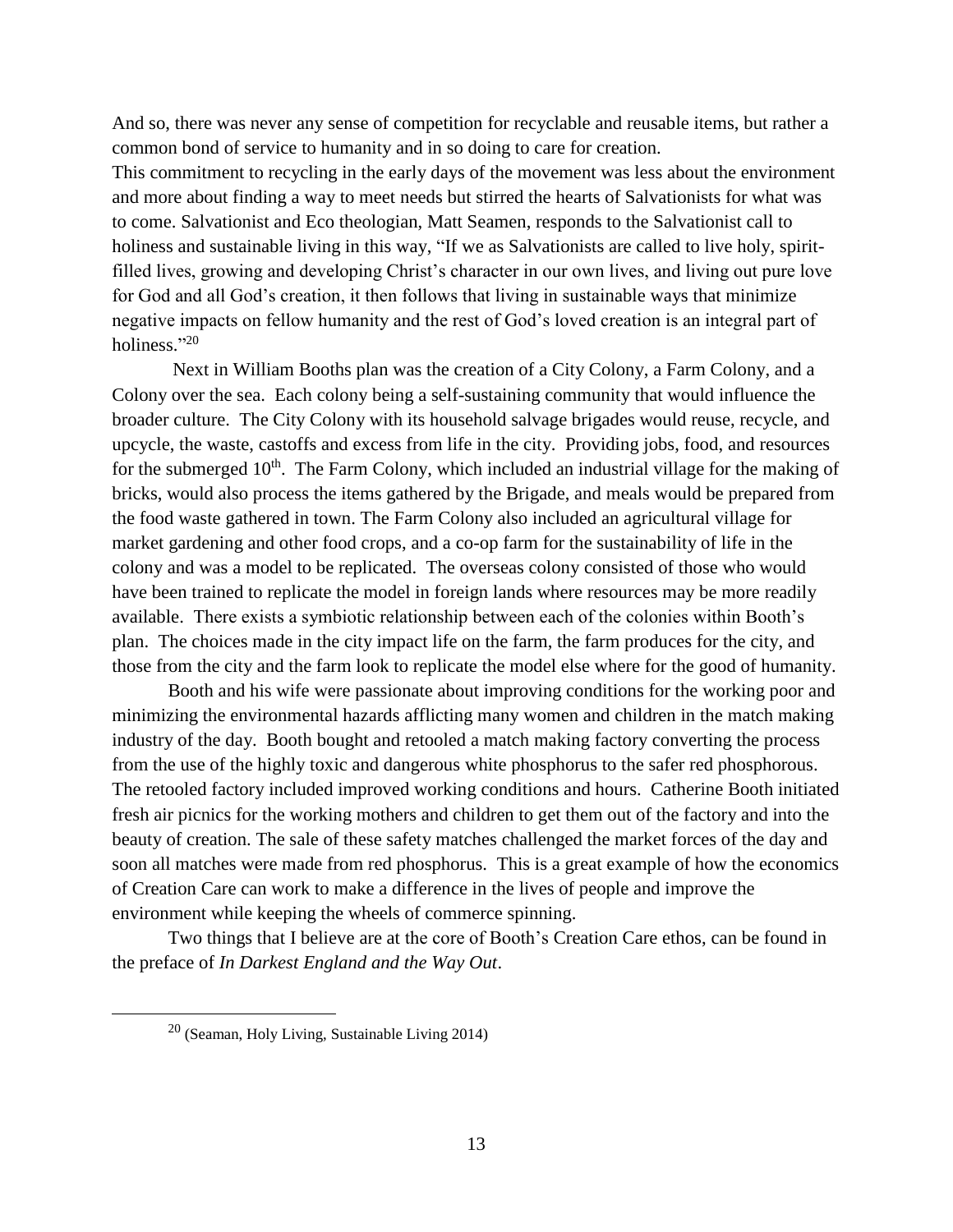And so, there was never any sense of competition for recyclable and reusable items, but rather a common bond of service to humanity and in so doing to care for creation.

This commitment to recycling in the early days of the movement was less about the environment and more about finding a way to meet needs but stirred the hearts of Salvationists for what was to come. Salvationist and Eco theologian, Matt Seamen, responds to the Salvationist call to holiness and sustainable living in this way, "If we as Salvationists are called to live holy, spirit-filled lives, growing and developing Christ's character in our own lives, and living out pure love for God and all God's creation, it then follows that living in sustainable ways that minimize negative impacts on fellow humanity and the rest of God's loved creation is an integral part of holiness."[20]

Next in William Booths plan was the creation of a City Colony, a Farm Colony, and a Colony over the sea. Each colony being a self-sustaining community that would influence the broader culture. The City Colony with its household salvage brigades would reuse, recycle, and upcycle, the waste, castoffs and excess from life in the city. Providing jobs, food, and resources for the submerged 10th. The Farm Colony, which included an industrial village for the making of bricks, would also process the items gathered by the Brigade, and meals would be prepared from the food waste gathered in town. The Farm Colony also included an agricultural village for market gardening and other food crops, and a co-op farm for the sustainability of life in the colony and was a model to be replicated. The overseas colony consisted of those who would have been trained to replicate the model in foreign lands where resources may be more readily available. There exists a symbiotic relationship between each of the colonies within Booth's plan. The choices made in the city impact life on the farm, the farm produces for the city, and those from the city and the farm look to replicate the model else where for the good of humanity.

Booth and his wife were passionate about improving conditions for the working poor and minimizing the environmental hazards afflicting many women and children in the match making industry of the day. Booth bought and retooled a match making factory converting the process from the use of the highly toxic and dangerous white phosphorus to the safer red phosphorous. The retooled factory included improved working conditions and hours. Catherine Booth initiated fresh air picnics for the working mothers and children to get them out of the factory and into the beauty of creation. The sale of these safety matches challenged the market forces of the day and soon all matches were made from red phosphorus. This is a great example of how the economics of Creation Care can work to make a difference in the lives of people and improve the environment while keeping the wheels of commerce spinning.

Two things that I believe are at the core of Booth's Creation Care ethos, can be found in the preface of *In Darkest England and the Way Out*.

[20] (Seaman, Holy Living, Sustainable Living 2014)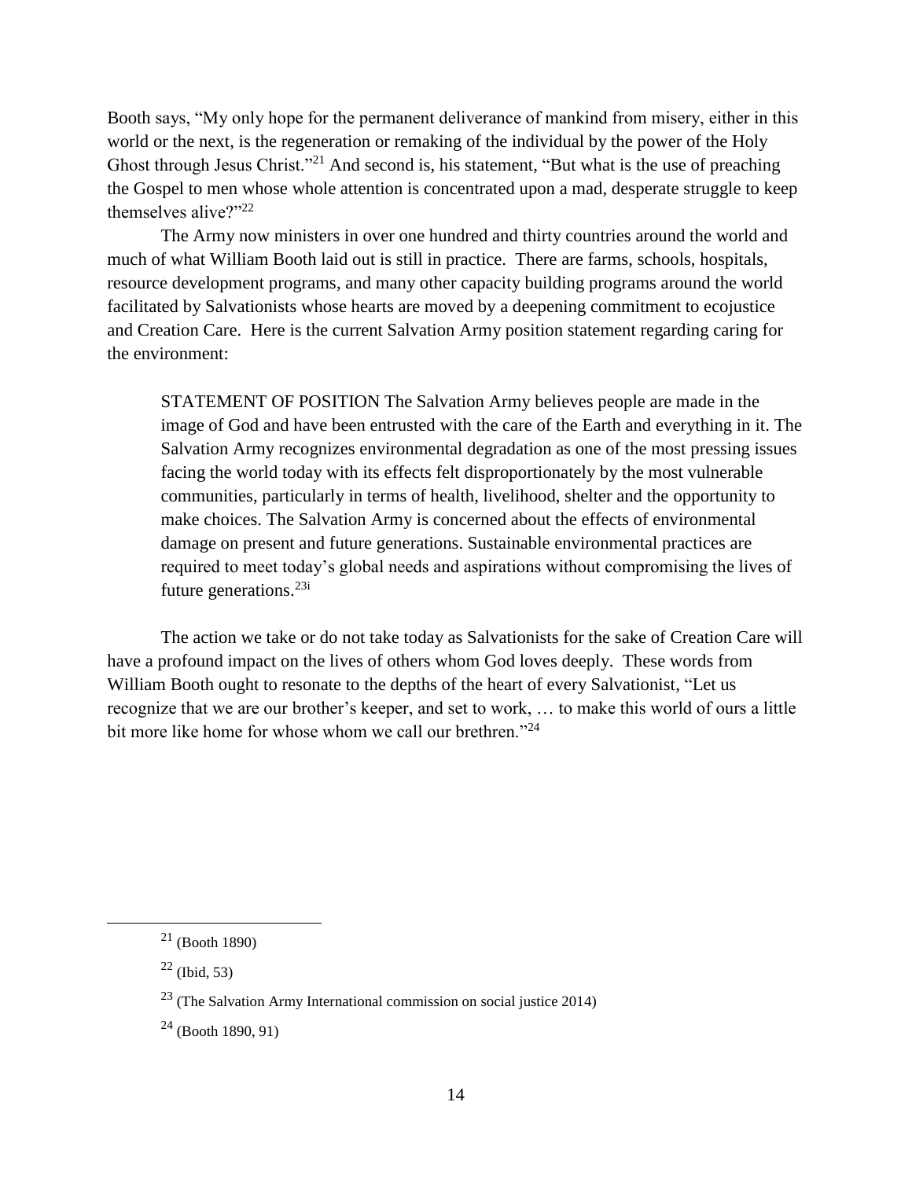Booth says, “My only hope for the permanent deliverance of mankind from misery, either in this world or the next, is the regeneration or remaking of the individual by the power of the Holy Ghost through Jesus Christ.”[21] And second is, his statement, “But what is the use of preaching the Gospel to men whose whole attention is concentrated upon a mad, desperate struggle to keep themselves alive?”[22]

The Army now ministers in over one hundred and thirty countries around the world and much of what William Booth laid out is still in practice. There are farms, schools, hospitals, resource development programs, and many other capacity building programs around the world facilitated by Salvationists whose hearts are moved by a deepening commitment to ecojustice and Creation Care. Here is the current Salvation Army position statement regarding caring for the environment:

> STATEMENT OF POSITION The Salvation Army believes people are made in the image of God and have been entrusted with the care of the Earth and everything in it. The Salvation Army recognizes environmental degradation as one of the most pressing issues facing the world today with its effects felt disproportionately by the most vulnerable communities, particularly in terms of health, livelihood, shelter and the opportunity to make choices. The Salvation Army is concerned about the effects of environmental damage on present and future generations. Sustainable environmental practices are required to meet today’s global needs and aspirations without compromising the lives of future generations.[23i]

The action we take or do not take today as Salvationists for the sake of Creation Care will have a profound impact on the lives of others whom God loves deeply. These words from William Booth ought to resonate to the depths of the heart of every Salvationist, “Let us recognize that we are our brother’s keeper, and set to work, … to make this world of ours a little bit more like home for whose whom we call our brethren.”[24]

---

[21] (Booth 1890)

[22] (Ibid, 53)

[23] (The Salvation Army International commission on social justice 2014)

[24] (Booth 1890, 91)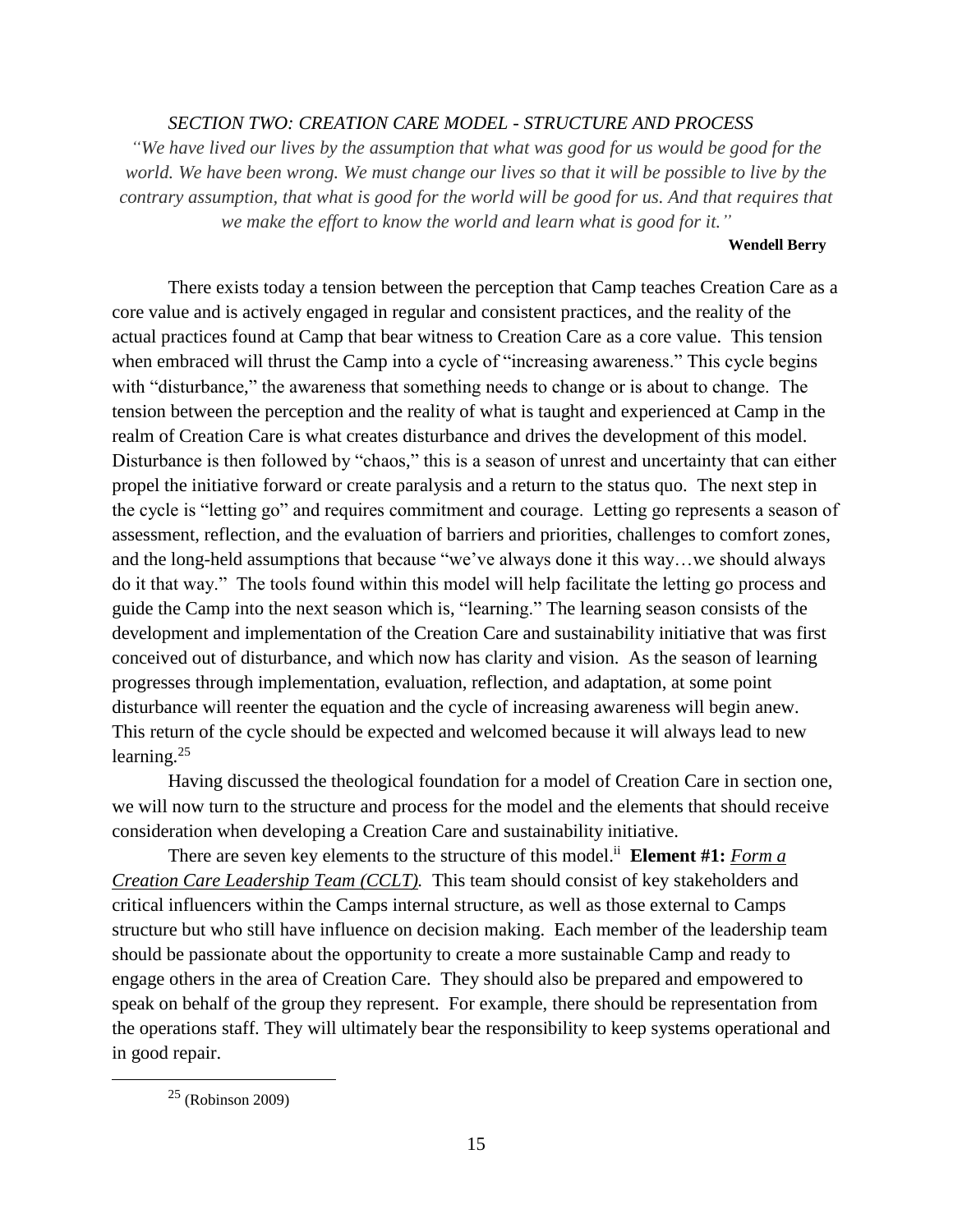## *SECTION TWO: CREATION CARE MODEL - STRUCTURE AND PROCESS*

*"We have lived our lives by the assumption that what was good for us would be good for the world. We have been wrong. We must change our lives so that it will be possible to live by the contrary assumption, that what is good for the world will be good for us. And that requires that we make the effort to know the world and learn what is good for it."*

**Wendell Berry**

There exists today a tension between the perception that Camp teaches Creation Care as a core value and is actively engaged in regular and consistent practices, and the reality of the actual practices found at Camp that bear witness to Creation Care as a core value. This tension when embraced will thrust the Camp into a cycle of "increasing awareness." This cycle begins with "disturbance," the awareness that something needs to change or is about to change. The tension between the perception and the reality of what is taught and experienced at Camp in the realm of Creation Care is what creates disturbance and drives the development of this model. Disturbance is then followed by "chaos," this is a season of unrest and uncertainty that can either propel the initiative forward or create paralysis and a return to the status quo. The next step in the cycle is "letting go" and requires commitment and courage. Letting go represents a season of assessment, reflection, and the evaluation of barriers and priorities, challenges to comfort zones, and the long-held assumptions that because "we've always done it this way…we should always do it that way." The tools found within this model will help facilitate the letting go process and guide the Camp into the next season which is, "learning." The learning season consists of the development and implementation of the Creation Care and sustainability initiative that was first conceived out of disturbance, and which now has clarity and vision. As the season of learning progresses through implementation, evaluation, reflection, and adaptation, at some point disturbance will reenter the equation and the cycle of increasing awareness will begin anew. This return of the cycle should be expected and welcomed because it will always lead to new learning.[25]

Having discussed the theological foundation for a model of Creation Care in section one, we will now turn to the structure and process for the model and the elements that should receive consideration when developing a Creation Care and sustainability initiative.

There are seven key elements to the structure of this model.[ii] **Element #1:** *Form a Creation Care Leadership Team (CCLT).* This team should consist of key stakeholders and critical influencers within the Camps internal structure, as well as those external to Camps structure but who still have influence on decision making. Each member of the leadership team should be passionate about the opportunity to create a more sustainable Camp and ready to engage others in the area of Creation Care. They should also be prepared and empowered to speak on behalf of the group they represent. For example, there should be representation from the operations staff. They will ultimately bear the responsibility to keep systems operational and in good repair.

---

[25] (Robinson 2009)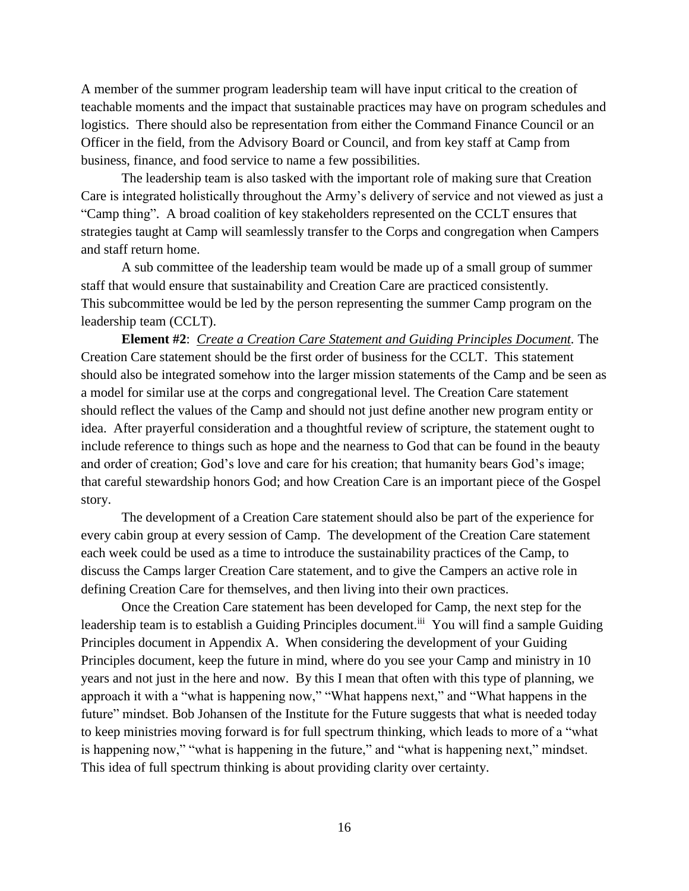A member of the summer program leadership team will have input critical to the creation of teachable moments and the impact that sustainable practices may have on program schedules and logistics. There should also be representation from either the Command Finance Council or an Officer in the field, from the Advisory Board or Council, and from key staff at Camp from business, finance, and food service to name a few possibilities.

The leadership team is also tasked with the important role of making sure that Creation Care is integrated holistically throughout the Army's delivery of service and not viewed as just a "Camp thing". A broad coalition of key stakeholders represented on the CCLT ensures that strategies taught at Camp will seamlessly transfer to the Corps and congregation when Campers and staff return home.

A sub committee of the leadership team would be made up of a small group of summer staff that would ensure that sustainability and Creation Care are practiced consistently. This subcommittee would be led by the person representing the summer Camp program on the leadership team (CCLT).

**Element #2**: *Create a Creation Care Statement and Guiding Principles Document.* The Creation Care statement should be the first order of business for the CCLT. This statement should also be integrated somehow into the larger mission statements of the Camp and be seen as a model for similar use at the corps and congregational level. The Creation Care statement should reflect the values of the Camp and should not just define another new program entity or idea. After prayerful consideration and a thoughtful review of scripture, the statement ought to include reference to things such as hope and the nearness to God that can be found in the beauty and order of creation; God's love and care for his creation; that humanity bears God's image; that careful stewardship honors God; and how Creation Care is an important piece of the Gospel story.

The development of a Creation Care statement should also be part of the experience for every cabin group at every session of Camp. The development of the Creation Care statement each week could be used as a time to introduce the sustainability practices of the Camp, to discuss the Camps larger Creation Care statement, and to give the Campers an active role in defining Creation Care for themselves, and then living into their own practices.

Once the Creation Care statement has been developed for Camp, the next step for the leadership team is to establish a Guiding Principles document.[iii] You will find a sample Guiding Principles document in Appendix A. When considering the development of your Guiding Principles document, keep the future in mind, where do you see your Camp and ministry in 10 years and not just in the here and now. By this I mean that often with this type of planning, we approach it with a "what is happening now," "What happens next," and "What happens in the future" mindset. Bob Johansen of the Institute for the Future suggests that what is needed today to keep ministries moving forward is for full spectrum thinking, which leads to more of a "what is happening now," "what is happening in the future," and "what is happening next," mindset. This idea of full spectrum thinking is about providing clarity over certainty.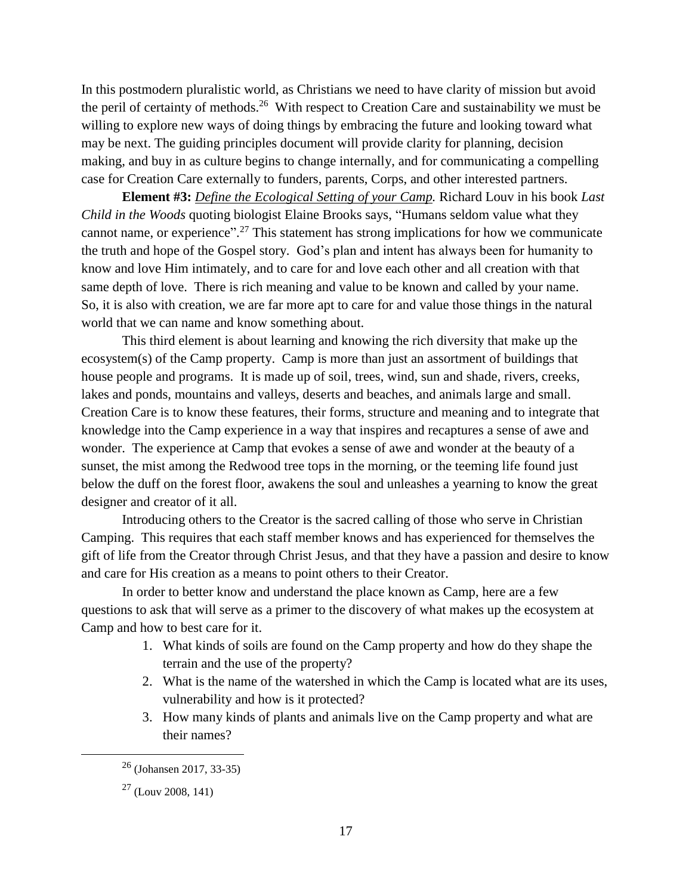In this postmodern pluralistic world, as Christians we need to have clarity of mission but avoid the peril of certainty of methods.[26] With respect to Creation Care and sustainability we must be willing to explore new ways of doing things by embracing the future and looking toward what may be next. The guiding principles document will provide clarity for planning, decision making, and buy in as culture begins to change internally, and for communicating a compelling case for Creation Care externally to funders, parents, Corps, and other interested partners.

**Element #3:** *Define the Ecological Setting of your Camp.* Richard Louv in his book *Last Child in the Woods* quoting biologist Elaine Brooks says, "Humans seldom value what they cannot name, or experience".[27] This statement has strong implications for how we communicate the truth and hope of the Gospel story. God's plan and intent has always been for humanity to know and love Him intimately, and to care for and love each other and all creation with that same depth of love. There is rich meaning and value to be known and called by your name. So, it is also with creation, we are far more apt to care for and value those things in the natural world that we can name and know something about.

This third element is about learning and knowing the rich diversity that make up the ecosystem(s) of the Camp property. Camp is more than just an assortment of buildings that house people and programs. It is made up of soil, trees, wind, sun and shade, rivers, creeks, lakes and ponds, mountains and valleys, deserts and beaches, and animals large and small. Creation Care is to know these features, their forms, structure and meaning and to integrate that knowledge into the Camp experience in a way that inspires and recaptures a sense of awe and wonder. The experience at Camp that evokes a sense of awe and wonder at the beauty of a sunset, the mist among the Redwood tree tops in the morning, or the teeming life found just below the duff on the forest floor, awakens the soul and unleashes a yearning to know the great designer and creator of it all.

Introducing others to the Creator is the sacred calling of those who serve in Christian Camping. This requires that each staff member knows and has experienced for themselves the gift of life from the Creator through Christ Jesus, and that they have a passion and desire to know and care for His creation as a means to point others to their Creator.

In order to better know and understand the place known as Camp, here are a few questions to ask that will serve as a primer to the discovery of what makes up the ecosystem at Camp and how to best care for it.

1. What kinds of soils are found on the Camp property and how do they shape the terrain and the use of the property?
2. What is the name of the watershed in which the Camp is located what are its uses, vulnerability and how is it protected?
3. How many kinds of plants and animals live on the Camp property and what are their names?

[26] (Johansen 2017, 33-35)

[27] (Louv 2008, 141)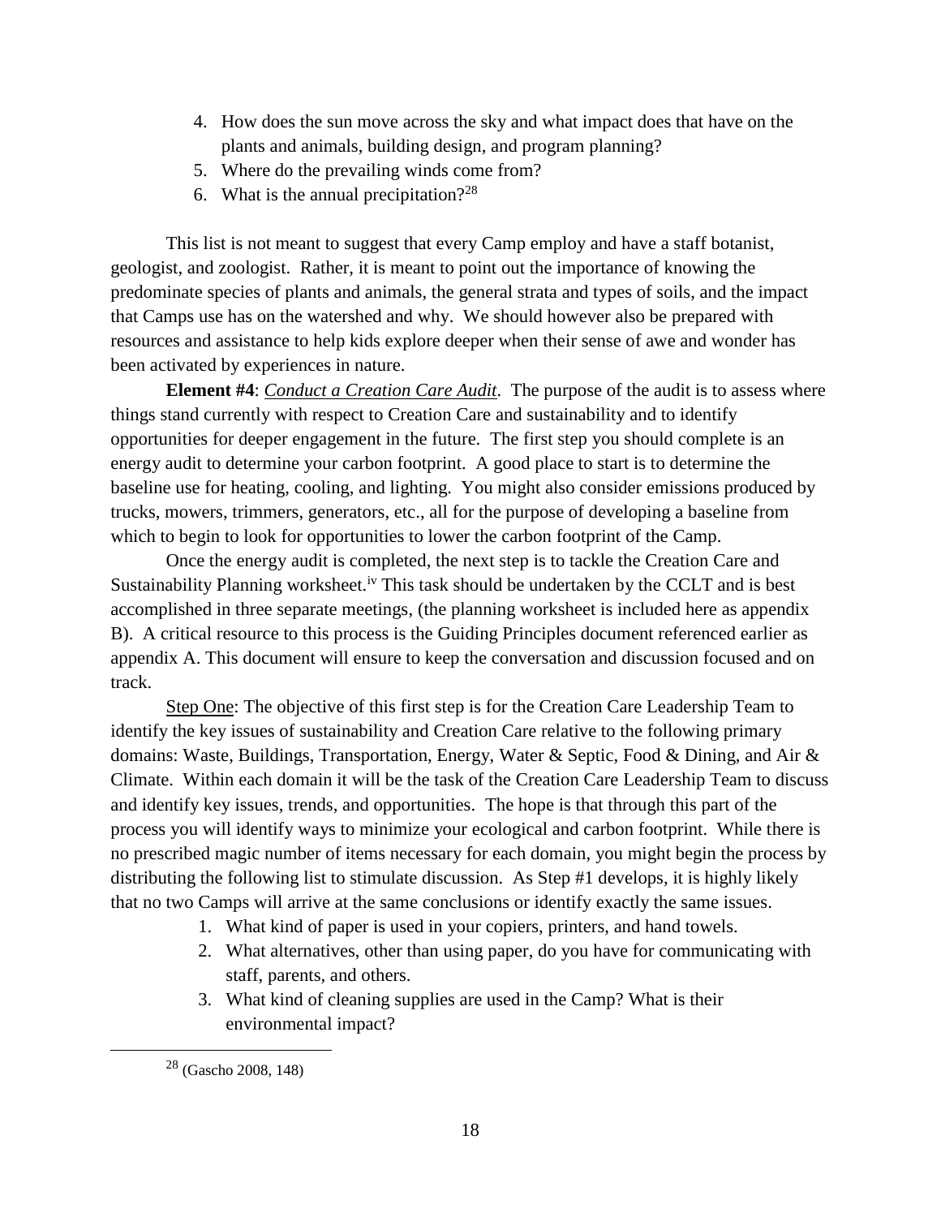4. How does the sun move across the sky and what impact does that have on the plants and animals, building design, and program planning?
5. Where do the prevailing winds come from?
6. What is the annual precipitation?[28]

This list is not meant to suggest that every Camp employ and have a staff botanist, geologist, and zoologist. Rather, it is meant to point out the importance of knowing the predominate species of plants and animals, the general strata and types of soils, and the impact that Camps use has on the watershed and why. We should however also be prepared with resources and assistance to help kids explore deeper when their sense of awe and wonder has been activated by experiences in nature.

**Element #4**: *Conduct a Creation Care Audit*. The purpose of the audit is to assess where things stand currently with respect to Creation Care and sustainability and to identify opportunities for deeper engagement in the future. The first step you should complete is an energy audit to determine your carbon footprint. A good place to start is to determine the baseline use for heating, cooling, and lighting. You might also consider emissions produced by trucks, mowers, trimmers, generators, etc., all for the purpose of developing a baseline from which to begin to look for opportunities to lower the carbon footprint of the Camp.

Once the energy audit is completed, the next step is to tackle the Creation Care and Sustainability Planning worksheet.[iv] This task should be undertaken by the CCLT and is best accomplished in three separate meetings, (the planning worksheet is included here as appendix B). A critical resource to this process is the Guiding Principles document referenced earlier as appendix A. This document will ensure to keep the conversation and discussion focused and on track.

Step One: The objective of this first step is for the Creation Care Leadership Team to identify the key issues of sustainability and Creation Care relative to the following primary domains: Waste, Buildings, Transportation, Energy, Water & Septic, Food & Dining, and Air & Climate. Within each domain it will be the task of the Creation Care Leadership Team to discuss and identify key issues, trends, and opportunities. The hope is that through this part of the process you will identify ways to minimize your ecological and carbon footprint. While there is no prescribed magic number of items necessary for each domain, you might begin the process by distributing the following list to stimulate discussion. As Step #1 develops, it is highly likely that no two Camps will arrive at the same conclusions or identify exactly the same issues.

1. What kind of paper is used in your copiers, printers, and hand towels.
2. What alternatives, other than using paper, do you have for communicating with staff, parents, and others.
3. What kind of cleaning supplies are used in the Camp? What is their environmental impact?

[28] (Gascho 2008, 148)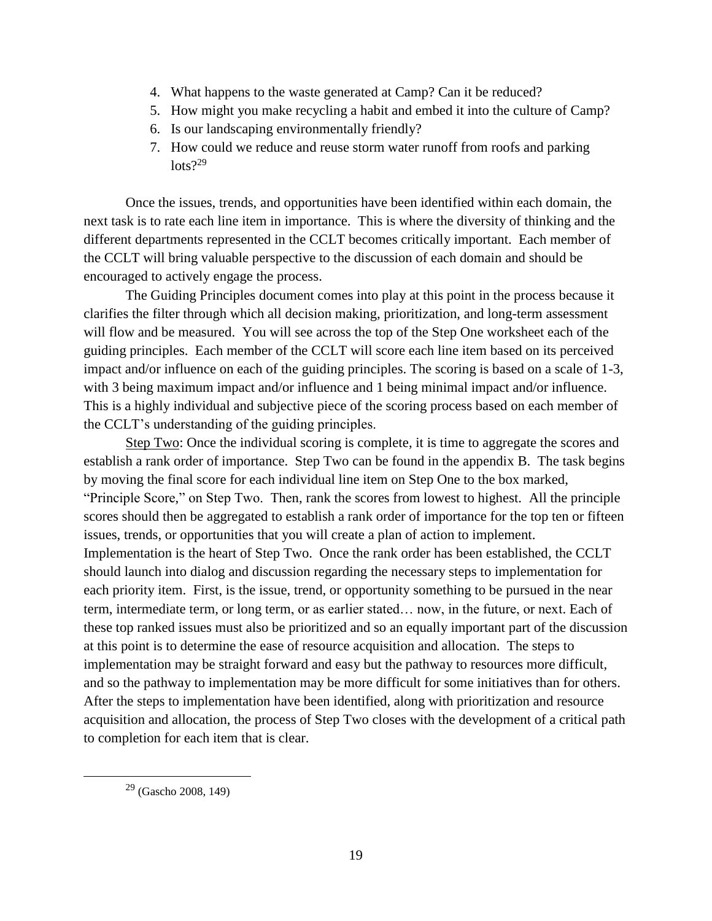4. What happens to the waste generated at Camp? Can it be reduced?
5. How might you make recycling a habit and embed it into the culture of Camp?
6. Is our landscaping environmentally friendly?
7. How could we reduce and reuse storm water runoff from roofs and parking lots?[29]

Once the issues, trends, and opportunities have been identified within each domain, the next task is to rate each line item in importance. This is where the diversity of thinking and the different departments represented in the CCLT becomes critically important. Each member of the CCLT will bring valuable perspective to the discussion of each domain and should be encouraged to actively engage the process.

The Guiding Principles document comes into play at this point in the process because it clarifies the filter through which all decision making, prioritization, and long-term assessment will flow and be measured. You will see across the top of the Step One worksheet each of the guiding principles. Each member of the CCLT will score each line item based on its perceived impact and/or influence on each of the guiding principles. The scoring is based on a scale of 1-3, with 3 being maximum impact and/or influence and 1 being minimal impact and/or influence. This is a highly individual and subjective piece of the scoring process based on each member of the CCLT's understanding of the guiding principles.

Step Two: Once the individual scoring is complete, it is time to aggregate the scores and establish a rank order of importance. Step Two can be found in the appendix B. The task begins by moving the final score for each individual line item on Step One to the box marked, "Principle Score," on Step Two. Then, rank the scores from lowest to highest. All the principle scores should then be aggregated to establish a rank order of importance for the top ten or fifteen issues, trends, or opportunities that you will create a plan of action to implement. Implementation is the heart of Step Two. Once the rank order has been established, the CCLT should launch into dialog and discussion regarding the necessary steps to implementation for each priority item. First, is the issue, trend, or opportunity something to be pursued in the near term, intermediate term, or long term, or as earlier stated… now, in the future, or next. Each of these top ranked issues must also be prioritized and so an equally important part of the discussion at this point is to determine the ease of resource acquisition and allocation. The steps to implementation may be straight forward and easy but the pathway to resources more difficult, and so the pathway to implementation may be more difficult for some initiatives than for others. After the steps to implementation have been identified, along with prioritization and resource acquisition and allocation, the process of Step Two closes with the development of a critical path to completion for each item that is clear.

---

[29] (Gascho 2008, 149)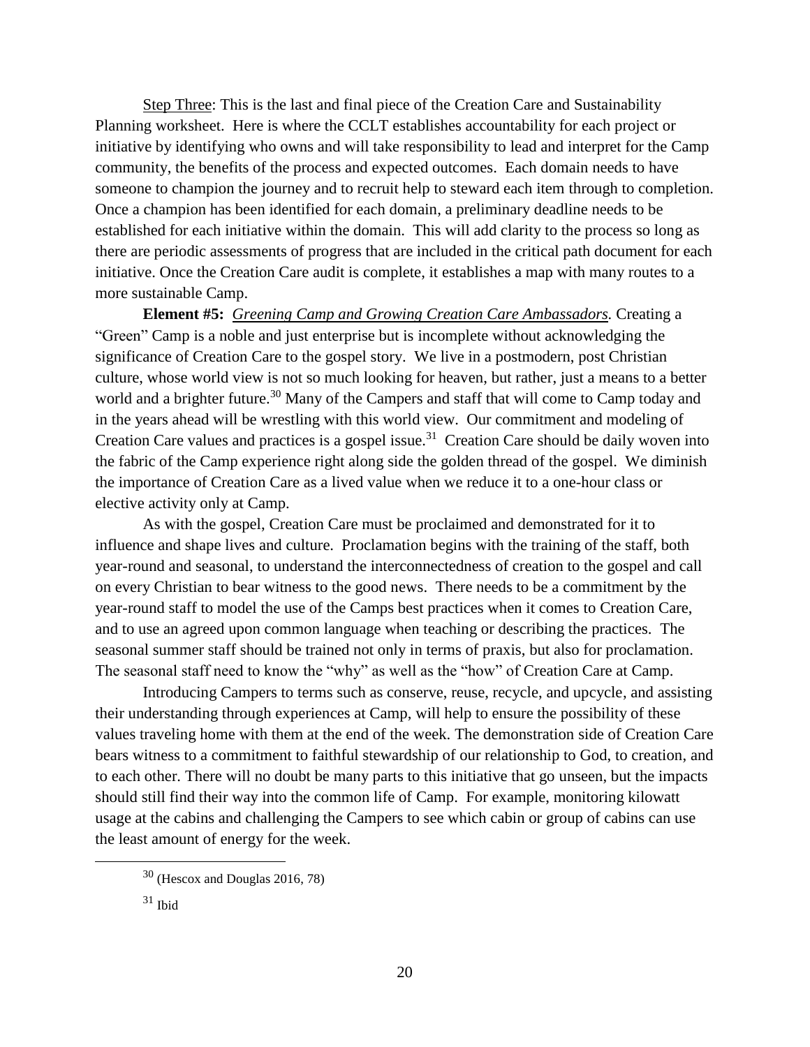Step Three: This is the last and final piece of the Creation Care and Sustainability Planning worksheet. Here is where the CCLT establishes accountability for each project or initiative by identifying who owns and will take responsibility to lead and interpret for the Camp community, the benefits of the process and expected outcomes. Each domain needs to have someone to champion the journey and to recruit help to steward each item through to completion. Once a champion has been identified for each domain, a preliminary deadline needs to be established for each initiative within the domain. This will add clarity to the process so long as there are periodic assessments of progress that are included in the critical path document for each initiative. Once the Creation Care audit is complete, it establishes a map with many routes to a more sustainable Camp.

**Element #5:** *Greening Camp and Growing Creation Care Ambassadors.* Creating a "Green" Camp is a noble and just enterprise but is incomplete without acknowledging the significance of Creation Care to the gospel story. We live in a postmodern, post Christian culture, whose world view is not so much looking for heaven, but rather, just a means to a better world and a brighter future.[30] Many of the Campers and staff that will come to Camp today and in the years ahead will be wrestling with this world view. Our commitment and modeling of Creation Care values and practices is a gospel issue.[31] Creation Care should be daily woven into the fabric of the Camp experience right along side the golden thread of the gospel. We diminish the importance of Creation Care as a lived value when we reduce it to a one-hour class or elective activity only at Camp.

As with the gospel, Creation Care must be proclaimed and demonstrated for it to influence and shape lives and culture. Proclamation begins with the training of the staff, both year-round and seasonal, to understand the interconnectedness of creation to the gospel and call on every Christian to bear witness to the good news. There needs to be a commitment by the year-round staff to model the use of the Camps best practices when it comes to Creation Care, and to use an agreed upon common language when teaching or describing the practices. The seasonal summer staff should be trained not only in terms of praxis, but also for proclamation. The seasonal staff need to know the "why" as well as the "how" of Creation Care at Camp.

Introducing Campers to terms such as conserve, reuse, recycle, and upcycle, and assisting their understanding through experiences at Camp, will help to ensure the possibility of these values traveling home with them at the end of the week. The demonstration side of Creation Care bears witness to a commitment to faithful stewardship of our relationship to God, to creation, and to each other. There will no doubt be many parts to this initiative that go unseen, but the impacts should still find their way into the common life of Camp. For example, monitoring kilowatt usage at the cabins and challenging the Campers to see which cabin or group of cabins can use the least amount of energy for the week.

[30] (Hescox and Douglas 2016, 78)

[31] Ibid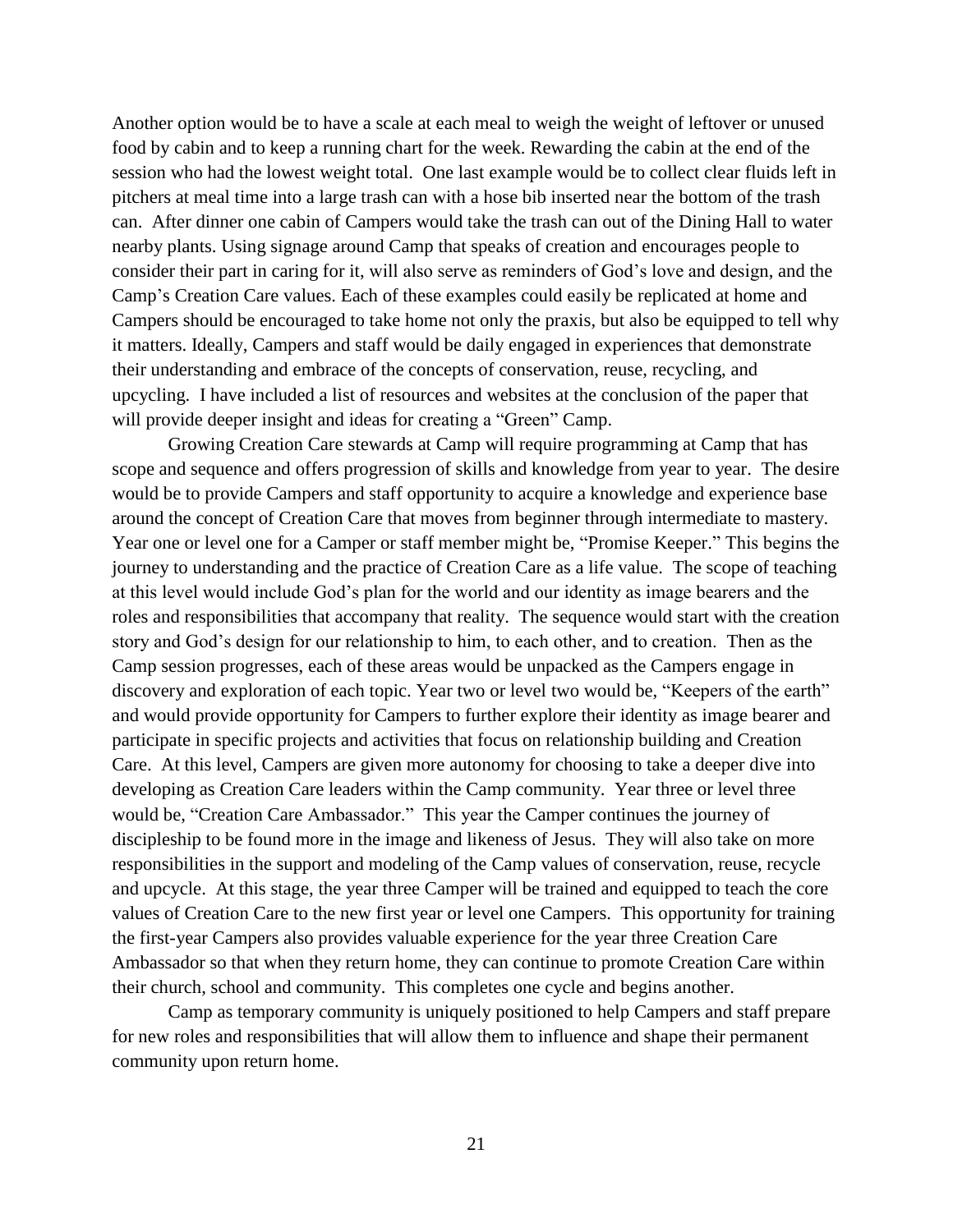Another option would be to have a scale at each meal to weigh the weight of leftover or unused food by cabin and to keep a running chart for the week. Rewarding the cabin at the end of the session who had the lowest weight total. One last example would be to collect clear fluids left in pitchers at meal time into a large trash can with a hose bib inserted near the bottom of the trash can. After dinner one cabin of Campers would take the trash can out of the Dining Hall to water nearby plants. Using signage around Camp that speaks of creation and encourages people to consider their part in caring for it, will also serve as reminders of God's love and design, and the Camp's Creation Care values. Each of these examples could easily be replicated at home and Campers should be encouraged to take home not only the praxis, but also be equipped to tell why it matters. Ideally, Campers and staff would be daily engaged in experiences that demonstrate their understanding and embrace of the concepts of conservation, reuse, recycling, and upcycling. I have included a list of resources and websites at the conclusion of the paper that will provide deeper insight and ideas for creating a "Green" Camp.

Growing Creation Care stewards at Camp will require programming at Camp that has scope and sequence and offers progression of skills and knowledge from year to year. The desire would be to provide Campers and staff opportunity to acquire a knowledge and experience base around the concept of Creation Care that moves from beginner through intermediate to mastery. Year one or level one for a Camper or staff member might be, "Promise Keeper." This begins the journey to understanding and the practice of Creation Care as a life value. The scope of teaching at this level would include God's plan for the world and our identity as image bearers and the roles and responsibilities that accompany that reality. The sequence would start with the creation story and God's design for our relationship to him, to each other, and to creation. Then as the Camp session progresses, each of these areas would be unpacked as the Campers engage in discovery and exploration of each topic. Year two or level two would be, "Keepers of the earth" and would provide opportunity for Campers to further explore their identity as image bearer and participate in specific projects and activities that focus on relationship building and Creation Care. At this level, Campers are given more autonomy for choosing to take a deeper dive into developing as Creation Care leaders within the Camp community. Year three or level three would be, "Creation Care Ambassador." This year the Camper continues the journey of discipleship to be found more in the image and likeness of Jesus. They will also take on more responsibilities in the support and modeling of the Camp values of conservation, reuse, recycle and upcycle. At this stage, the year three Camper will be trained and equipped to teach the core values of Creation Care to the new first year or level one Campers. This opportunity for training the first-year Campers also provides valuable experience for the year three Creation Care Ambassador so that when they return home, they can continue to promote Creation Care within their church, school and community. This completes one cycle and begins another.

Camp as temporary community is uniquely positioned to help Campers and staff prepare for new roles and responsibilities that will allow them to influence and shape their permanent community upon return home.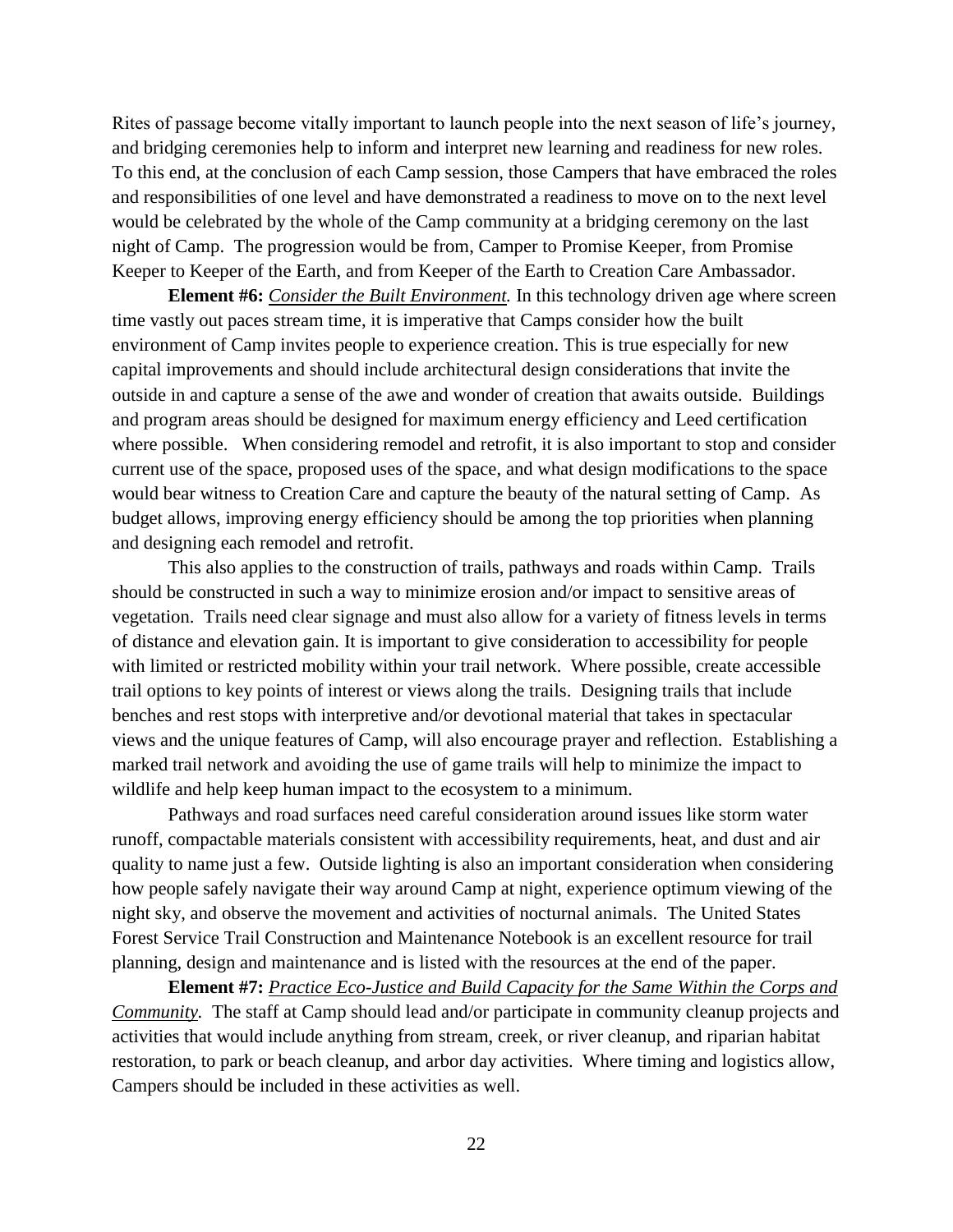Rites of passage become vitally important to launch people into the next season of life's journey, and bridging ceremonies help to inform and interpret new learning and readiness for new roles. To this end, at the conclusion of each Camp session, those Campers that have embraced the roles and responsibilities of one level and have demonstrated a readiness to move on to the next level would be celebrated by the whole of the Camp community at a bridging ceremony on the last night of Camp. The progression would be from, Camper to Promise Keeper, from Promise Keeper to Keeper of the Earth, and from Keeper of the Earth to Creation Care Ambassador.

**Element #6:** *Consider the Built Environment.* In this technology driven age where screen time vastly out paces stream time, it is imperative that Camps consider how the built environment of Camp invites people to experience creation. This is true especially for new capital improvements and should include architectural design considerations that invite the outside in and capture a sense of the awe and wonder of creation that awaits outside. Buildings and program areas should be designed for maximum energy efficiency and Leed certification where possible. When considering remodel and retrofit, it is also important to stop and consider current use of the space, proposed uses of the space, and what design modifications to the space would bear witness to Creation Care and capture the beauty of the natural setting of Camp. As budget allows, improving energy efficiency should be among the top priorities when planning and designing each remodel and retrofit.

This also applies to the construction of trails, pathways and roads within Camp. Trails should be constructed in such a way to minimize erosion and/or impact to sensitive areas of vegetation. Trails need clear signage and must also allow for a variety of fitness levels in terms of distance and elevation gain. It is important to give consideration to accessibility for people with limited or restricted mobility within your trail network. Where possible, create accessible trail options to key points of interest or views along the trails. Designing trails that include benches and rest stops with interpretive and/or devotional material that takes in spectacular views and the unique features of Camp, will also encourage prayer and reflection. Establishing a marked trail network and avoiding the use of game trails will help to minimize the impact to wildlife and help keep human impact to the ecosystem to a minimum.

Pathways and road surfaces need careful consideration around issues like storm water runoff, compactable materials consistent with accessibility requirements, heat, and dust and air quality to name just a few. Outside lighting is also an important consideration when considering how people safely navigate their way around Camp at night, experience optimum viewing of the night sky, and observe the movement and activities of nocturnal animals. The United States Forest Service Trail Construction and Maintenance Notebook is an excellent resource for trail planning, design and maintenance and is listed with the resources at the end of the paper.

**Element #7:** *Practice Eco-Justice and Build Capacity for the Same Within the Corps and Community.* The staff at Camp should lead and/or participate in community cleanup projects and activities that would include anything from stream, creek, or river cleanup, and riparian habitat restoration, to park or beach cleanup, and arbor day activities. Where timing and logistics allow, Campers should be included in these activities as well.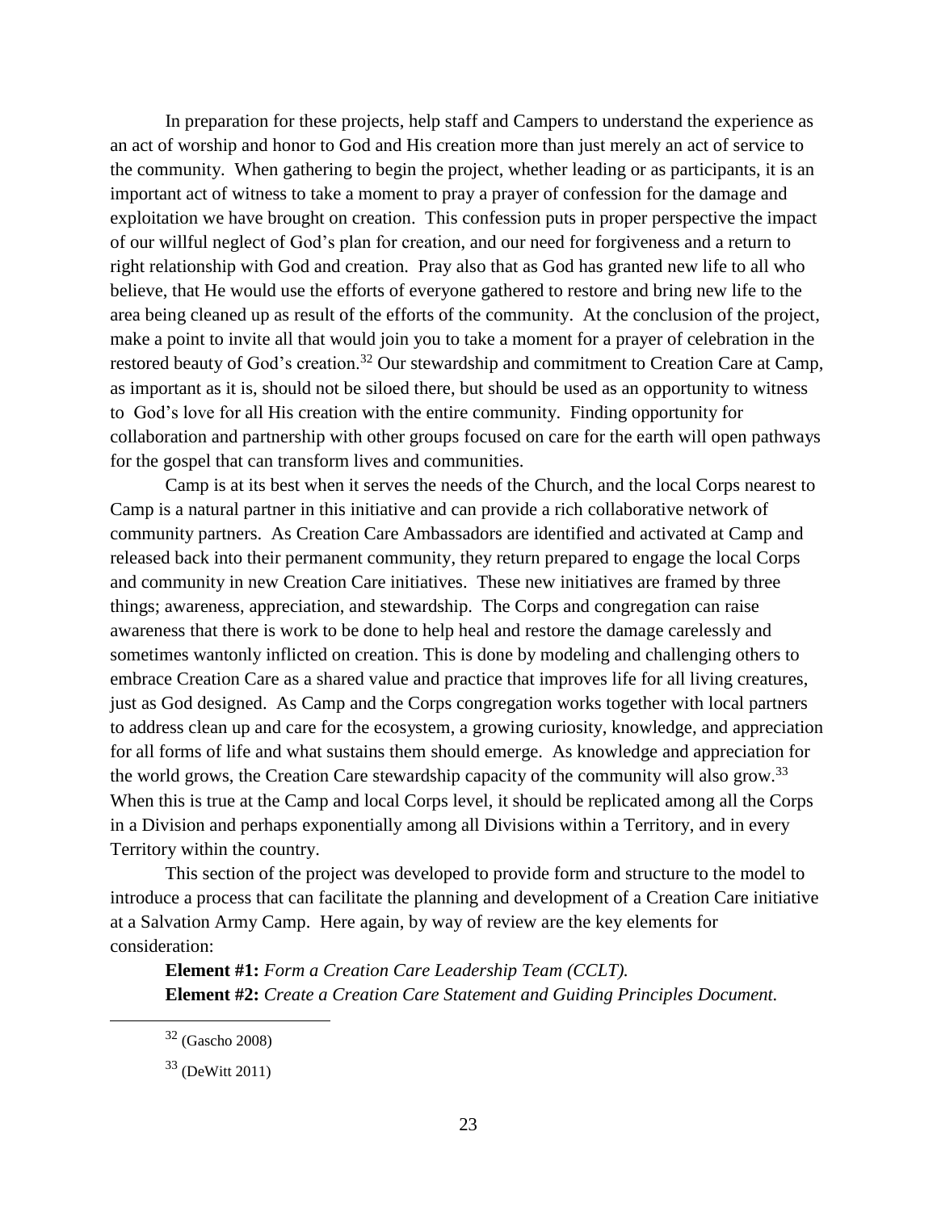In preparation for these projects, help staff and Campers to understand the experience as an act of worship and honor to God and His creation more than just merely an act of service to the community. When gathering to begin the project, whether leading or as participants, it is an important act of witness to take a moment to pray a prayer of confession for the damage and exploitation we have brought on creation. This confession puts in proper perspective the impact of our willful neglect of God's plan for creation, and our need for forgiveness and a return to right relationship with God and creation. Pray also that as God has granted new life to all who believe, that He would use the efforts of everyone gathered to restore and bring new life to the area being cleaned up as result of the efforts of the community. At the conclusion of the project, make a point to invite all that would join you to take a moment for a prayer of celebration in the restored beauty of God's creation.[32] Our stewardship and commitment to Creation Care at Camp, as important as it is, should not be siloed there, but should be used as an opportunity to witness to God's love for all His creation with the entire community. Finding opportunity for collaboration and partnership with other groups focused on care for the earth will open pathways for the gospel that can transform lives and communities.

Camp is at its best when it serves the needs of the Church, and the local Corps nearest to Camp is a natural partner in this initiative and can provide a rich collaborative network of community partners. As Creation Care Ambassadors are identified and activated at Camp and released back into their permanent community, they return prepared to engage the local Corps and community in new Creation Care initiatives. These new initiatives are framed by three things; awareness, appreciation, and stewardship. The Corps and congregation can raise awareness that there is work to be done to help heal and restore the damage carelessly and sometimes wantonly inflicted on creation. This is done by modeling and challenging others to embrace Creation Care as a shared value and practice that improves life for all living creatures, just as God designed. As Camp and the Corps congregation works together with local partners to address clean up and care for the ecosystem, a growing curiosity, knowledge, and appreciation for all forms of life and what sustains them should emerge. As knowledge and appreciation for the world grows, the Creation Care stewardship capacity of the community will also grow.[33] When this is true at the Camp and local Corps level, it should be replicated among all the Corps in a Division and perhaps exponentially among all Divisions within a Territory, and in every Territory within the country.

This section of the project was developed to provide form and structure to the model to introduce a process that can facilitate the planning and development of a Creation Care initiative at a Salvation Army Camp. Here again, by way of review are the key elements for consideration:

**Element #1:** *Form a Creation Care Leadership Team (CCLT).*
**Element #2:** *Create a Creation Care Statement and Guiding Principles Document.*

---

[32] (Gascho 2008)

[33] (DeWitt 2011)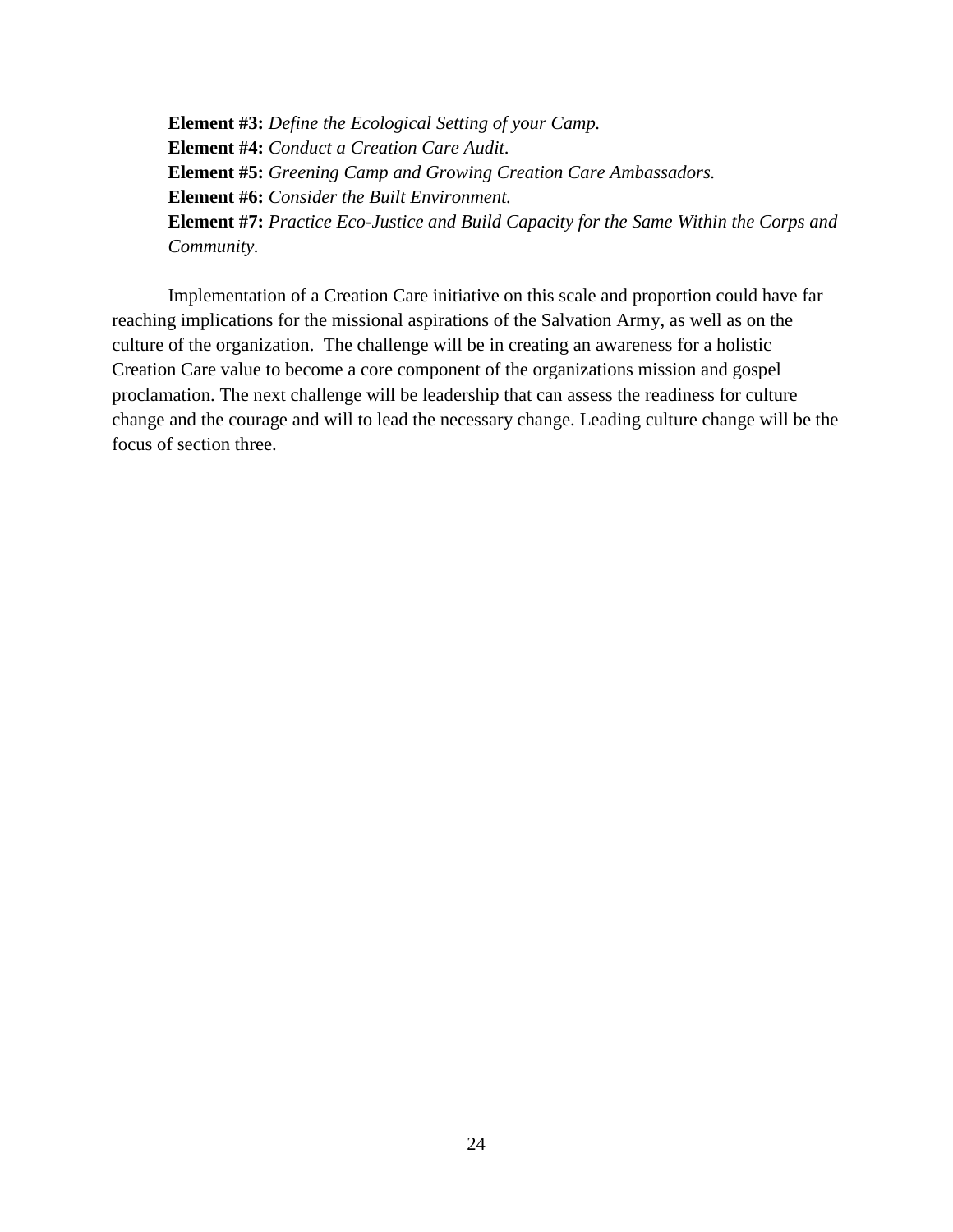**Element #3:** *Define the Ecological Setting of your Camp.*
**Element #4:** *Conduct a Creation Care Audit.*
**Element #5:** *Greening Camp and Growing Creation Care Ambassadors.*
**Element #6:** *Consider the Built Environment.*
**Element #7:** *Practice Eco-Justice and Build Capacity for the Same Within the Corps and Community.*

Implementation of a Creation Care initiative on this scale and proportion could have far reaching implications for the missional aspirations of the Salvation Army, as well as on the culture of the organization. The challenge will be in creating an awareness for a holistic Creation Care value to become a core component of the organizations mission and gospel proclamation. The next challenge will be leadership that can assess the readiness for culture change and the courage and will to lead the necessary change. Leading culture change will be the focus of section three.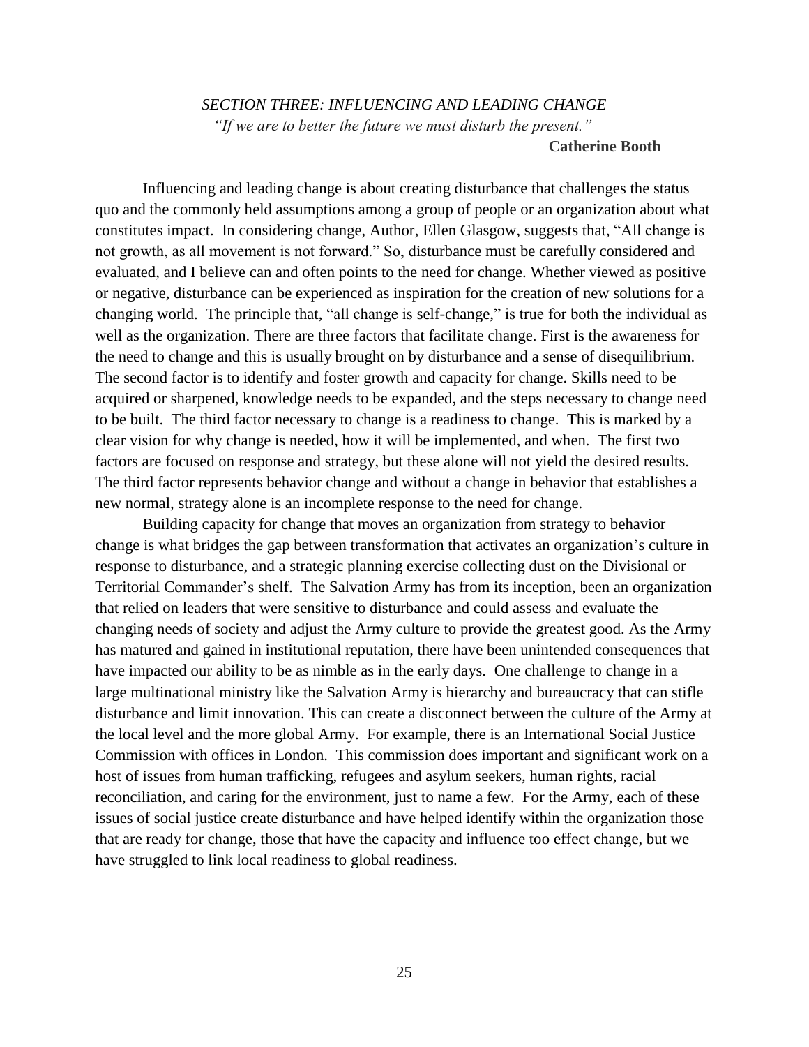## *SECTION THREE: INFLUENCING AND LEADING CHANGE*

*"If we are to better the future we must disturb the present."*

**Catherine Booth**

Influencing and leading change is about creating disturbance that challenges the status quo and the commonly held assumptions among a group of people or an organization about what constitutes impact. In considering change, Author, Ellen Glasgow, suggests that, "All change is not growth, as all movement is not forward." So, disturbance must be carefully considered and evaluated, and I believe can and often points to the need for change. Whether viewed as positive or negative, disturbance can be experienced as inspiration for the creation of new solutions for a changing world. The principle that, "all change is self-change," is true for both the individual as well as the organization. There are three factors that facilitate change. First is the awareness for the need to change and this is usually brought on by disturbance and a sense of disequilibrium. The second factor is to identify and foster growth and capacity for change. Skills need to be acquired or sharpened, knowledge needs to be expanded, and the steps necessary to change need to be built. The third factor necessary to change is a readiness to change. This is marked by a clear vision for why change is needed, how it will be implemented, and when. The first two factors are focused on response and strategy, but these alone will not yield the desired results. The third factor represents behavior change and without a change in behavior that establishes a new normal, strategy alone is an incomplete response to the need for change.

Building capacity for change that moves an organization from strategy to behavior change is what bridges the gap between transformation that activates an organization's culture in response to disturbance, and a strategic planning exercise collecting dust on the Divisional or Territorial Commander's shelf. The Salvation Army has from its inception, been an organization that relied on leaders that were sensitive to disturbance and could assess and evaluate the changing needs of society and adjust the Army culture to provide the greatest good. As the Army has matured and gained in institutional reputation, there have been unintended consequences that have impacted our ability to be as nimble as in the early days. One challenge to change in a large multinational ministry like the Salvation Army is hierarchy and bureaucracy that can stifle disturbance and limit innovation. This can create a disconnect between the culture of the Army at the local level and the more global Army. For example, there is an International Social Justice Commission with offices in London. This commission does important and significant work on a host of issues from human trafficking, refugees and asylum seekers, human rights, racial reconciliation, and caring for the environment, just to name a few. For the Army, each of these issues of social justice create disturbance and have helped identify within the organization those that are ready for change, those that have the capacity and influence too effect change, but we have struggled to link local readiness to global readiness.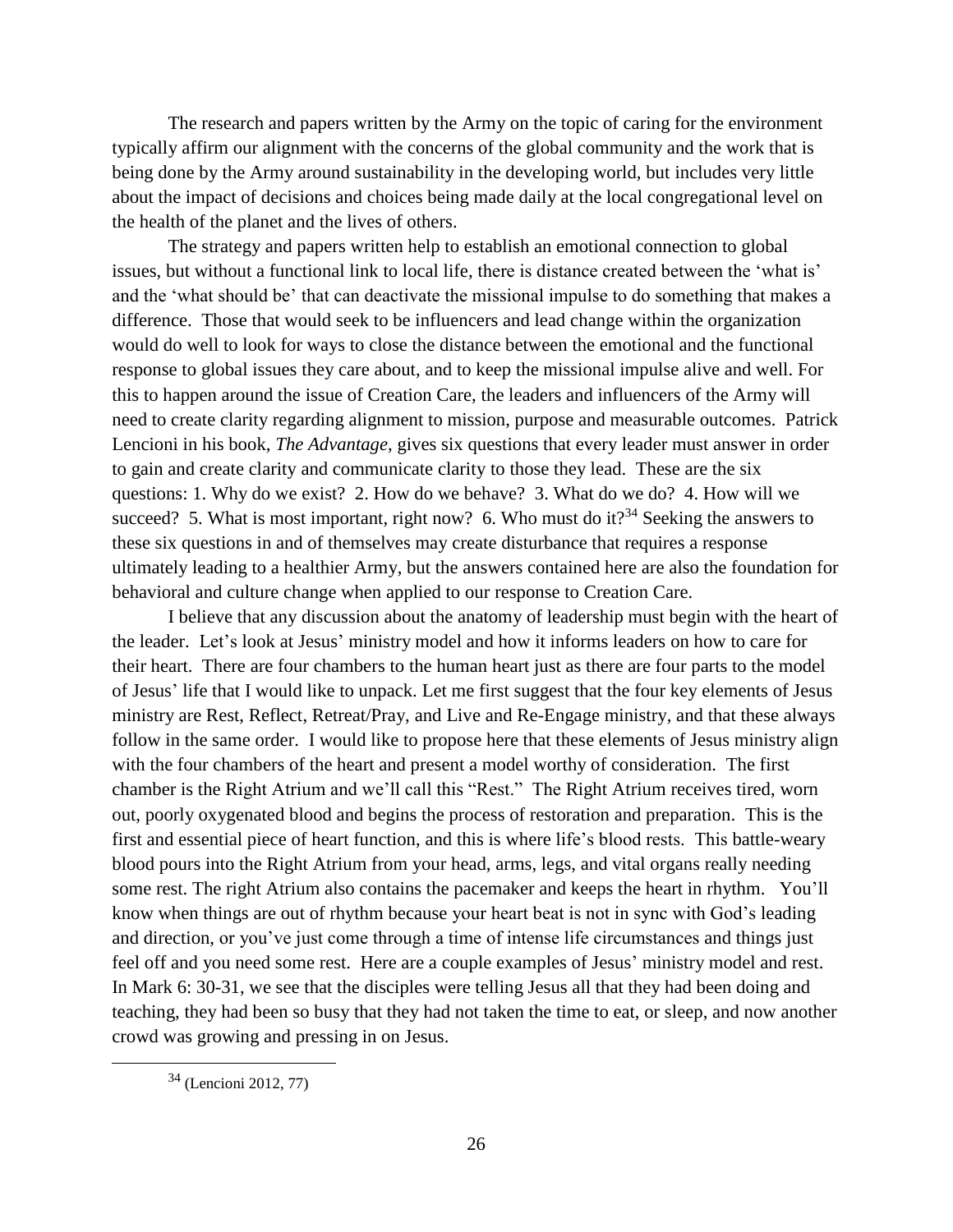The research and papers written by the Army on the topic of caring for the environment typically affirm our alignment with the concerns of the global community and the work that is being done by the Army around sustainability in the developing world, but includes very little about the impact of decisions and choices being made daily at the local congregational level on the health of the planet and the lives of others.

The strategy and papers written help to establish an emotional connection to global issues, but without a functional link to local life, there is distance created between the 'what is' and the 'what should be' that can deactivate the missional impulse to do something that makes a difference. Those that would seek to be influencers and lead change within the organization would do well to look for ways to close the distance between the emotional and the functional response to global issues they care about, and to keep the missional impulse alive and well. For this to happen around the issue of Creation Care, the leaders and influencers of the Army will need to create clarity regarding alignment to mission, purpose and measurable outcomes. Patrick Lencioni in his book, *The Advantage,* gives six questions that every leader must answer in order to gain and create clarity and communicate clarity to those they lead. These are the six questions: 1. Why do we exist? 2. How do we behave? 3. What do we do? 4. How will we succeed? 5. What is most important, right now? 6. Who must do it?[34] Seeking the answers to these six questions in and of themselves may create disturbance that requires a response ultimately leading to a healthier Army, but the answers contained here are also the foundation for behavioral and culture change when applied to our response to Creation Care.

I believe that any discussion about the anatomy of leadership must begin with the heart of the leader. Let's look at Jesus' ministry model and how it informs leaders on how to care for their heart. There are four chambers to the human heart just as there are four parts to the model of Jesus' life that I would like to unpack. Let me first suggest that the four key elements of Jesus ministry are Rest, Reflect, Retreat/Pray, and Live and Re-Engage ministry, and that these always follow in the same order. I would like to propose here that these elements of Jesus ministry align with the four chambers of the heart and present a model worthy of consideration. The first chamber is the Right Atrium and we'll call this "Rest." The Right Atrium receives tired, worn out, poorly oxygenated blood and begins the process of restoration and preparation. This is the first and essential piece of heart function, and this is where life's blood rests. This battle-weary blood pours into the Right Atrium from your head, arms, legs, and vital organs really needing some rest. The right Atrium also contains the pacemaker and keeps the heart in rhythm. You'll know when things are out of rhythm because your heart beat is not in sync with God's leading and direction, or you've just come through a time of intense life circumstances and things just feel off and you need some rest. Here are a couple examples of Jesus' ministry model and rest. In Mark 6: 30-31, we see that the disciples were telling Jesus all that they had been doing and teaching, they had been so busy that they had not taken the time to eat, or sleep, and now another crowd was growing and pressing in on Jesus.

[34] (Lencioni 2012, 77)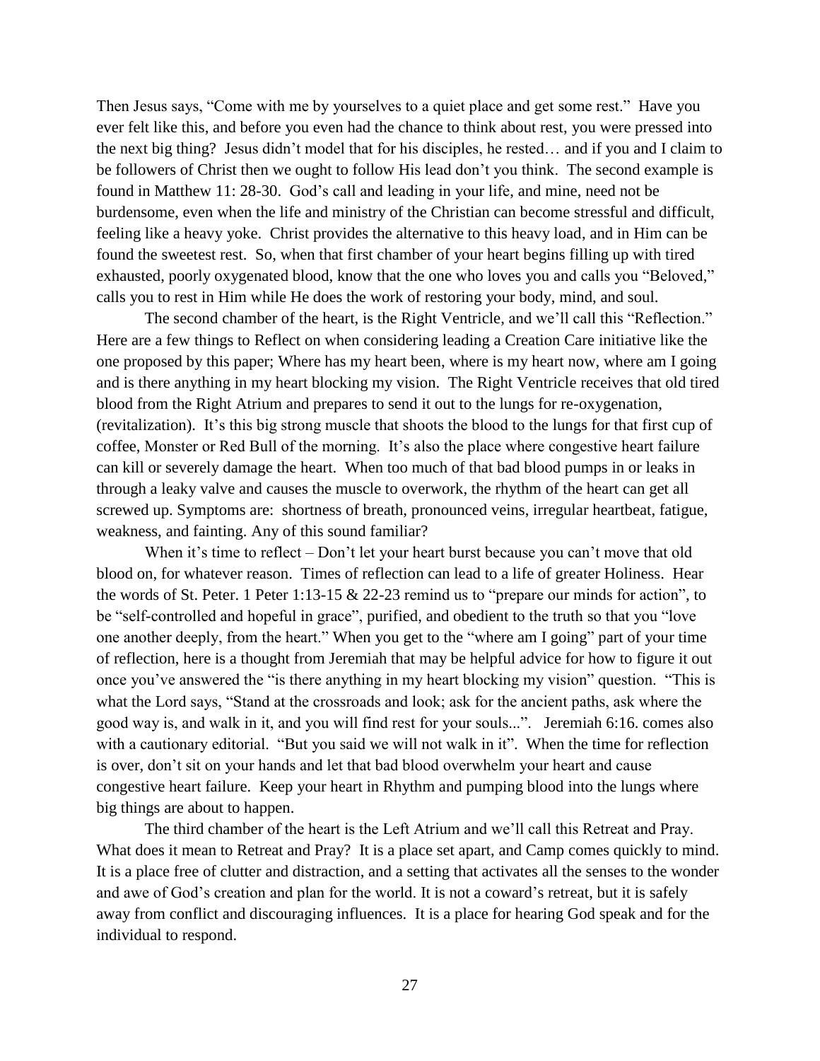Then Jesus says, "Come with me by yourselves to a quiet place and get some rest." Have you ever felt like this, and before you even had the chance to think about rest, you were pressed into the next big thing? Jesus didn't model that for his disciples, he rested… and if you and I claim to be followers of Christ then we ought to follow His lead don't you think. The second example is found in Matthew 11: 28-30. God's call and leading in your life, and mine, need not be burdensome, even when the life and ministry of the Christian can become stressful and difficult, feeling like a heavy yoke. Christ provides the alternative to this heavy load, and in Him can be found the sweetest rest. So, when that first chamber of your heart begins filling up with tired exhausted, poorly oxygenated blood, know that the one who loves you and calls you "Beloved," calls you to rest in Him while He does the work of restoring your body, mind, and soul.

The second chamber of the heart, is the Right Ventricle, and we'll call this "Reflection." Here are a few things to Reflect on when considering leading a Creation Care initiative like the one proposed by this paper; Where has my heart been, where is my heart now, where am I going and is there anything in my heart blocking my vision. The Right Ventricle receives that old tired blood from the Right Atrium and prepares to send it out to the lungs for re-oxygenation, (revitalization). It's this big strong muscle that shoots the blood to the lungs for that first cup of coffee, Monster or Red Bull of the morning. It's also the place where congestive heart failure can kill or severely damage the heart. When too much of that bad blood pumps in or leaks in through a leaky valve and causes the muscle to overwork, the rhythm of the heart can get all screwed up. Symptoms are: shortness of breath, pronounced veins, irregular heartbeat, fatigue, weakness, and fainting. Any of this sound familiar?

When it's time to reflect – Don't let your heart burst because you can't move that old blood on, for whatever reason. Times of reflection can lead to a life of greater Holiness. Hear the words of St. Peter. 1 Peter 1:13-15 & 22-23 remind us to "prepare our minds for action", to be "self-controlled and hopeful in grace", purified, and obedient to the truth so that you "love one another deeply, from the heart." When you get to the "where am I going" part of your time of reflection, here is a thought from Jeremiah that may be helpful advice for how to figure it out once you've answered the "is there anything in my heart blocking my vision" question. "This is what the Lord says, "Stand at the crossroads and look; ask for the ancient paths, ask where the good way is, and walk in it, and you will find rest for your souls...". Jeremiah 6:16. comes also with a cautionary editorial. "But you said we will not walk in it". When the time for reflection is over, don't sit on your hands and let that bad blood overwhelm your heart and cause congestive heart failure. Keep your heart in Rhythm and pumping blood into the lungs where big things are about to happen.

The third chamber of the heart is the Left Atrium and we'll call this Retreat and Pray. What does it mean to Retreat and Pray? It is a place set apart, and Camp comes quickly to mind. It is a place free of clutter and distraction, and a setting that activates all the senses to the wonder and awe of God's creation and plan for the world. It is not a coward's retreat, but it is safely away from conflict and discouraging influences. It is a place for hearing God speak and for the individual to respond.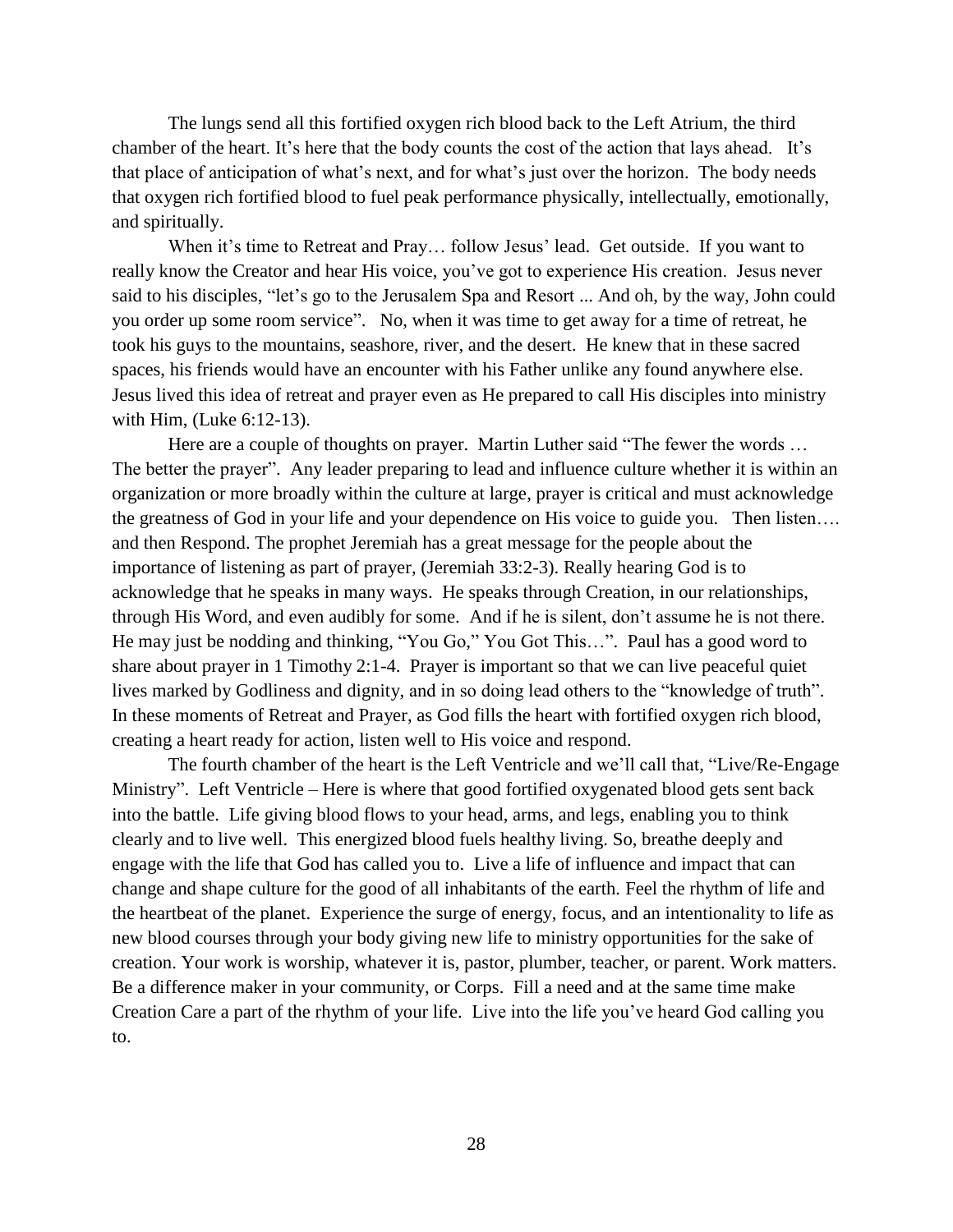The lungs send all this fortified oxygen rich blood back to the Left Atrium, the third chamber of the heart. It's here that the body counts the cost of the action that lays ahead. It's that place of anticipation of what's next, and for what's just over the horizon. The body needs that oxygen rich fortified blood to fuel peak performance physically, intellectually, emotionally, and spiritually.

When it's time to Retreat and Pray… follow Jesus' lead. Get outside. If you want to really know the Creator and hear His voice, you've got to experience His creation. Jesus never said to his disciples, "let's go to the Jerusalem Spa and Resort ... And oh, by the way, John could you order up some room service". No, when it was time to get away for a time of retreat, he took his guys to the mountains, seashore, river, and the desert. He knew that in these sacred spaces, his friends would have an encounter with his Father unlike any found anywhere else. Jesus lived this idea of retreat and prayer even as He prepared to call His disciples into ministry with Him, (Luke 6:12-13).

Here are a couple of thoughts on prayer. Martin Luther said "The fewer the words … The better the prayer". Any leader preparing to lead and influence culture whether it is within an organization or more broadly within the culture at large, prayer is critical and must acknowledge the greatness of God in your life and your dependence on His voice to guide you. Then listen…. and then Respond. The prophet Jeremiah has a great message for the people about the importance of listening as part of prayer, (Jeremiah 33:2-3). Really hearing God is to acknowledge that he speaks in many ways. He speaks through Creation, in our relationships, through His Word, and even audibly for some. And if he is silent, don't assume he is not there. He may just be nodding and thinking, "You Go," You Got This…". Paul has a good word to share about prayer in 1 Timothy 2:1-4. Prayer is important so that we can live peaceful quiet lives marked by Godliness and dignity, and in so doing lead others to the "knowledge of truth". In these moments of Retreat and Prayer, as God fills the heart with fortified oxygen rich blood, creating a heart ready for action, listen well to His voice and respond.

The fourth chamber of the heart is the Left Ventricle and we'll call that, "Live/Re-Engage Ministry". Left Ventricle – Here is where that good fortified oxygenated blood gets sent back into the battle. Life giving blood flows to your head, arms, and legs, enabling you to think clearly and to live well. This energized blood fuels healthy living. So, breathe deeply and engage with the life that God has called you to. Live a life of influence and impact that can change and shape culture for the good of all inhabitants of the earth. Feel the rhythm of life and the heartbeat of the planet. Experience the surge of energy, focus, and an intentionality to life as new blood courses through your body giving new life to ministry opportunities for the sake of creation. Your work is worship, whatever it is, pastor, plumber, teacher, or parent. Work matters. Be a difference maker in your community, or Corps. Fill a need and at the same time make Creation Care a part of the rhythm of your life. Live into the life you've heard God calling you to.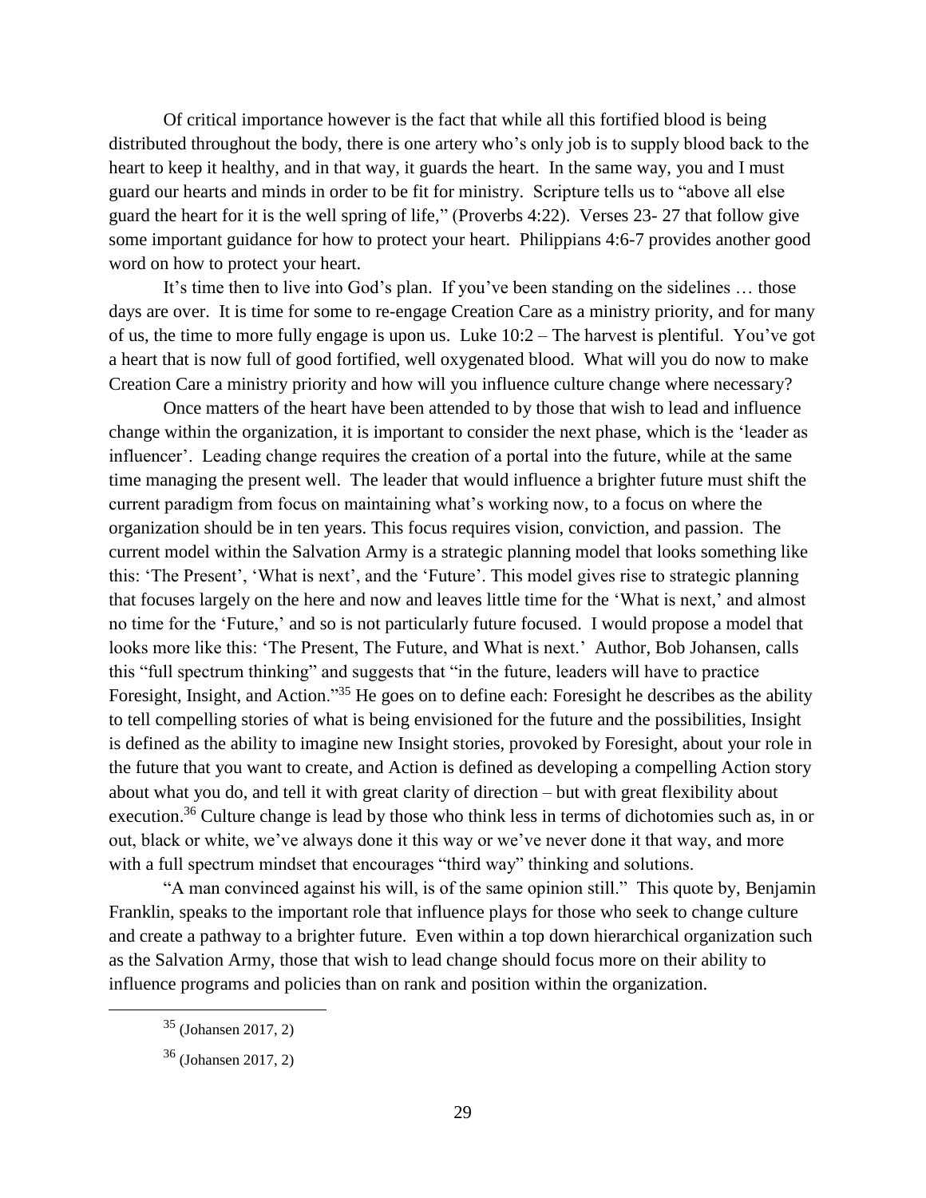Of critical importance however is the fact that while all this fortified blood is being distributed throughout the body, there is one artery who's only job is to supply blood back to the heart to keep it healthy, and in that way, it guards the heart. In the same way, you and I must guard our hearts and minds in order to be fit for ministry. Scripture tells us to "above all else guard the heart for it is the well spring of life," (Proverbs 4:22). Verses 23- 27 that follow give some important guidance for how to protect your heart. Philippians 4:6-7 provides another good word on how to protect your heart.

It's time then to live into God's plan. If you've been standing on the sidelines … those days are over. It is time for some to re-engage Creation Care as a ministry priority, and for many of us, the time to more fully engage is upon us. Luke 10:2 – The harvest is plentiful. You've got a heart that is now full of good fortified, well oxygenated blood. What will you do now to make Creation Care a ministry priority and how will you influence culture change where necessary?

Once matters of the heart have been attended to by those that wish to lead and influence change within the organization, it is important to consider the next phase, which is the 'leader as influencer'. Leading change requires the creation of a portal into the future, while at the same time managing the present well. The leader that would influence a brighter future must shift the current paradigm from focus on maintaining what's working now, to a focus on where the organization should be in ten years. This focus requires vision, conviction, and passion. The current model within the Salvation Army is a strategic planning model that looks something like this: 'The Present', 'What is next', and the 'Future'. This model gives rise to strategic planning that focuses largely on the here and now and leaves little time for the 'What is next,' and almost no time for the 'Future,' and so is not particularly future focused. I would propose a model that looks more like this: 'The Present, The Future, and What is next.' Author, Bob Johansen, calls this "full spectrum thinking" and suggests that "in the future, leaders will have to practice Foresight, Insight, and Action."[35] He goes on to define each: Foresight he describes as the ability to tell compelling stories of what is being envisioned for the future and the possibilities, Insight is defined as the ability to imagine new Insight stories, provoked by Foresight, about your role in the future that you want to create, and Action is defined as developing a compelling Action story about what you do, and tell it with great clarity of direction – but with great flexibility about execution.[36] Culture change is lead by those who think less in terms of dichotomies such as, in or out, black or white, we've always done it this way or we've never done it that way, and more with a full spectrum mindset that encourages "third way" thinking and solutions.

"A man convinced against his will, is of the same opinion still." This quote by, Benjamin Franklin, speaks to the important role that influence plays for those who seek to change culture and create a pathway to a brighter future. Even within a top down hierarchical organization such as the Salvation Army, those that wish to lead change should focus more on their ability to influence programs and policies than on rank and position within the organization.

[35] (Johansen 2017, 2)

[36] (Johansen 2017, 2)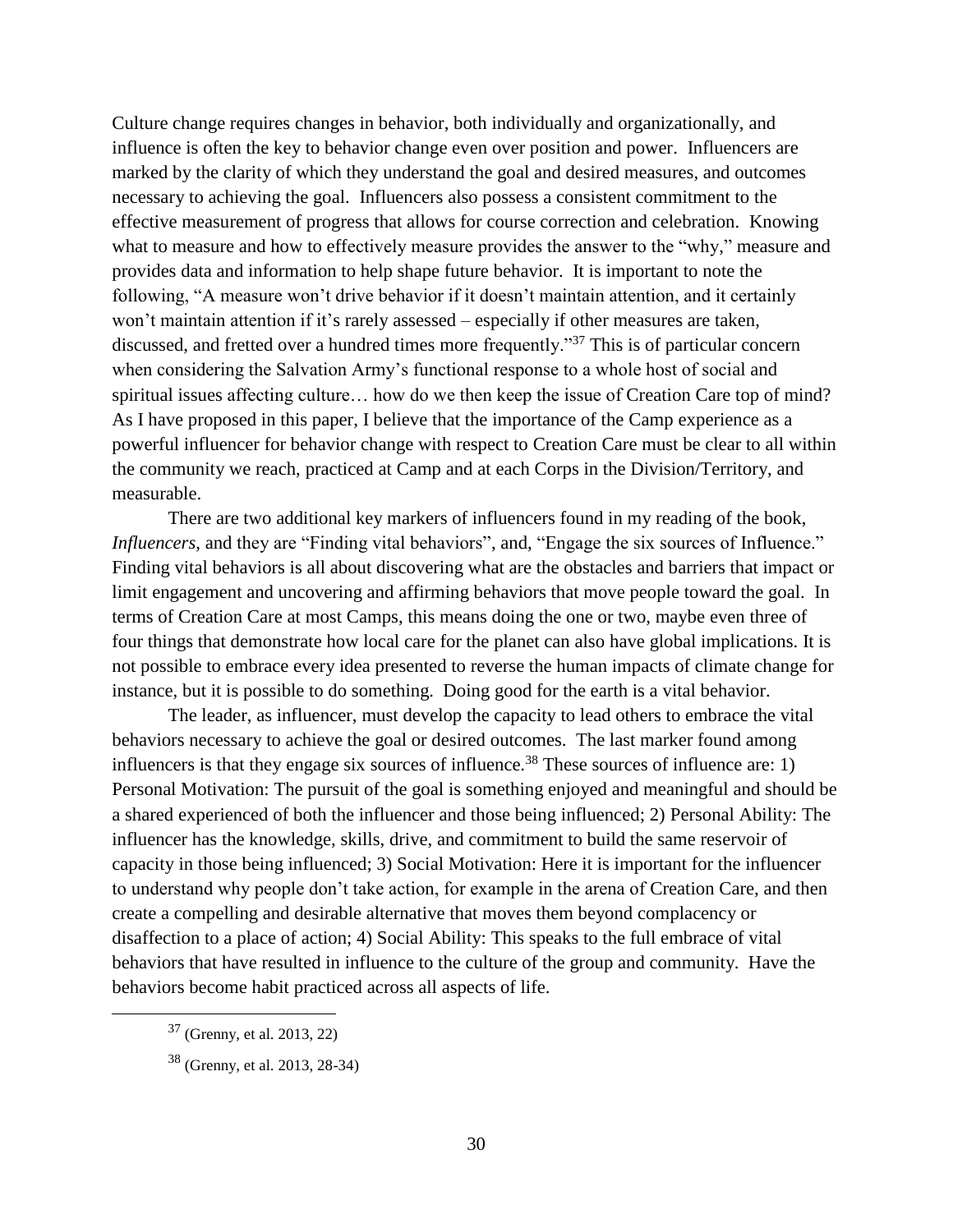Culture change requires changes in behavior, both individually and organizationally, and influence is often the key to behavior change even over position and power. Influencers are marked by the clarity of which they understand the goal and desired measures, and outcomes necessary to achieving the goal. Influencers also possess a consistent commitment to the effective measurement of progress that allows for course correction and celebration. Knowing what to measure and how to effectively measure provides the answer to the "why," measure and provides data and information to help shape future behavior. It is important to note the following, "A measure won't drive behavior if it doesn't maintain attention, and it certainly won't maintain attention if it's rarely assessed – especially if other measures are taken, discussed, and fretted over a hundred times more frequently."[37] This is of particular concern when considering the Salvation Army's functional response to a whole host of social and spiritual issues affecting culture… how do we then keep the issue of Creation Care top of mind? As I have proposed in this paper, I believe that the importance of the Camp experience as a powerful influencer for behavior change with respect to Creation Care must be clear to all within the community we reach, practiced at Camp and at each Corps in the Division/Territory, and measurable.

There are two additional key markers of influencers found in my reading of the book, *Influencers,* and they are "Finding vital behaviors", and, "Engage the six sources of Influence." Finding vital behaviors is all about discovering what are the obstacles and barriers that impact or limit engagement and uncovering and affirming behaviors that move people toward the goal. In terms of Creation Care at most Camps, this means doing the one or two, maybe even three of four things that demonstrate how local care for the planet can also have global implications. It is not possible to embrace every idea presented to reverse the human impacts of climate change for instance, but it is possible to do something. Doing good for the earth is a vital behavior.

The leader, as influencer, must develop the capacity to lead others to embrace the vital behaviors necessary to achieve the goal or desired outcomes. The last marker found among influencers is that they engage six sources of influence.[38] These sources of influence are: 1) Personal Motivation: The pursuit of the goal is something enjoyed and meaningful and should be a shared experienced of both the influencer and those being influenced; 2) Personal Ability: The influencer has the knowledge, skills, drive, and commitment to build the same reservoir of capacity in those being influenced; 3) Social Motivation: Here it is important for the influencer to understand why people don't take action, for example in the arena of Creation Care, and then create a compelling and desirable alternative that moves them beyond complacency or disaffection to a place of action; 4) Social Ability: This speaks to the full embrace of vital behaviors that have resulted in influence to the culture of the group and community. Have the behaviors become habit practiced across all aspects of life.

---

[37] (Grenny, et al. 2013, 22)

[38] (Grenny, et al. 2013, 28-34)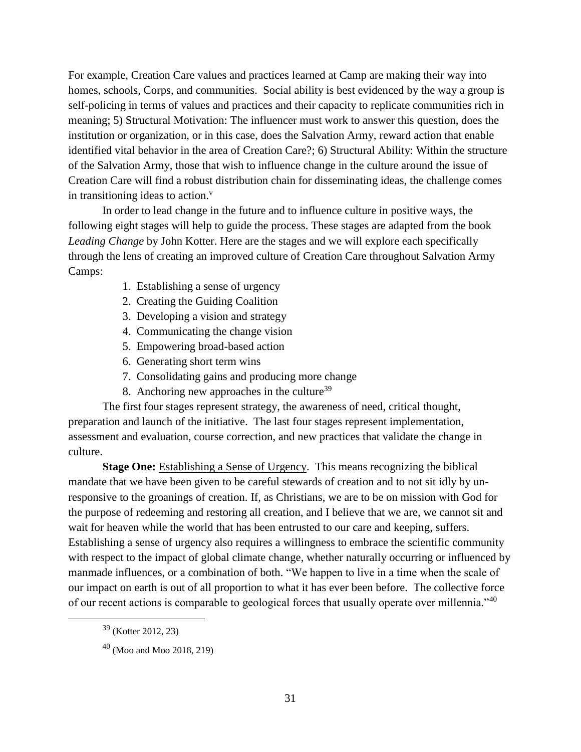For example, Creation Care values and practices learned at Camp are making their way into homes, schools, Corps, and communities. Social ability is best evidenced by the way a group is self-policing in terms of values and practices and their capacity to replicate communities rich in meaning; 5) Structural Motivation: The influencer must work to answer this question, does the institution or organization, or in this case, does the Salvation Army, reward action that enable identified vital behavior in the area of Creation Care?; 6) Structural Ability: Within the structure of the Salvation Army, those that wish to influence change in the culture around the issue of Creation Care will find a robust distribution chain for disseminating ideas, the challenge comes in transitioning ideas to action.[v]

In order to lead change in the future and to influence culture in positive ways, the following eight stages will help to guide the process. These stages are adapted from the book *Leading Change* by John Kotter. Here are the stages and we will explore each specifically through the lens of creating an improved culture of Creation Care throughout Salvation Army Camps:

1. Establishing a sense of urgency
2. Creating the Guiding Coalition
3. Developing a vision and strategy
4. Communicating the change vision
5. Empowering broad-based action
6. Generating short term wins
7. Consolidating gains and producing more change
8. Anchoring new approaches in the culture[39]

The first four stages represent strategy, the awareness of need, critical thought, preparation and launch of the initiative. The last four stages represent implementation, assessment and evaluation, course correction, and new practices that validate the change in culture.

**Stage One:** Establishing a Sense of Urgency. This means recognizing the biblical mandate that we have been given to be careful stewards of creation and to not sit idly by un-responsive to the groanings of creation. If, as Christians, we are to be on mission with God for the purpose of redeeming and restoring all creation, and I believe that we are, we cannot sit and wait for heaven while the world that has been entrusted to our care and keeping, suffers. Establishing a sense of urgency also requires a willingness to embrace the scientific community with respect to the impact of global climate change, whether naturally occurring or influenced by manmade influences, or a combination of both. "We happen to live in a time when the scale of our impact on earth is out of all proportion to what it has ever been before. The collective force of our recent actions is comparable to geological forces that usually operate over millennia."[40]

---

[39] (Kotter 2012, 23)

[40] (Moo and Moo 2018, 219)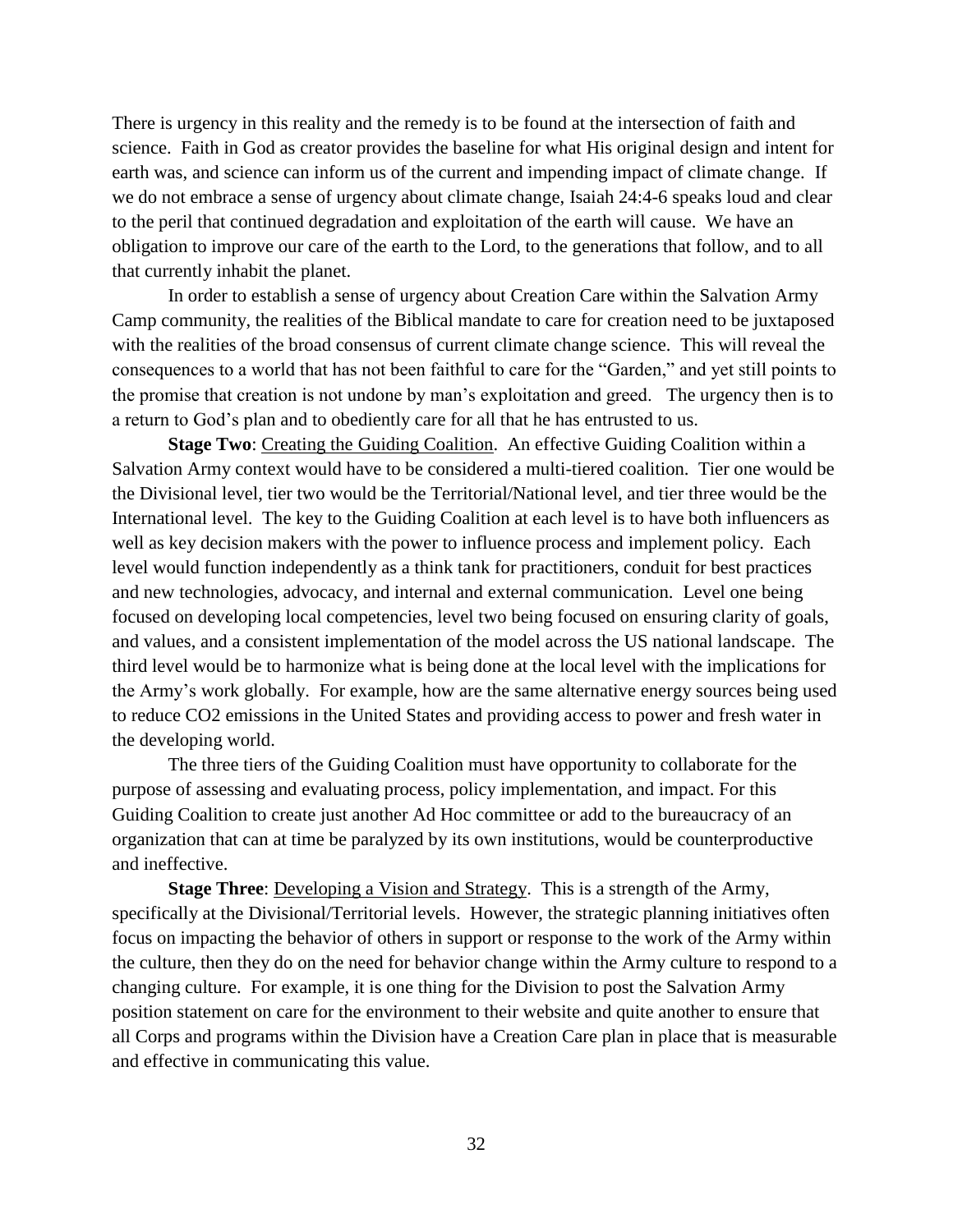There is urgency in this reality and the remedy is to be found at the intersection of faith and science. Faith in God as creator provides the baseline for what His original design and intent for earth was, and science can inform us of the current and impending impact of climate change. If we do not embrace a sense of urgency about climate change, Isaiah 24:4-6 speaks loud and clear to the peril that continued degradation and exploitation of the earth will cause. We have an obligation to improve our care of the earth to the Lord, to the generations that follow, and to all that currently inhabit the planet.

In order to establish a sense of urgency about Creation Care within the Salvation Army Camp community, the realities of the Biblical mandate to care for creation need to be juxtaposed with the realities of the broad consensus of current climate change science. This will reveal the consequences to a world that has not been faithful to care for the "Garden," and yet still points to the promise that creation is not undone by man's exploitation and greed. The urgency then is to a return to God's plan and to obediently care for all that he has entrusted to us.

**Stage Two**: Creating the Guiding Coalition. An effective Guiding Coalition within a Salvation Army context would have to be considered a multi-tiered coalition. Tier one would be the Divisional level, tier two would be the Territorial/National level, and tier three would be the International level. The key to the Guiding Coalition at each level is to have both influencers as well as key decision makers with the power to influence process and implement policy. Each level would function independently as a think tank for practitioners, conduit for best practices and new technologies, advocacy, and internal and external communication. Level one being focused on developing local competencies, level two being focused on ensuring clarity of goals, and values, and a consistent implementation of the model across the US national landscape. The third level would be to harmonize what is being done at the local level with the implications for the Army's work globally. For example, how are the same alternative energy sources being used to reduce CO2 emissions in the United States and providing access to power and fresh water in the developing world.

The three tiers of the Guiding Coalition must have opportunity to collaborate for the purpose of assessing and evaluating process, policy implementation, and impact. For this Guiding Coalition to create just another Ad Hoc committee or add to the bureaucracy of an organization that can at time be paralyzed by its own institutions, would be counterproductive and ineffective.

**Stage Three**: Developing a Vision and Strategy. This is a strength of the Army, specifically at the Divisional/Territorial levels. However, the strategic planning initiatives often focus on impacting the behavior of others in support or response to the work of the Army within the culture, then they do on the need for behavior change within the Army culture to respond to a changing culture. For example, it is one thing for the Division to post the Salvation Army position statement on care for the environment to their website and quite another to ensure that all Corps and programs within the Division have a Creation Care plan in place that is measurable and effective in communicating this value.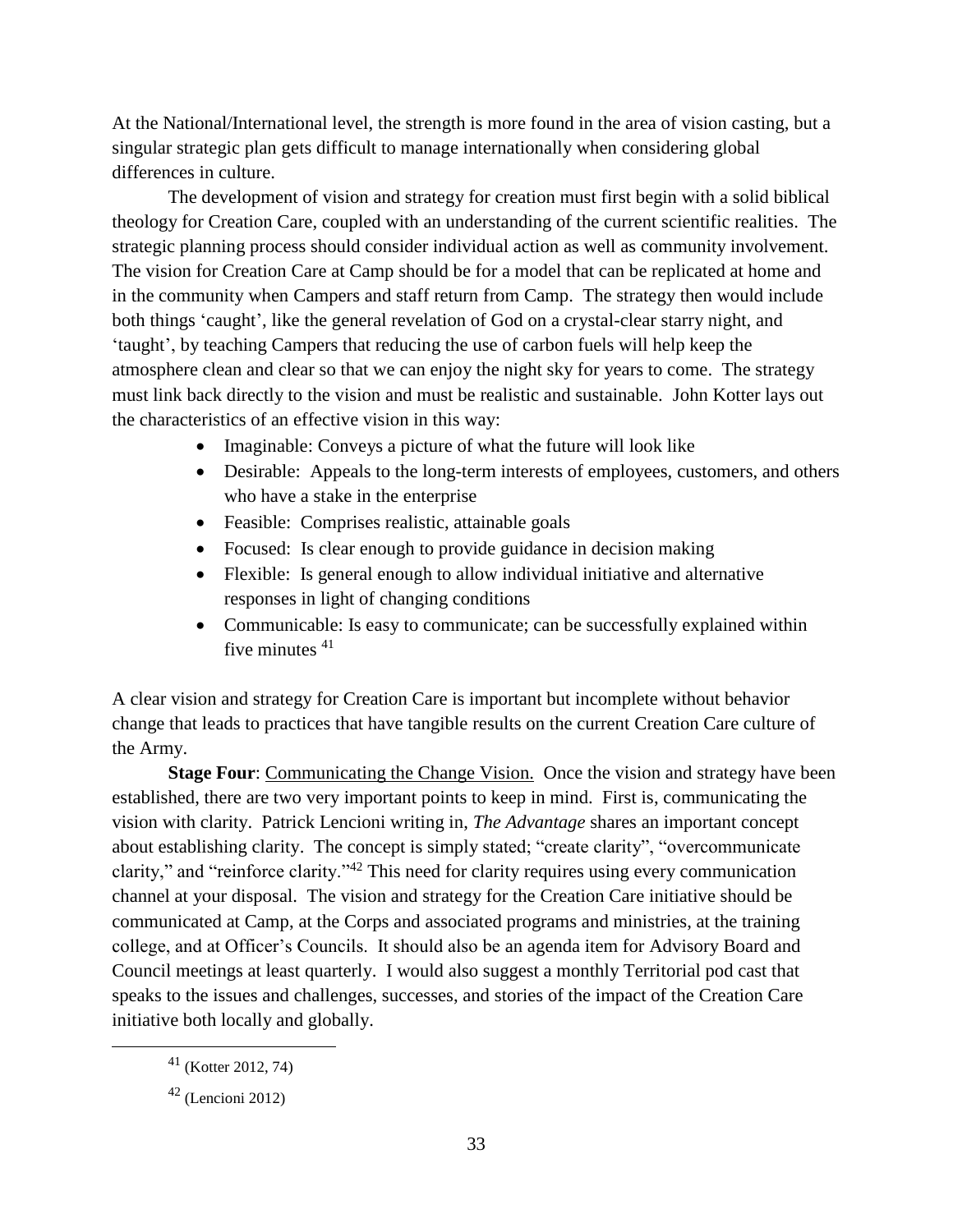At the National/International level, the strength is more found in the area of vision casting, but a singular strategic plan gets difficult to manage internationally when considering global differences in culture.

The development of vision and strategy for creation must first begin with a solid biblical theology for Creation Care, coupled with an understanding of the current scientific realities. The strategic planning process should consider individual action as well as community involvement. The vision for Creation Care at Camp should be for a model that can be replicated at home and in the community when Campers and staff return from Camp. The strategy then would include both things 'caught', like the general revelation of God on a crystal-clear starry night, and 'taught', by teaching Campers that reducing the use of carbon fuels will help keep the atmosphere clean and clear so that we can enjoy the night sky for years to come. The strategy must link back directly to the vision and must be realistic and sustainable. John Kotter lays out the characteristics of an effective vision in this way:

- Imaginable: Conveys a picture of what the future will look like
- Desirable: Appeals to the long-term interests of employees, customers, and others who have a stake in the enterprise
- Feasible: Comprises realistic, attainable goals
- Focused: Is clear enough to provide guidance in decision making
- Flexible: Is general enough to allow individual initiative and alternative responses in light of changing conditions
- Communicable: Is easy to communicate; can be successfully explained within five minutes [41]

A clear vision and strategy for Creation Care is important but incomplete without behavior change that leads to practices that have tangible results on the current Creation Care culture of the Army.

**Stage Four**: Communicating the Change Vision. Once the vision and strategy have been established, there are two very important points to keep in mind. First is, communicating the vision with clarity. Patrick Lencioni writing in, *The Advantage* shares an important concept about establishing clarity. The concept is simply stated; "create clarity", "overcommunicate clarity," and "reinforce clarity."[42] This need for clarity requires using every communication channel at your disposal. The vision and strategy for the Creation Care initiative should be communicated at Camp, at the Corps and associated programs and ministries, at the training college, and at Officer's Councils. It should also be an agenda item for Advisory Board and Council meetings at least quarterly. I would also suggest a monthly Territorial pod cast that speaks to the issues and challenges, successes, and stories of the impact of the Creation Care initiative both locally and globally.

[41] (Kotter 2012, 74)

[42] (Lencioni 2012)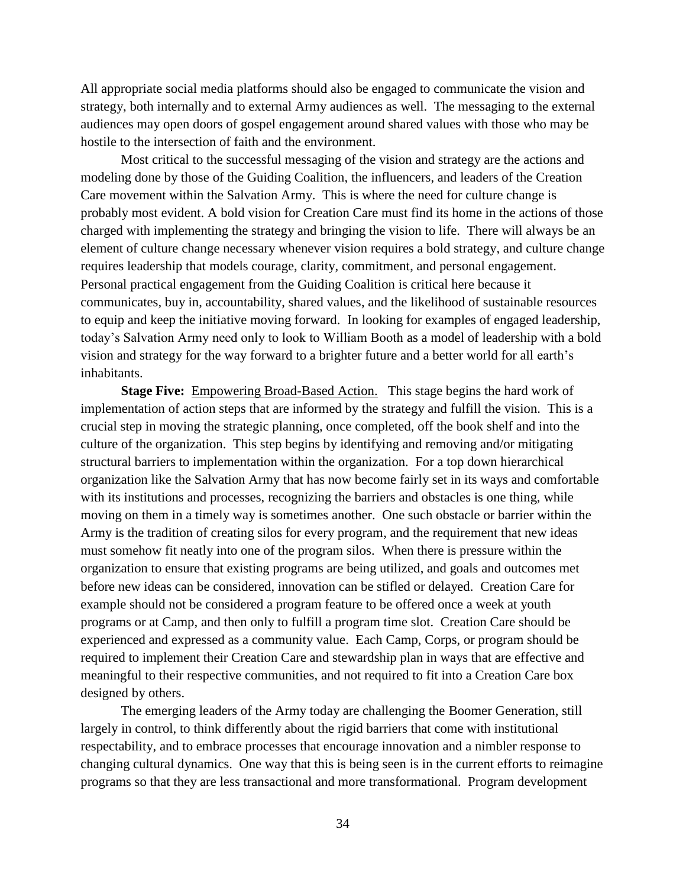All appropriate social media platforms should also be engaged to communicate the vision and strategy, both internally and to external Army audiences as well. The messaging to the external audiences may open doors of gospel engagement around shared values with those who may be hostile to the intersection of faith and the environment.

Most critical to the successful messaging of the vision and strategy are the actions and modeling done by those of the Guiding Coalition, the influencers, and leaders of the Creation Care movement within the Salvation Army. This is where the need for culture change is probably most evident. A bold vision for Creation Care must find its home in the actions of those charged with implementing the strategy and bringing the vision to life. There will always be an element of culture change necessary whenever vision requires a bold strategy, and culture change requires leadership that models courage, clarity, commitment, and personal engagement. Personal practical engagement from the Guiding Coalition is critical here because it communicates, buy in, accountability, shared values, and the likelihood of sustainable resources to equip and keep the initiative moving forward. In looking for examples of engaged leadership, today's Salvation Army need only to look to William Booth as a model of leadership with a bold vision and strategy for the way forward to a brighter future and a better world for all earth's inhabitants.

**Stage Five:** Empowering Broad-Based Action. This stage begins the hard work of implementation of action steps that are informed by the strategy and fulfill the vision. This is a crucial step in moving the strategic planning, once completed, off the book shelf and into the culture of the organization. This step begins by identifying and removing and/or mitigating structural barriers to implementation within the organization. For a top down hierarchical organization like the Salvation Army that has now become fairly set in its ways and comfortable with its institutions and processes, recognizing the barriers and obstacles is one thing, while moving on them in a timely way is sometimes another. One such obstacle or barrier within the Army is the tradition of creating silos for every program, and the requirement that new ideas must somehow fit neatly into one of the program silos. When there is pressure within the organization to ensure that existing programs are being utilized, and goals and outcomes met before new ideas can be considered, innovation can be stifled or delayed. Creation Care for example should not be considered a program feature to be offered once a week at youth programs or at Camp, and then only to fulfill a program time slot. Creation Care should be experienced and expressed as a community value. Each Camp, Corps, or program should be required to implement their Creation Care and stewardship plan in ways that are effective and meaningful to their respective communities, and not required to fit into a Creation Care box designed by others.

The emerging leaders of the Army today are challenging the Boomer Generation, still largely in control, to think differently about the rigid barriers that come with institutional respectability, and to embrace processes that encourage innovation and a nimbler response to changing cultural dynamics. One way that this is being seen is in the current efforts to reimagine programs so that they are less transactional and more transformational. Program development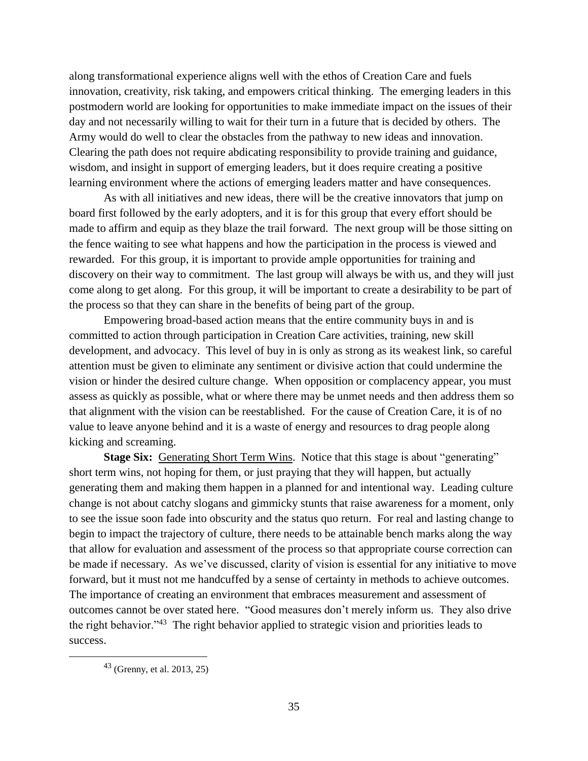along transformational experience aligns well with the ethos of Creation Care and fuels innovation, creativity, risk taking, and empowers critical thinking. The emerging leaders in this postmodern world are looking for opportunities to make immediate impact on the issues of their day and not necessarily willing to wait for their turn in a future that is decided by others. The Army would do well to clear the obstacles from the pathway to new ideas and innovation. Clearing the path does not require abdicating responsibility to provide training and guidance, wisdom, and insight in support of emerging leaders, but it does require creating a positive learning environment where the actions of emerging leaders matter and have consequences.

As with all initiatives and new ideas, there will be the creative innovators that jump on board first followed by the early adopters, and it is for this group that every effort should be made to affirm and equip as they blaze the trail forward. The next group will be those sitting on the fence waiting to see what happens and how the participation in the process is viewed and rewarded. For this group, it is important to provide ample opportunities for training and discovery on their way to commitment. The last group will always be with us, and they will just come along to get along. For this group, it will be important to create a desirability to be part of the process so that they can share in the benefits of being part of the group.

Empowering broad-based action means that the entire community buys in and is committed to action through participation in Creation Care activities, training, new skill development, and advocacy. This level of buy in is only as strong as its weakest link, so careful attention must be given to eliminate any sentiment or divisive action that could undermine the vision or hinder the desired culture change. When opposition or complacency appear, you must assess as quickly as possible, what or where there may be unmet needs and then address them so that alignment with the vision can be reestablished. For the cause of Creation Care, it is of no value to leave anyone behind and it is a waste of energy and resources to drag people along kicking and screaming.

**Stage Six:** Generating Short Term Wins. Notice that this stage is about "generating" short term wins, not hoping for them, or just praying that they will happen, but actually generating them and making them happen in a planned for and intentional way. Leading culture change is not about catchy slogans and gimmicky stunts that raise awareness for a moment, only to see the issue soon fade into obscurity and the status quo return. For real and lasting change to begin to impact the trajectory of culture, there needs to be attainable bench marks along the way that allow for evaluation and assessment of the process so that appropriate course correction can be made if necessary. As we've discussed, clarity of vision is essential for any initiative to move forward, but it must not me handcuffed by a sense of certainty in methods to achieve outcomes. The importance of creating an environment that embraces measurement and assessment of outcomes cannot be over stated here. "Good measures don't merely inform us. They also drive the right behavior."[43] The right behavior applied to strategic vision and priorities leads to success.

[43] (Grenny, et al. 2013, 25)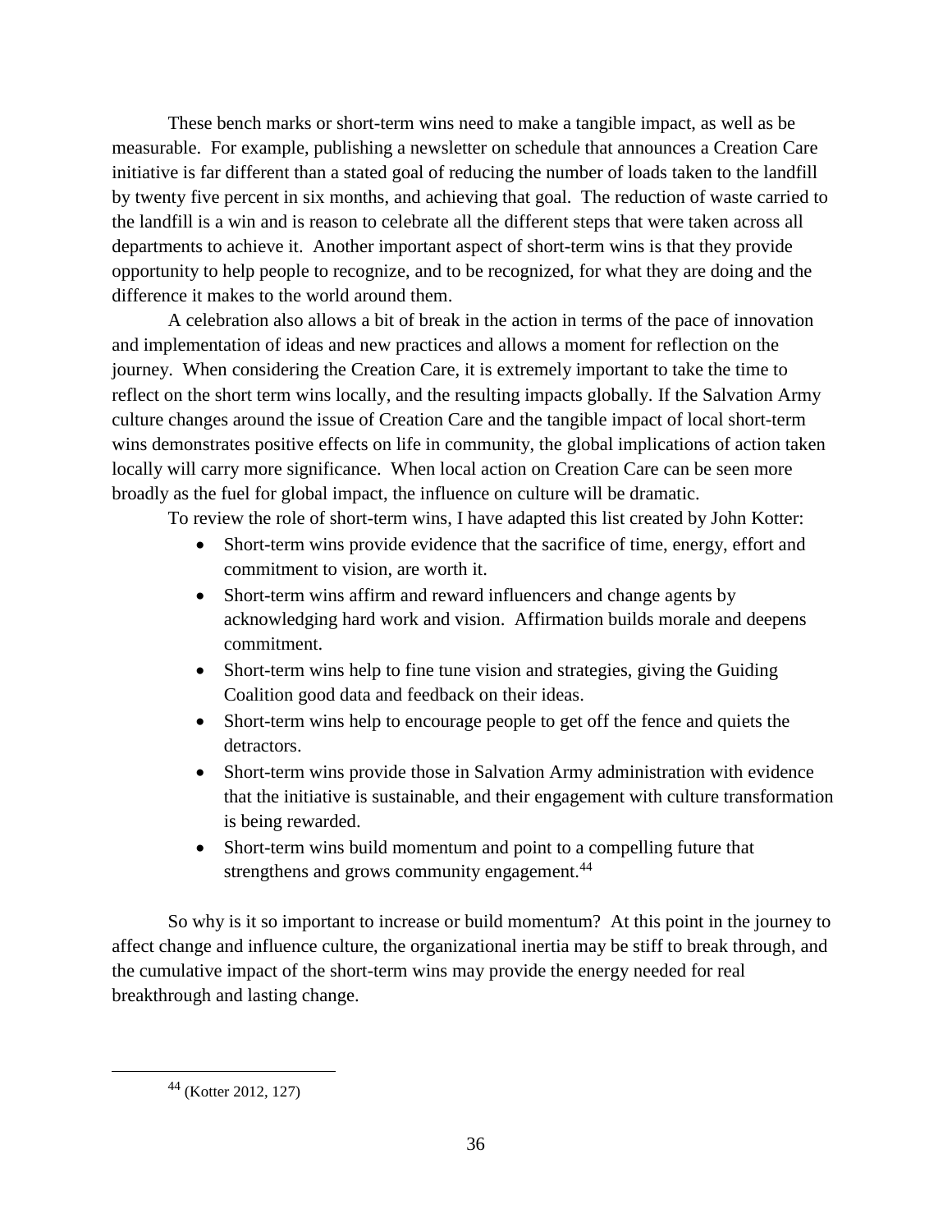These bench marks or short-term wins need to make a tangible impact, as well as be measurable. For example, publishing a newsletter on schedule that announces a Creation Care initiative is far different than a stated goal of reducing the number of loads taken to the landfill by twenty five percent in six months, and achieving that goal. The reduction of waste carried to the landfill is a win and is reason to celebrate all the different steps that were taken across all departments to achieve it. Another important aspect of short-term wins is that they provide opportunity to help people to recognize, and to be recognized, for what they are doing and the difference it makes to the world around them.

A celebration also allows a bit of break in the action in terms of the pace of innovation and implementation of ideas and new practices and allows a moment for reflection on the journey. When considering the Creation Care, it is extremely important to take the time to reflect on the short term wins locally, and the resulting impacts globally. If the Salvation Army culture changes around the issue of Creation Care and the tangible impact of local short-term wins demonstrates positive effects on life in community, the global implications of action taken locally will carry more significance. When local action on Creation Care can be seen more broadly as the fuel for global impact, the influence on culture will be dramatic.

To review the role of short-term wins, I have adapted this list created by John Kotter:

- Short-term wins provide evidence that the sacrifice of time, energy, effort and commitment to vision, are worth it.
- Short-term wins affirm and reward influencers and change agents by acknowledging hard work and vision. Affirmation builds morale and deepens commitment.
- Short-term wins help to fine tune vision and strategies, giving the Guiding Coalition good data and feedback on their ideas.
- Short-term wins help to encourage people to get off the fence and quiets the detractors.
- Short-term wins provide those in Salvation Army administration with evidence that the initiative is sustainable, and their engagement with culture transformation is being rewarded.
- Short-term wins build momentum and point to a compelling future that strengthens and grows community engagement.[44]

So why is it so important to increase or build momentum? At this point in the journey to affect change and influence culture, the organizational inertia may be stiff to break through, and the cumulative impact of the short-term wins may provide the energy needed for real breakthrough and lasting change.

---

[44] (Kotter 2012, 127)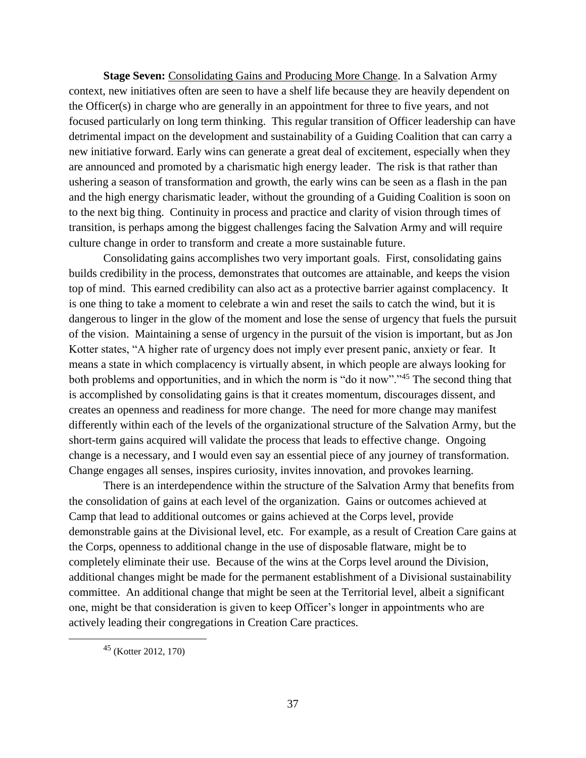**Stage Seven:** Consolidating Gains and Producing More Change. In a Salvation Army context, new initiatives often are seen to have a shelf life because they are heavily dependent on the Officer(s) in charge who are generally in an appointment for three to five years, and not focused particularly on long term thinking. This regular transition of Officer leadership can have detrimental impact on the development and sustainability of a Guiding Coalition that can carry a new initiative forward. Early wins can generate a great deal of excitement, especially when they are announced and promoted by a charismatic high energy leader. The risk is that rather than ushering a season of transformation and growth, the early wins can be seen as a flash in the pan and the high energy charismatic leader, without the grounding of a Guiding Coalition is soon on to the next big thing. Continuity in process and practice and clarity of vision through times of transition, is perhaps among the biggest challenges facing the Salvation Army and will require culture change in order to transform and create a more sustainable future.

Consolidating gains accomplishes two very important goals. First, consolidating gains builds credibility in the process, demonstrates that outcomes are attainable, and keeps the vision top of mind. This earned credibility can also act as a protective barrier against complacency. It is one thing to take a moment to celebrate a win and reset the sails to catch the wind, but it is dangerous to linger in the glow of the moment and lose the sense of urgency that fuels the pursuit of the vision. Maintaining a sense of urgency in the pursuit of the vision is important, but as Jon Kotter states, "A higher rate of urgency does not imply ever present panic, anxiety or fear. It means a state in which complacency is virtually absent, in which people are always looking for both problems and opportunities, and in which the norm is "do it now"."[45] The second thing that is accomplished by consolidating gains is that it creates momentum, discourages dissent, and creates an openness and readiness for more change. The need for more change may manifest differently within each of the levels of the organizational structure of the Salvation Army, but the short-term gains acquired will validate the process that leads to effective change. Ongoing change is a necessary, and I would even say an essential piece of any journey of transformation. Change engages all senses, inspires curiosity, invites innovation, and provokes learning.

There is an interdependence within the structure of the Salvation Army that benefits from the consolidation of gains at each level of the organization. Gains or outcomes achieved at Camp that lead to additional outcomes or gains achieved at the Corps level, provide demonstrable gains at the Divisional level, etc. For example, as a result of Creation Care gains at the Corps, openness to additional change in the use of disposable flatware, might be to completely eliminate their use. Because of the wins at the Corps level around the Division, additional changes might be made for the permanent establishment of a Divisional sustainability committee. An additional change that might be seen at the Territorial level, albeit a significant one, might be that consideration is given to keep Officer's longer in appointments who are actively leading their congregations in Creation Care practices.

[45] (Kotter 2012, 170)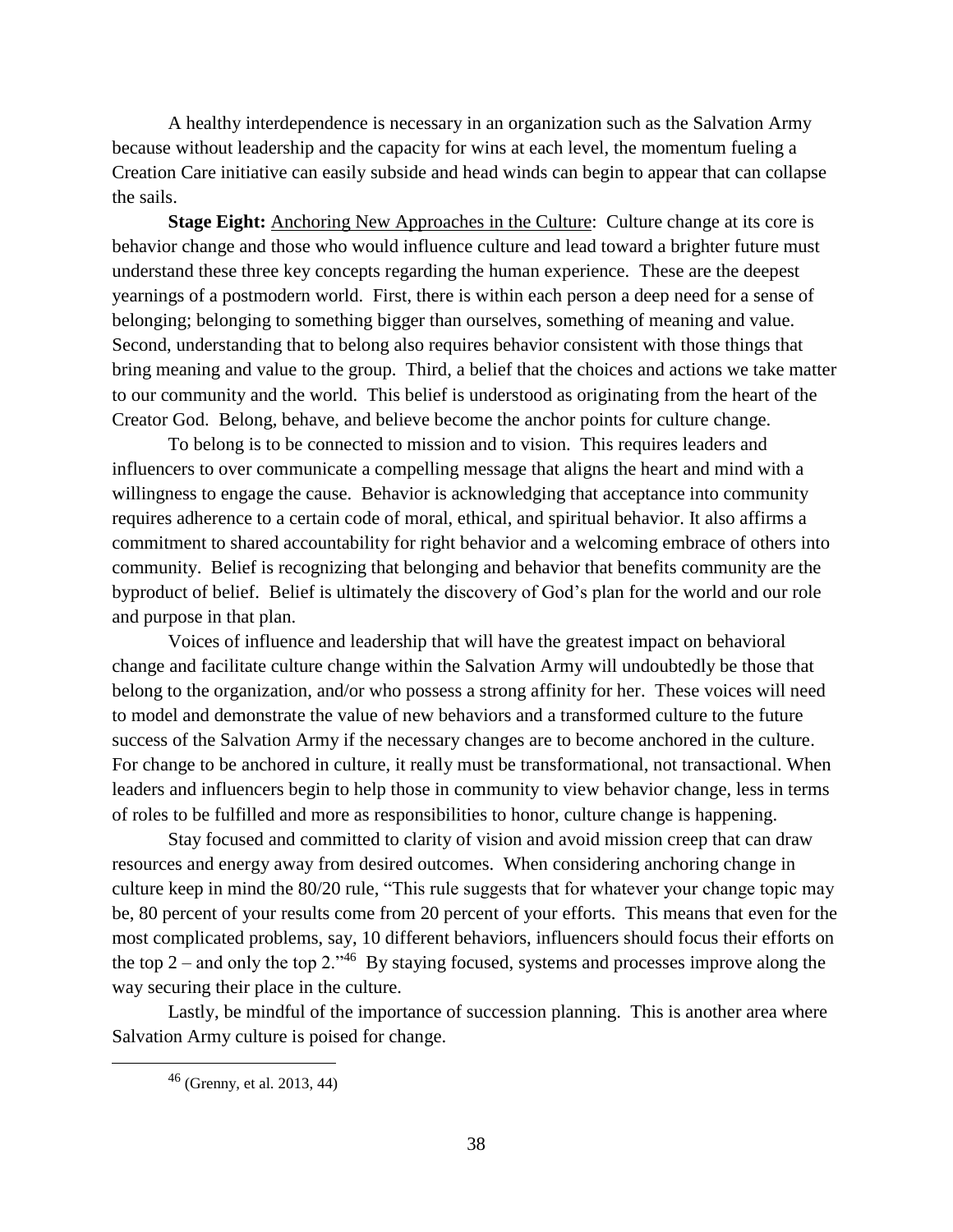A healthy interdependence is necessary in an organization such as the Salvation Army because without leadership and the capacity for wins at each level, the momentum fueling a Creation Care initiative can easily subside and head winds can begin to appear that can collapse the sails.

**Stage Eight:** Anchoring New Approaches in the Culture: Culture change at its core is behavior change and those who would influence culture and lead toward a brighter future must understand these three key concepts regarding the human experience. These are the deepest yearnings of a postmodern world. First, there is within each person a deep need for a sense of belonging; belonging to something bigger than ourselves, something of meaning and value. Second, understanding that to belong also requires behavior consistent with those things that bring meaning and value to the group. Third, a belief that the choices and actions we take matter to our community and the world. This belief is understood as originating from the heart of the Creator God. Belong, behave, and believe become the anchor points for culture change.

To belong is to be connected to mission and to vision. This requires leaders and influencers to over communicate a compelling message that aligns the heart and mind with a willingness to engage the cause. Behavior is acknowledging that acceptance into community requires adherence to a certain code of moral, ethical, and spiritual behavior. It also affirms a commitment to shared accountability for right behavior and a welcoming embrace of others into community. Belief is recognizing that belonging and behavior that benefits community are the byproduct of belief. Belief is ultimately the discovery of God's plan for the world and our role and purpose in that plan.

Voices of influence and leadership that will have the greatest impact on behavioral change and facilitate culture change within the Salvation Army will undoubtedly be those that belong to the organization, and/or who possess a strong affinity for her. These voices will need to model and demonstrate the value of new behaviors and a transformed culture to the future success of the Salvation Army if the necessary changes are to become anchored in the culture. For change to be anchored in culture, it really must be transformational, not transactional. When leaders and influencers begin to help those in community to view behavior change, less in terms of roles to be fulfilled and more as responsibilities to honor, culture change is happening.

Stay focused and committed to clarity of vision and avoid mission creep that can draw resources and energy away from desired outcomes. When considering anchoring change in culture keep in mind the 80/20 rule, "This rule suggests that for whatever your change topic may be, 80 percent of your results come from 20 percent of your efforts. This means that even for the most complicated problems, say, 10 different behaviors, influencers should focus their efforts on the top 2 – and only the top 2."[46] By staying focused, systems and processes improve along the way securing their place in the culture.

Lastly, be mindful of the importance of succession planning. This is another area where Salvation Army culture is poised for change.

[46] (Grenny, et al. 2013, 44)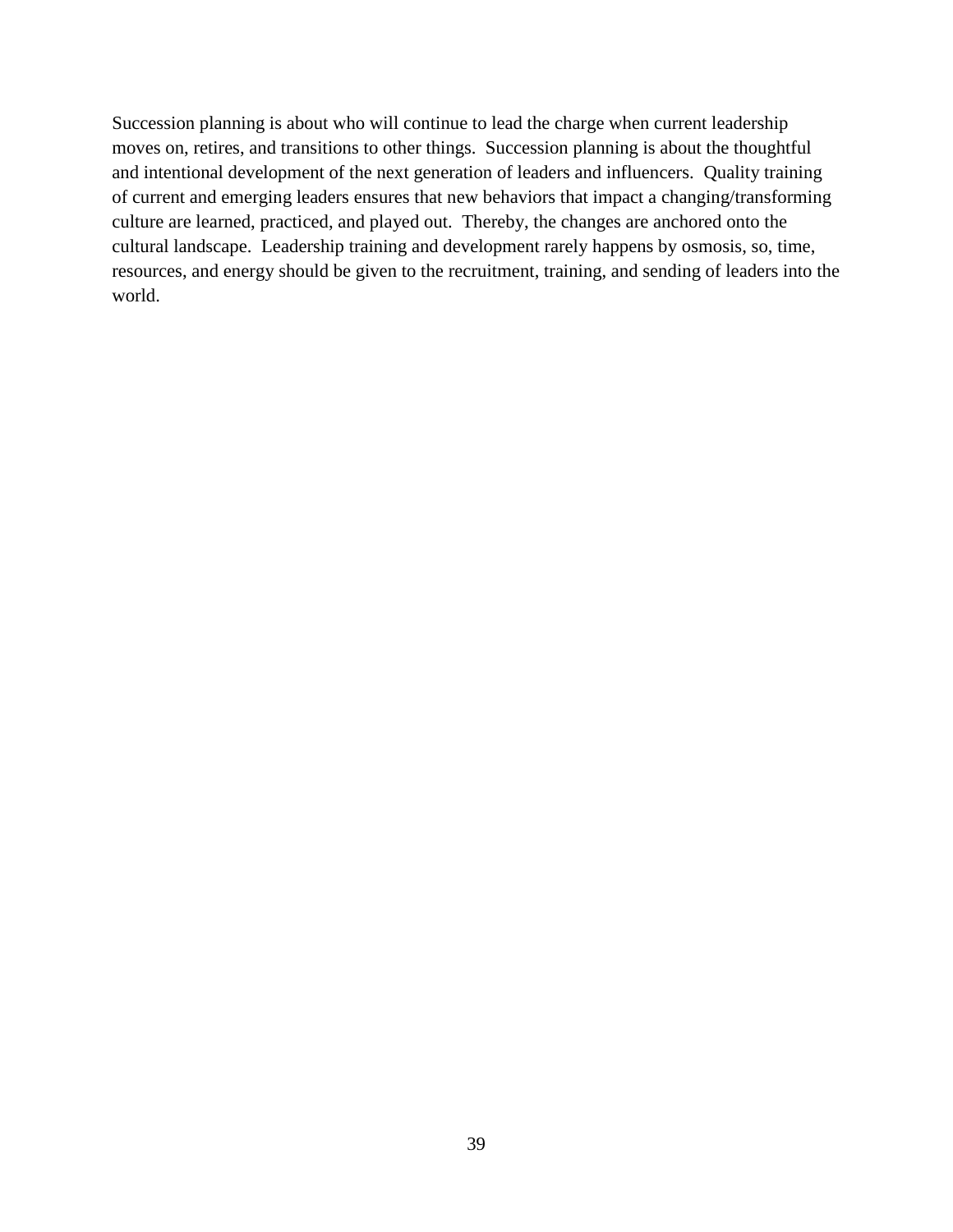Succession planning is about who will continue to lead the charge when current leadership moves on, retires, and transitions to other things. Succession planning is about the thoughtful and intentional development of the next generation of leaders and influencers. Quality training of current and emerging leaders ensures that new behaviors that impact a changing/transforming culture are learned, practiced, and played out. Thereby, the changes are anchored onto the cultural landscape. Leadership training and development rarely happens by osmosis, so, time, resources, and energy should be given to the recruitment, training, and sending of leaders into the world.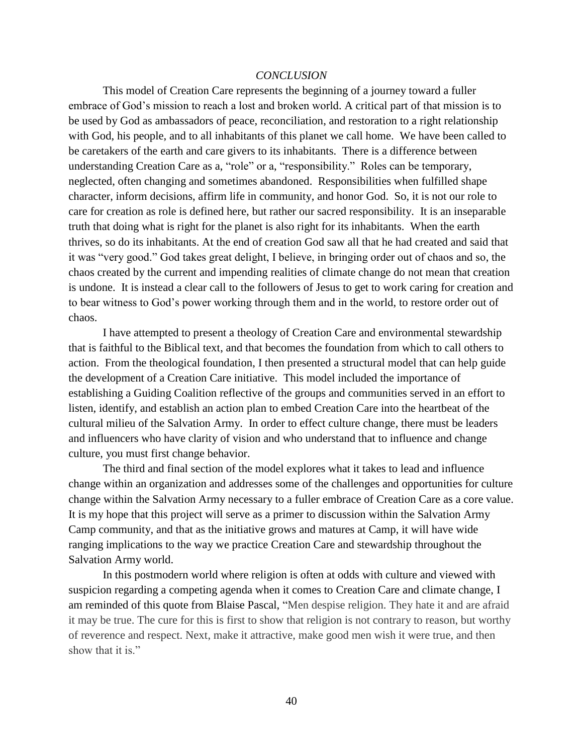## *CONCLUSION*

This model of Creation Care represents the beginning of a journey toward a fuller embrace of God's mission to reach a lost and broken world. A critical part of that mission is to be used by God as ambassadors of peace, reconciliation, and restoration to a right relationship with God, his people, and to all inhabitants of this planet we call home. We have been called to be caretakers of the earth and care givers to its inhabitants. There is a difference between understanding Creation Care as a, "role" or a, "responsibility." Roles can be temporary, neglected, often changing and sometimes abandoned. Responsibilities when fulfilled shape character, inform decisions, affirm life in community, and honor God. So, it is not our role to care for creation as role is defined here, but rather our sacred responsibility. It is an inseparable truth that doing what is right for the planet is also right for its inhabitants. When the earth thrives, so do its inhabitants. At the end of creation God saw all that he had created and said that it was "very good." God takes great delight, I believe, in bringing order out of chaos and so, the chaos created by the current and impending realities of climate change do not mean that creation is undone. It is instead a clear call to the followers of Jesus to get to work caring for creation and to bear witness to God's power working through them and in the world, to restore order out of chaos.

I have attempted to present a theology of Creation Care and environmental stewardship that is faithful to the Biblical text, and that becomes the foundation from which to call others to action. From the theological foundation, I then presented a structural model that can help guide the development of a Creation Care initiative. This model included the importance of establishing a Guiding Coalition reflective of the groups and communities served in an effort to listen, identify, and establish an action plan to embed Creation Care into the heartbeat of the cultural milieu of the Salvation Army. In order to effect culture change, there must be leaders and influencers who have clarity of vision and who understand that to influence and change culture, you must first change behavior.

The third and final section of the model explores what it takes to lead and influence change within an organization and addresses some of the challenges and opportunities for culture change within the Salvation Army necessary to a fuller embrace of Creation Care as a core value. It is my hope that this project will serve as a primer to discussion within the Salvation Army Camp community, and that as the initiative grows and matures at Camp, it will have wide ranging implications to the way we practice Creation Care and stewardship throughout the Salvation Army world.

In this postmodern world where religion is often at odds with culture and viewed with suspicion regarding a competing agenda when it comes to Creation Care and climate change, I am reminded of this quote from Blaise Pascal, "Men despise religion. They hate it and are afraid it may be true. The cure for this is first to show that religion is not contrary to reason, but worthy of reverence and respect. Next, make it attractive, make good men wish it were true, and then show that it is."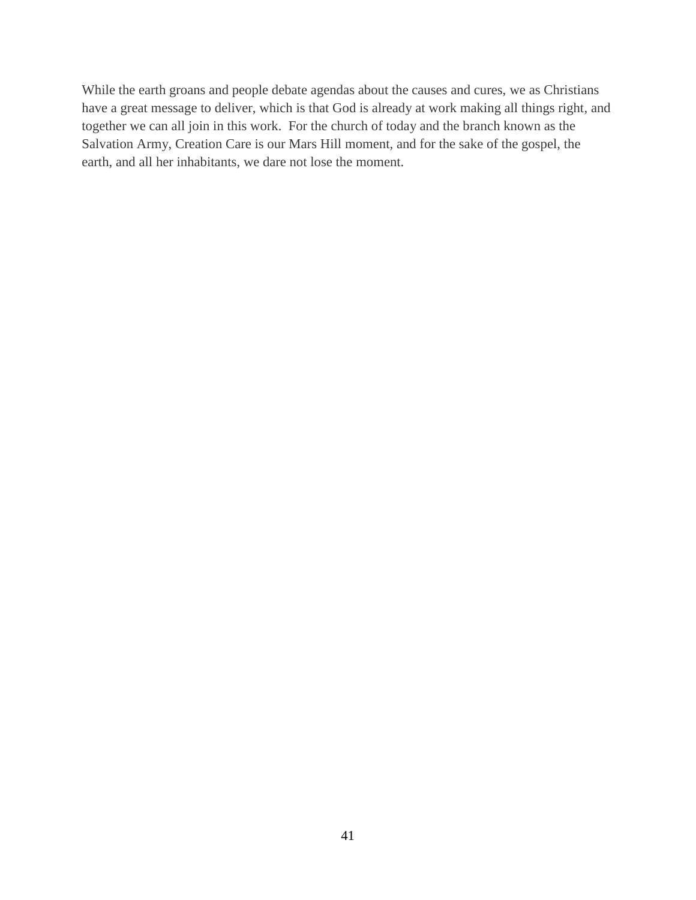While the earth groans and people debate agendas about the causes and cures, we as Christians have a great message to deliver, which is that God is already at work making all things right, and together we can all join in this work.  For the church of today and the branch known as the Salvation Army, Creation Care is our Mars Hill moment, and for the sake of the gospel, the earth, and all her inhabitants, we dare not lose the moment.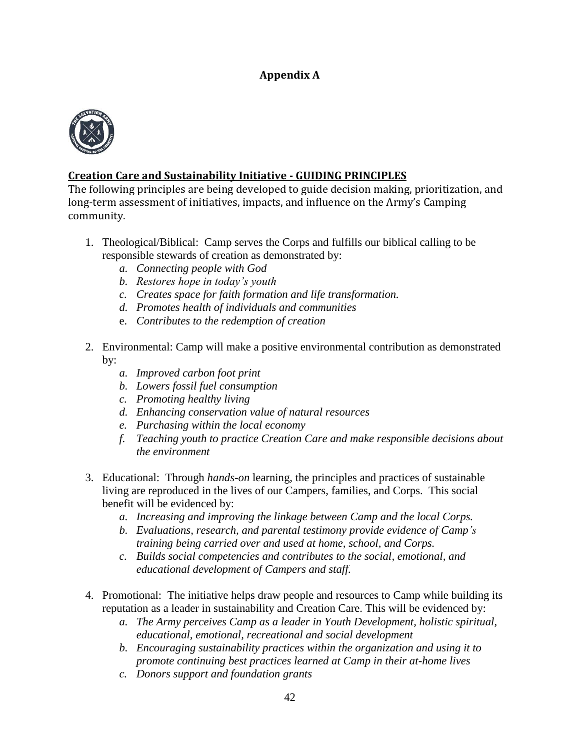# Appendix A

**<u>Creation Care and Sustainability Initiative - GUIDING PRINCIPLES</u>**

The following principles are being developed to guide decision making, prioritization, and long-term assessment of initiatives, impacts, and influence on the Army's Camping community.

1. Theological/Biblical: Camp serves the Corps and fulfills our biblical calling to be responsible stewards of creation as demonstrated by:
   a. *Connecting people with God*
   b. *Restores hope in today's youth*
   c. *Creates space for faith formation and life transformation.*
   d. *Promotes health of individuals and communities*
   e. *Contributes to the redemption of creation*

2. Environmental: Camp will make a positive environmental contribution as demonstrated by:
   a. *Improved carbon foot print*
   b. *Lowers fossil fuel consumption*
   c. *Promoting healthy living*
   d. *Enhancing conservation value of natural resources*
   e. *Purchasing within the local economy*
   f. *Teaching youth to practice Creation Care and make responsible decisions about the environment*

3. Educational: Through *hands-on* learning, the principles and practices of sustainable living are reproduced in the lives of our Campers, families, and Corps. This social benefit will be evidenced by:
   a. *Increasing and improving the linkage between Camp and the local Corps.*
   b. *Evaluations, research, and parental testimony provide evidence of Camp's training being carried over and used at home, school, and Corps.*
   c. *Builds social competencies and contributes to the social, emotional, and educational development of Campers and staff.*

4. Promotional: The initiative helps draw people and resources to Camp while building its reputation as a leader in sustainability and Creation Care. This will be evidenced by:
   a. *The Army perceives Camp as a leader in Youth Development, holistic spiritual, educational, emotional, recreational and social development*
   b. *Encouraging sustainability practices within the organization and using it to promote continuing best practices learned at Camp in their at-home lives*
   c. *Donors support and foundation grants*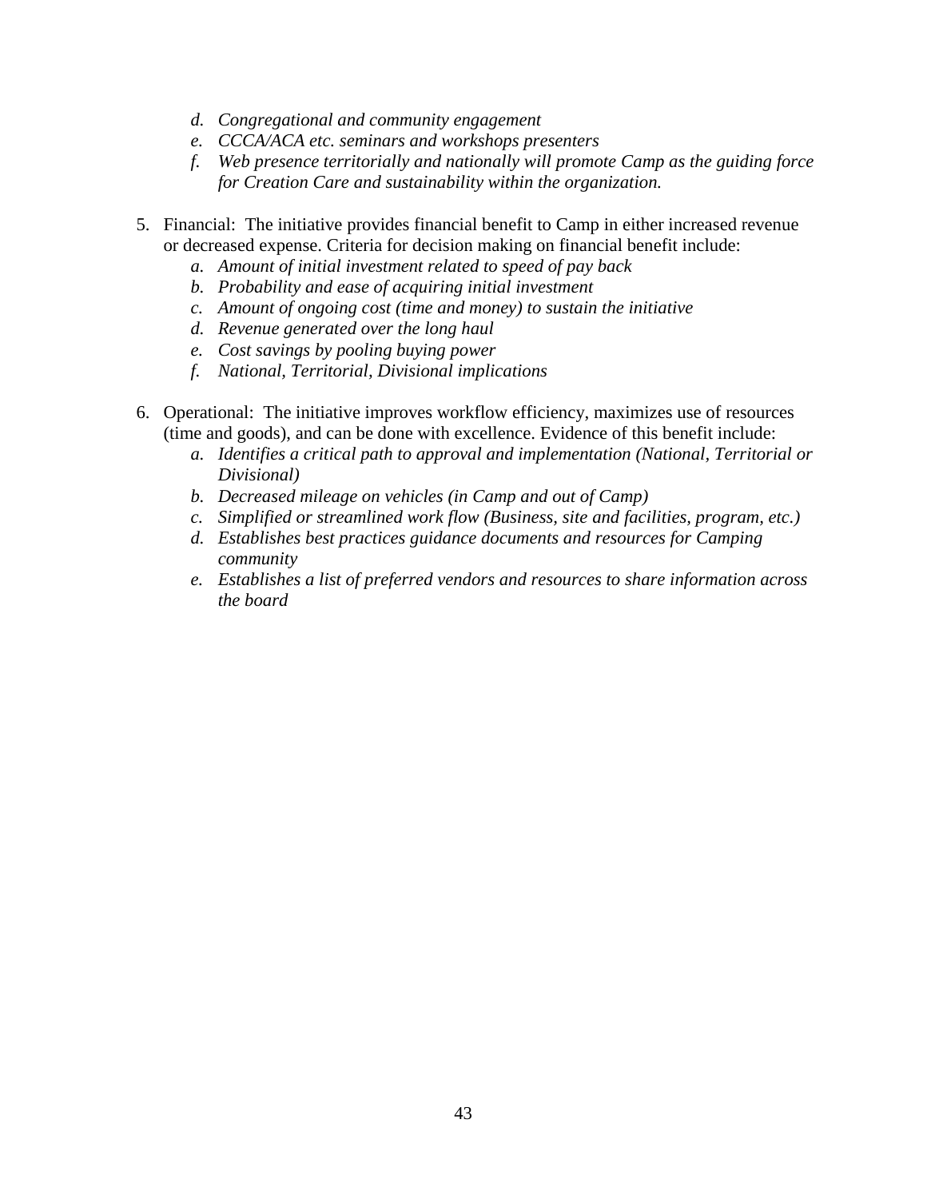d. *Congregational and community engagement*
   e. *CCCA/ACA etc. seminars and workshops presenters*
   f. *Web presence territorially and nationally will promote Camp as the guiding force for Creation Care and sustainability within the organization.*

5. Financial: The initiative provides financial benefit to Camp in either increased revenue or decreased expense. Criteria for decision making on financial benefit include:
   a. *Amount of initial investment related to speed of pay back*
   b. *Probability and ease of acquiring initial investment*
   c. *Amount of ongoing cost (time and money) to sustain the initiative*
   d. *Revenue generated over the long haul*
   e. *Cost savings by pooling buying power*
   f. *National, Territorial, Divisional implications*

6. Operational: The initiative improves workflow efficiency, maximizes use of resources (time and goods), and can be done with excellence. Evidence of this benefit include:
   a. *Identifies a critical path to approval and implementation (National, Territorial or Divisional)*
   b. *Decreased mileage on vehicles (in Camp and out of Camp)*
   c. *Simplified or streamlined work flow (Business, site and facilities, program, etc.)*
   d. *Establishes best practices guidance documents and resources for Camping community*
   e. *Establishes a list of preferred vendors and resources to share information across the board*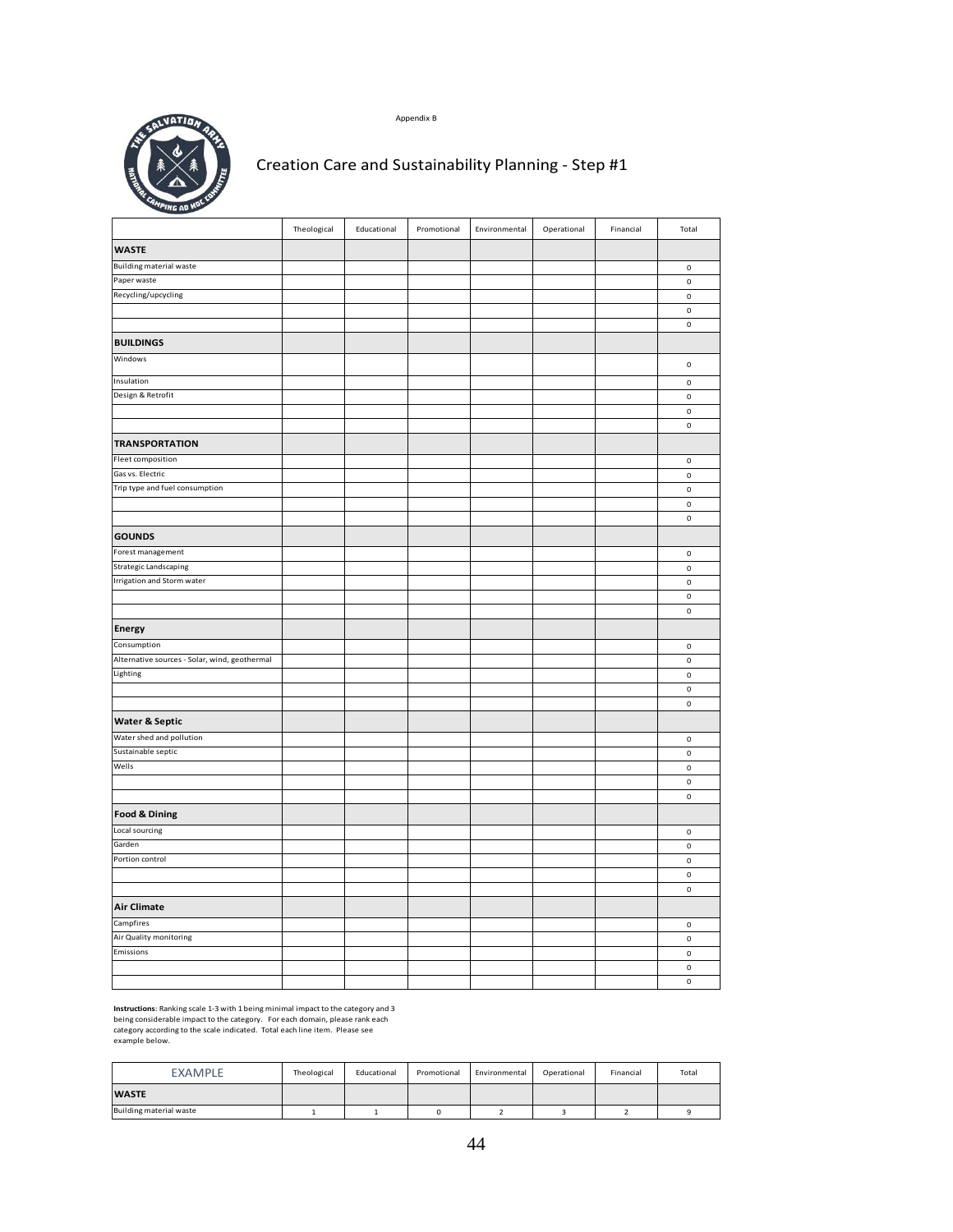Appendix B

# Creation Care and Sustainability Planning - Step #1

| | Theological | Educational | Promotional | Environmental | Operational | Financial | Total |
|---|---|---|---|---|---|---|---|
| **WASTE** | | | | | | | |
| Building material waste | | | | | | | 0 |
| Paper waste | | | | | | | 0 |
| Recycling/upcycling | | | | | | | 0 |
| | | | | | | | 0 |
| | | | | | | | 0 |
| **BUILDINGS** | | | | | | | |
| Windows | | | | | | | 0 |
| Insulation | | | | | | | 0 |
| Design & Retrofit | | | | | | | 0 |
| | | | | | | | 0 |
| | | | | | | | 0 |
| **TRANSPORTATION** | | | | | | | |
| Fleet composition | | | | | | | 0 |
| Gas vs. Electric | | | | | | | 0 |
| Trip type and fuel consumption | | | | | | | 0 |
| | | | | | | | 0 |
| | | | | | | | 0 |
| **GOUNDS** | | | | | | | |
| Forest management | | | | | | | 0 |
| Strategic Landscaping | | | | | | | 0 |
| Irrigation and Storm water | | | | | | | 0 |
| | | | | | | | 0 |
| | | | | | | | 0 |
| **Energy** | | | | | | | |
| Consumption | | | | | | | 0 |
| Alternative sources - Solar, wind, geothermal | | | | | | | 0 |
| Lighting | | | | | | | 0 |
| | | | | | | | 0 |
| | | | | | | | 0 |
| **Water & Septic** | | | | | | | |
| Water shed and pollution | | | | | | | 0 |
| Sustainable septic | | | | | | | 0 |
| Wells | | | | | | | 0 |
| | | | | | | | 0 |
| | | | | | | | 0 |
| **Food & Dining** | | | | | | | |
| Local sourcing | | | | | | | 0 |
| Garden | | | | | | | 0 |
| Portion control | | | | | | | 0 |
| | | | | | | | 0 |
| | | | | | | | 0 |
| **Air Climate** | | | | | | | |
| Campfires | | | | | | | 0 |
| Air Quality monitoring | | | | | | | 0 |
| Emissions | | | | | | | 0 |
| | | | | | | | 0 |
| | | | | | | | 0 |

**Instructions**: Ranking scale 1-3 with 1 being minimal impact to the category and 3 being considerable impact to the category. For each domain, please rank each category according to the scale indicated. Total each line item. Please see example below.

| EXAMPLE | Theological | Educational | Promotional | Environmental | Operational | Financial | Total |
|---|---|---|---|---|---|---|---|
| **WASTE** | | | | | | | |
| Building material waste | 1 | 1 | 0 | 2 | 3 | 2 | 9 |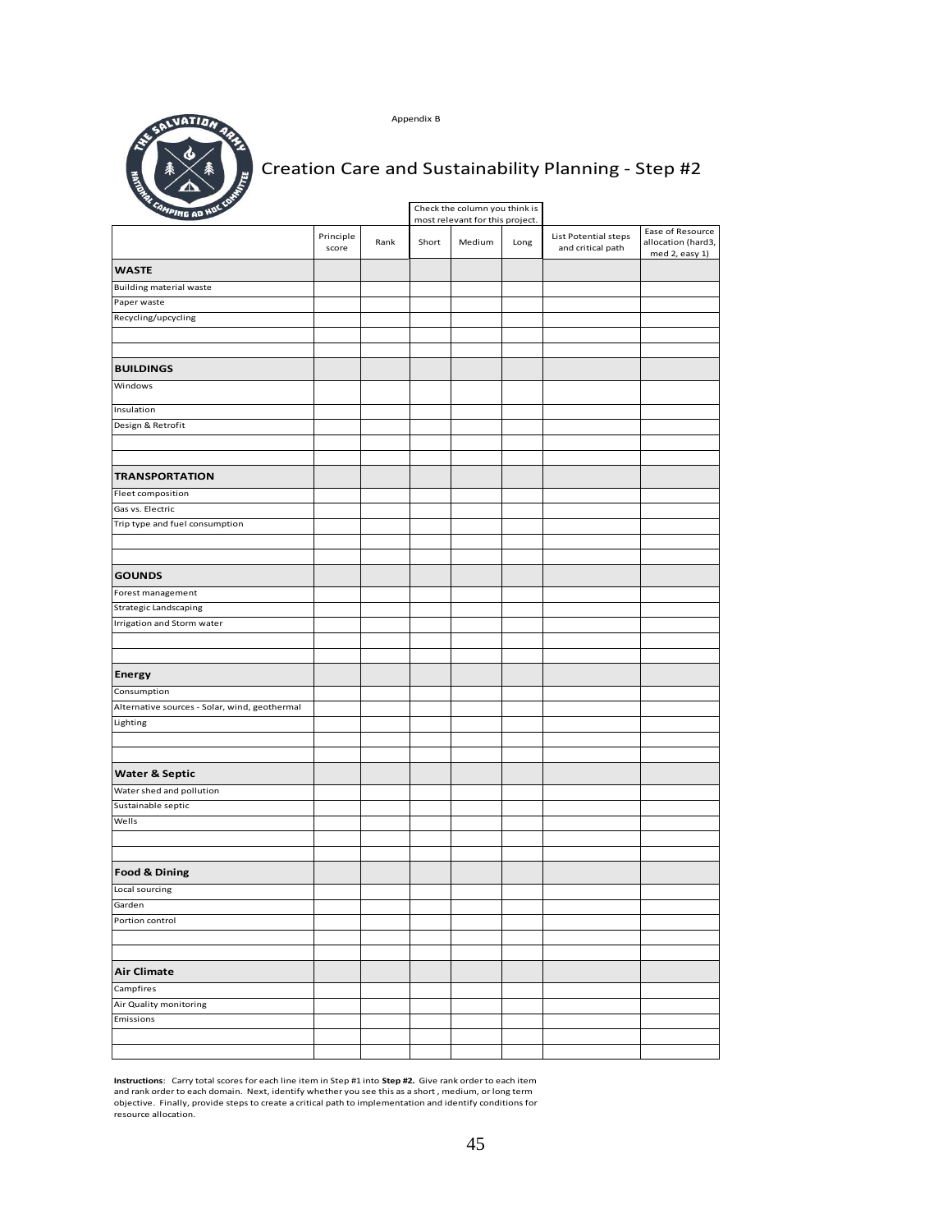Appendix B

# Creation Care and Sustainability Planning - Step #2

| | Principle score | Rank | Short | Medium | Long | List Potential steps and critical path | Ease of Resource allocation (hard3, med 2, easy 1) |
|---|---|---|---|---|---|---|---|
| | | | Check the column you think is most relevant for this project. | | | | |
| **WASTE** | | | | | | | |
| Building material waste | | | | | | | |
| Paper waste | | | | | | | |
| Recycling/upcycling | | | | | | | |
| | | | | | | | |
| | | | | | | | |
| **BUILDINGS** | | | | | | | |
| Windows | | | | | | | |
| Insulation | | | | | | | |
| Design & Retrofit | | | | | | | |
| | | | | | | | |
| | | | | | | | |
| **TRANSPORTATION** | | | | | | | |
| Fleet composition | | | | | | | |
| Gas vs. Electric | | | | | | | |
| Trip type and fuel consumption | | | | | | | |
| | | | | | | | |
| | | | | | | | |
| **GOUNDS** | | | | | | | |
| Forest management | | | | | | | |
| Strategic Landscaping | | | | | | | |
| Irrigation and Storm water | | | | | | | |
| | | | | | | | |
| | | | | | | | |
| **Energy** | | | | | | | |
| Consumption | | | | | | | |
| Alternative sources - Solar, wind, geothermal | | | | | | | |
| Lighting | | | | | | | |
| | | | | | | | |
| | | | | | | | |
| **Water & Septic** | | | | | | | |
| Water shed and pollution | | | | | | | |
| Sustainable septic | | | | | | | |
| Wells | | | | | | | |
| | | | | | | | |
| | | | | | | | |
| **Food & Dining** | | | | | | | |
| Local sourcing | | | | | | | |
| Garden | | | | | | | |
| Portion control | | | | | | | |
| | | | | | | | |
| | | | | | | | |
| **Air Climate** | | | | | | | |
| Campfires | | | | | | | |
| Air Quality monitoring | | | | | | | |
| Emissions | | | | | | | |
| | | | | | | | |
| | | | | | | | |

**Instructions**: Carry total scores for each line item in Step #1 into **Step #2.** Give rank order to each item and rank order to each domain. Next, identify whether you see this as a short , medium, or long term objective. Finally, provide steps to create a critical path to implementation and identify conditions for resource allocation.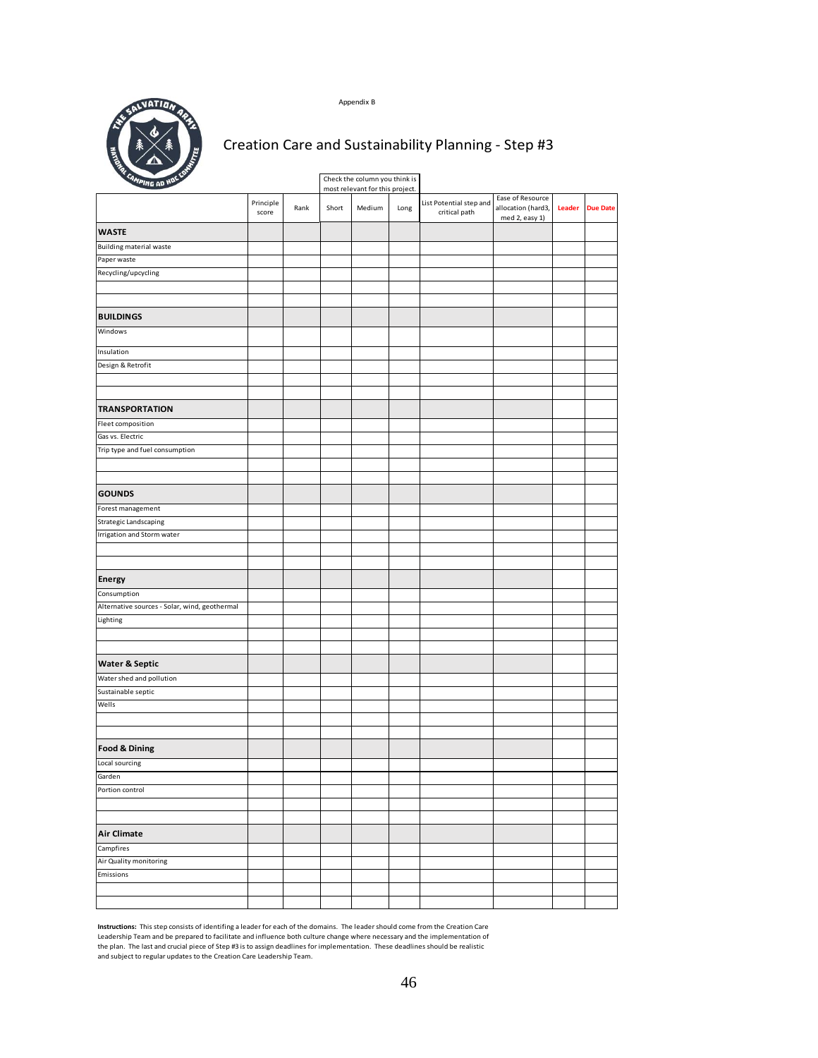Appendix B

# Creation Care and Sustainability Planning - Step #3

| | Principle score | Rank | Short | Medium | Long | List Potential step and critical path | Ease of Resource allocation (hard3, med 2, easy 1) | Leader | Due Date |
|---|---|---|---|---|---|---|---|---|---|
| | | | Check the column you think is most relevant for this project. | | | | | | |
| **WASTE** | | | | | | | | | |
| Building material waste | | | | | | | | | |
| Paper waste | | | | | | | | | |
| Recycling/upcycling | | | | | | | | | |
| | | | | | | | | | |
| | | | | | | | | | |
| **BUILDINGS** | | | | | | | | | |
| Windows | | | | | | | | | |
| Insulation | | | | | | | | | |
| Design & Retrofit | | | | | | | | | |
| | | | | | | | | | |
| | | | | | | | | | |
| **TRANSPORTATION** | | | | | | | | | |
| Fleet composition | | | | | | | | | |
| Gas vs. Electric | | | | | | | | | |
| Trip type and fuel consumption | | | | | | | | | |
| | | | | | | | | | |
| | | | | | | | | | |
| **GOUNDS** | | | | | | | | | |
| Forest management | | | | | | | | | |
| Strategic Landscaping | | | | | | | | | |
| Irrigation and Storm water | | | | | | | | | |
| | | | | | | | | | |
| | | | | | | | | | |
| **Energy** | | | | | | | | | |
| Consumption | | | | | | | | | |
| Alternative sources - Solar, wind, geothermal | | | | | | | | | |
| Lighting | | | | | | | | | |
| | | | | | | | | | |
| | | | | | | | | | |
| **Water & Septic** | | | | | | | | | |
| Water shed and pollution | | | | | | | | | |
| Sustainable septic | | | | | | | | | |
| Wells | | | | | | | | | |
| | | | | | | | | | |
| | | | | | | | | | |
| **Food & Dining** | | | | | | | | | |
| Local sourcing | | | | | | | | | |
| Garden | | | | | | | | | |
| Portion control | | | | | | | | | |
| | | | | | | | | | |
| | | | | | | | | | |
| **Air Climate** | | | | | | | | | |
| Campfires | | | | | | | | | |
| Air Quality monitoring | | | | | | | | | |
| Emissions | | | | | | | | | |
| | | | | | | | | | |
| | | | | | | | | | |

**Instructions:** This step consists of identifing a leader for each of the domains. The leader should come from the Creation Care Leadership Team and be prepared to facilitate and influence both culture change where necessary and the implementation of the plan. The last and crucial piece of Step #3 is to assign deadlines for implementation. These deadlines should be realistic and subject to regular updates to the Creation Care Leadership Team.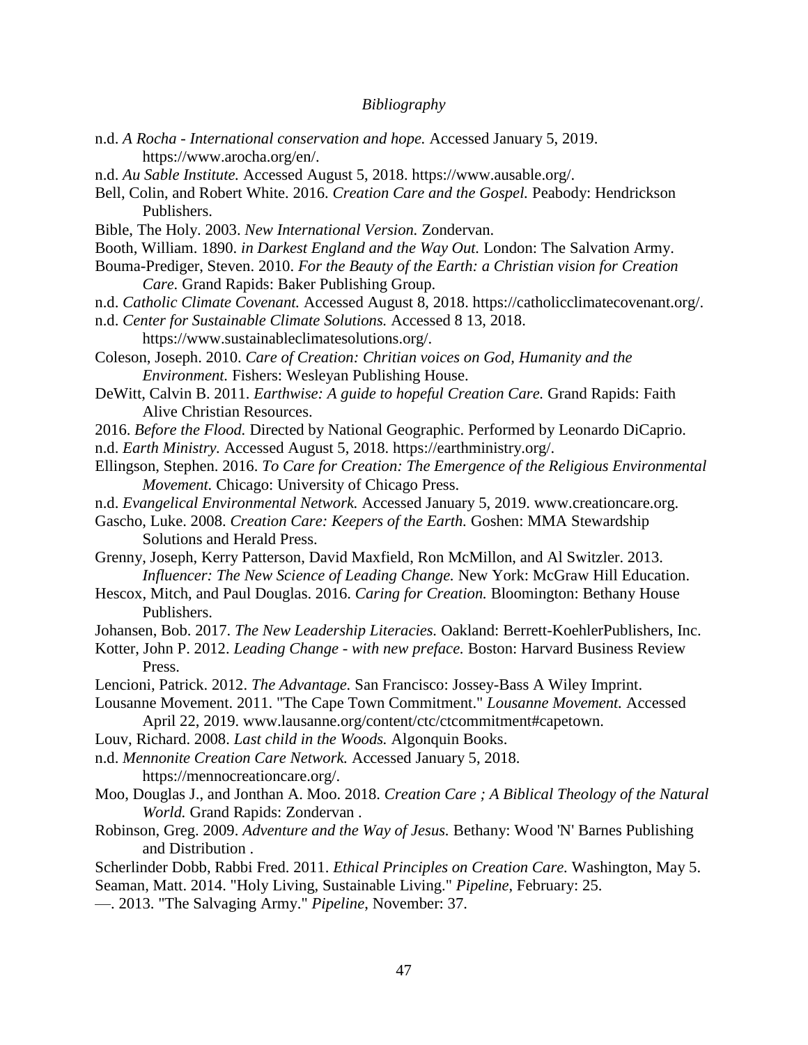*Bibliography*

n.d. *A Rocha - International conservation and hope.* Accessed January 5, 2019. https://www.arocha.org/en/.

n.d. *Au Sable Institute.* Accessed August 5, 2018. https://www.ausable.org/.

Bell, Colin, and Robert White. 2016. *Creation Care and the Gospel.* Peabody: Hendrickson Publishers.

Bible, The Holy. 2003. *New International Version.* Zondervan.

Booth, William. 1890. *in Darkest England and the Way Out.* London: The Salvation Army.

Bouma-Prediger, Steven. 2010. *For the Beauty of the Earth: a Christian vision for Creation Care.* Grand Rapids: Baker Publishing Group.

n.d. *Catholic Climate Covenant.* Accessed August 8, 2018. https://catholicclimatecovenant.org/.

n.d. *Center for Sustainable Climate Solutions.* Accessed 8 13, 2018. https://www.sustainableclimatesolutions.org/.

Coleson, Joseph. 2010. *Care of Creation: Chritian voices on God, Humanity and the Environment.* Fishers: Wesleyan Publishing House.

DeWitt, Calvin B. 2011. *Earthwise: A guide to hopeful Creation Care.* Grand Rapids: Faith Alive Christian Resources.

2016. *Before the Flood.* Directed by National Geographic. Performed by Leonardo DiCaprio.

n.d. *Earth Ministry.* Accessed August 5, 2018. https://earthministry.org/.

Ellingson, Stephen. 2016. *To Care for Creation: The Emergence of the Religious Environmental Movement.* Chicago: University of Chicago Press.

n.d. *Evangelical Environmental Network.* Accessed January 5, 2019. www.creationcare.org.

Gascho, Luke. 2008. *Creation Care: Keepers of the Earth.* Goshen: MMA Stewardship Solutions and Herald Press.

Grenny, Joseph, Kerry Patterson, David Maxfield, Ron McMillon, and Al Switzler. 2013. *Influencer: The New Science of Leading Change.* New York: McGraw Hill Education.

Hescox, Mitch, and Paul Douglas. 2016. *Caring for Creation.* Bloomington: Bethany House Publishers.

Johansen, Bob. 2017. *The New Leadership Literacies.* Oakland: Berrett-KoehlerPublishers, Inc.

Kotter, John P. 2012. *Leading Change - with new preface.* Boston: Harvard Business Review Press.

Lencioni, Patrick. 2012. *The Advantage.* San Francisco: Jossey-Bass A Wiley Imprint.

Lousanne Movement. 2011. "The Cape Town Commitment." *Lousanne Movement.* Accessed April 22, 2019. www.lausanne.org/content/ctc/ctcommitment#capetown.

Louv, Richard. 2008. *Last child in the Woods.* Algonquin Books.

n.d. *Mennonite Creation Care Network.* Accessed January 5, 2018. https://mennocreationcare.org/.

Moo, Douglas J., and Jonthan A. Moo. 2018. *Creation Care ; A Biblical Theology of the Natural World.* Grand Rapids: Zondervan .

Robinson, Greg. 2009. *Adventure and the Way of Jesus.* Bethany: Wood 'N' Barnes Publishing and Distribution .

Scherlinder Dobb, Rabbi Fred. 2011. *Ethical Principles on Creation Care.* Washington, May 5.

Seaman, Matt. 2014. "Holy Living, Sustainable Living." *Pipeline*, February: 25.

—. 2013. "The Salvaging Army." *Pipeline*, November: 37.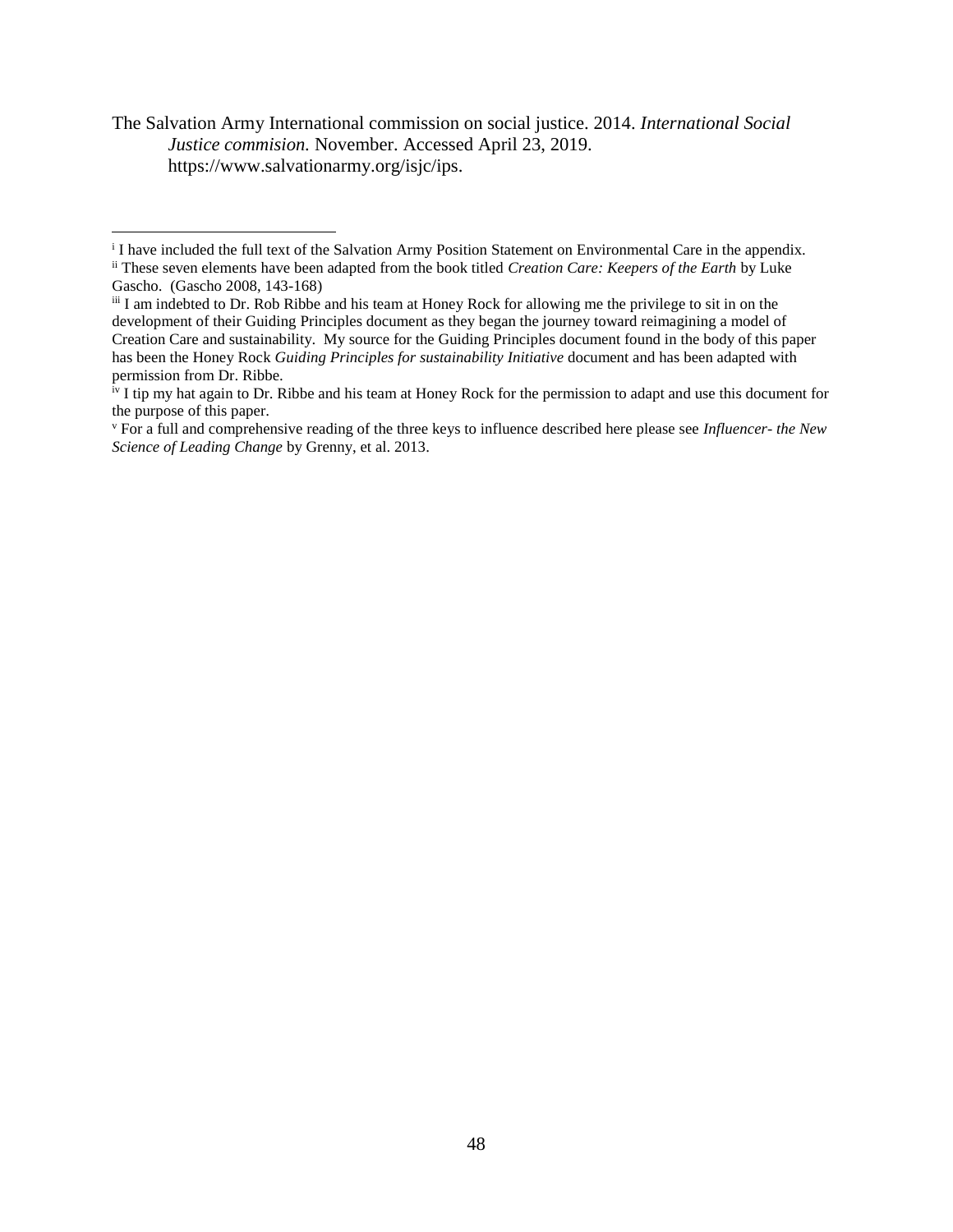The Salvation Army International commission on social justice. 2014. *International Social Justice commision.* November. Accessed April 23, 2019. https://www.salvationarmy.org/isjc/ips.

---

[i] I have included the full text of the Salvation Army Position Statement on Environmental Care in the appendix.

[ii] These seven elements have been adapted from the book titled *Creation Care: Keepers of the Earth* by Luke Gascho. (Gascho 2008, 143-168)

[iii] I am indebted to Dr. Rob Ribbe and his team at Honey Rock for allowing me the privilege to sit in on the development of their Guiding Principles document as they began the journey toward reimagining a model of Creation Care and sustainability. My source for the Guiding Principles document found in the body of this paper has been the Honey Rock *Guiding Principles for sustainability Initiative* document and has been adapted with permission from Dr. Ribbe.

[iv] I tip my hat again to Dr. Ribbe and his team at Honey Rock for the permission to adapt and use this document for the purpose of this paper.

[v] For a full and comprehensive reading of the three keys to influence described here please see *Influencer- the New Science of Leading Change* by Grenny, et al. 2013.